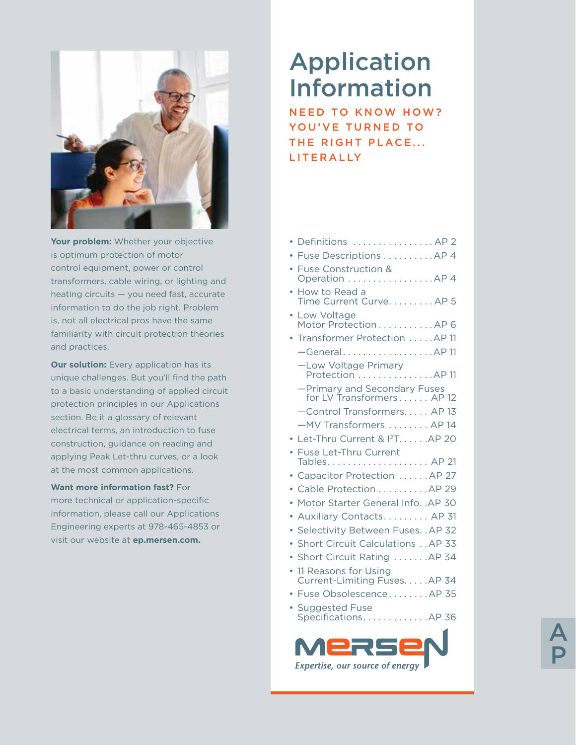# Application Information

**NEED TO KNOW HOW? YOU'VE TURNED TO THE RIGHT PLACE... LITERALLY**

**Your problem:** Whether your objective is optimum protection of motor control equipment, power or control transformers, cable wiring, or lighting and heating circuits — you need fast, accurate information to do the job right. Problem is, not all electrical pros have the same familiarity with circuit protection theories and practices.

**Our solution:** Every application has its unique challenges. But you'll find the path to a basic understanding of applied circuit protection principles in our Applications section. Be it a glossary of relevant electrical terms, an introduction to fuse construction, guidance on reading and applying Peak Let-thru curves, or a look at the most common applications.

**Want more information fast?** For more technical or application-specific information, please call our Applications Engineering experts at 978-465-4853 or visit our website at **ep.mersen.com.**

- Definitions . . . . . . . . . . . . . . . . AP 2
- Fuse Descriptions . . . . . . . . . . AP 4
- Fuse Construction & Operation . . . . . . . . . . . . . . . . . AP 4
- How to Read a Time Current Curve. . . . . . . . . AP 5
- Low Voltage Motor Protection . . . . . . . . . . . AP 6
- Transformer Protection . . . . . AP 11
  - —General. . . . . . . . . . . . . . . . . . AP 11
  - —Low Voltage Primary Protection . . . . . . . . . . . . . . . AP 11
  - —Primary and Secondary Fuses for LV Transformers . . . . . . AP 12
  - —Control Transformers. . . . . AP 13
  - —MV Transformers . . . . . . . . AP 14
- Let-Thru Current & $I^2T$. . . . . .AP 20
- Fuse Let-Thru Current Tables. . . . . . . . . . . . . . . . . . . . AP 21
- Capacitor Protection . . . . . . AP 27
- Cable Protection . . . . . . . . . . AP 29
- Motor Starter General Info. . AP 30
- Auxiliary Contacts. . . . . . . . . AP 31
- Selectivity Between Fuses. . AP 32
- Short Circuit Calculations . . AP 33
- Short Circuit Rating . . . . . . . AP 34
- 11 Reasons for Using Current-Limiting Fuses. . . . . AP 34
- Fuse Obsolescence. . . . . . . . AP 35
- Suggested Fuse Specifications. . . . . . . . . . . . . AP 36

MERSEN

*Expertise, our source of energy*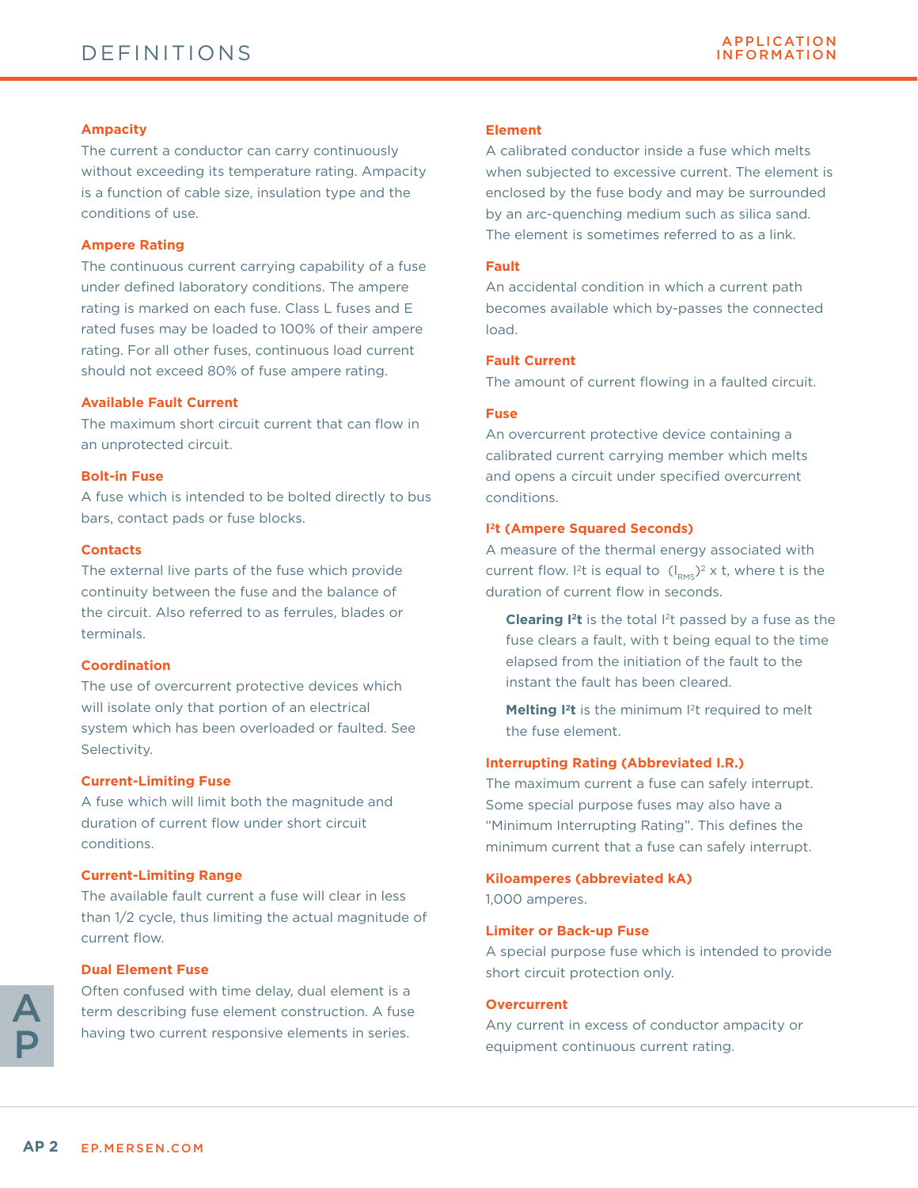# DEFINITIONS

### Ampacity

The current a conductor can carry continuously without exceeding its temperature rating. Ampacity is a function of cable size, insulation type and the conditions of use.

### Ampere Rating

The continuous current carrying capability of a fuse under defined laboratory conditions. The ampere rating is marked on each fuse. Class L fuses and E rated fuses may be loaded to 100% of their ampere rating. For all other fuses, continuous load current should not exceed 80% of fuse ampere rating.

### Available Fault Current

The maximum short circuit current that can flow in an unprotected circuit.

### Bolt-in Fuse

A fuse which is intended to be bolted directly to bus bars, contact pads or fuse blocks.

### Contacts

The external live parts of the fuse which provide continuity between the fuse and the balance of the circuit. Also referred to as ferrules, blades or terminals.

### Coordination

The use of overcurrent protective devices which will isolate only that portion of an electrical system which has been overloaded or faulted. See Selectivity.

### Current-Limiting Fuse

A fuse which will limit both the magnitude and duration of current flow under short circuit conditions.

### Current-Limiting Range

The available fault current a fuse will clear in less than 1/2 cycle, thus limiting the actual magnitude of current flow.

### Dual Element Fuse

Often confused with time delay, dual element is a term describing fuse element construction. A fuse having two current responsive elements in series.

### Element

A calibrated conductor inside a fuse which melts when subjected to excessive current. The element is enclosed by the fuse body and may be surrounded by an arc-quenching medium such as silica sand. The element is sometimes referred to as a link.

### Fault

An accidental condition in which a current path becomes available which by-passes the connected load.

### Fault Current

The amount of current flowing in a faulted circuit.

### Fuse

An overcurrent protective device containing a calibrated current carrying member which melts and opens a circuit under specified overcurrent conditions.

### $I^2t$ (Ampere Squared Seconds)

A measure of the thermal energy associated with current flow. $I^2t$ is equal to $(I_{RMS})^2 \times t$, where t is the duration of current flow in seconds.

**Clearing $I^2t$** is the total $I^2t$ passed by a fuse as the fuse clears a fault, with t being equal to the time elapsed from the initiation of the fault to the instant the fault has been cleared.

**Melting $I^2t$** is the minimum $I^2t$ required to melt the fuse element.

### Interrupting Rating (Abbreviated I.R.)

The maximum current a fuse can safely interrupt. Some special purpose fuses may also have a "Minimum Interrupting Rating". This defines the minimum current that a fuse can safely interrupt.

### Kiloamperes (abbreviated kA)

1,000 amperes.

### Limiter or Back-up Fuse

A special purpose fuse which is intended to provide short circuit protection only.

### Overcurrent

Any current in excess of conductor ampacity or equipment continuous current rating.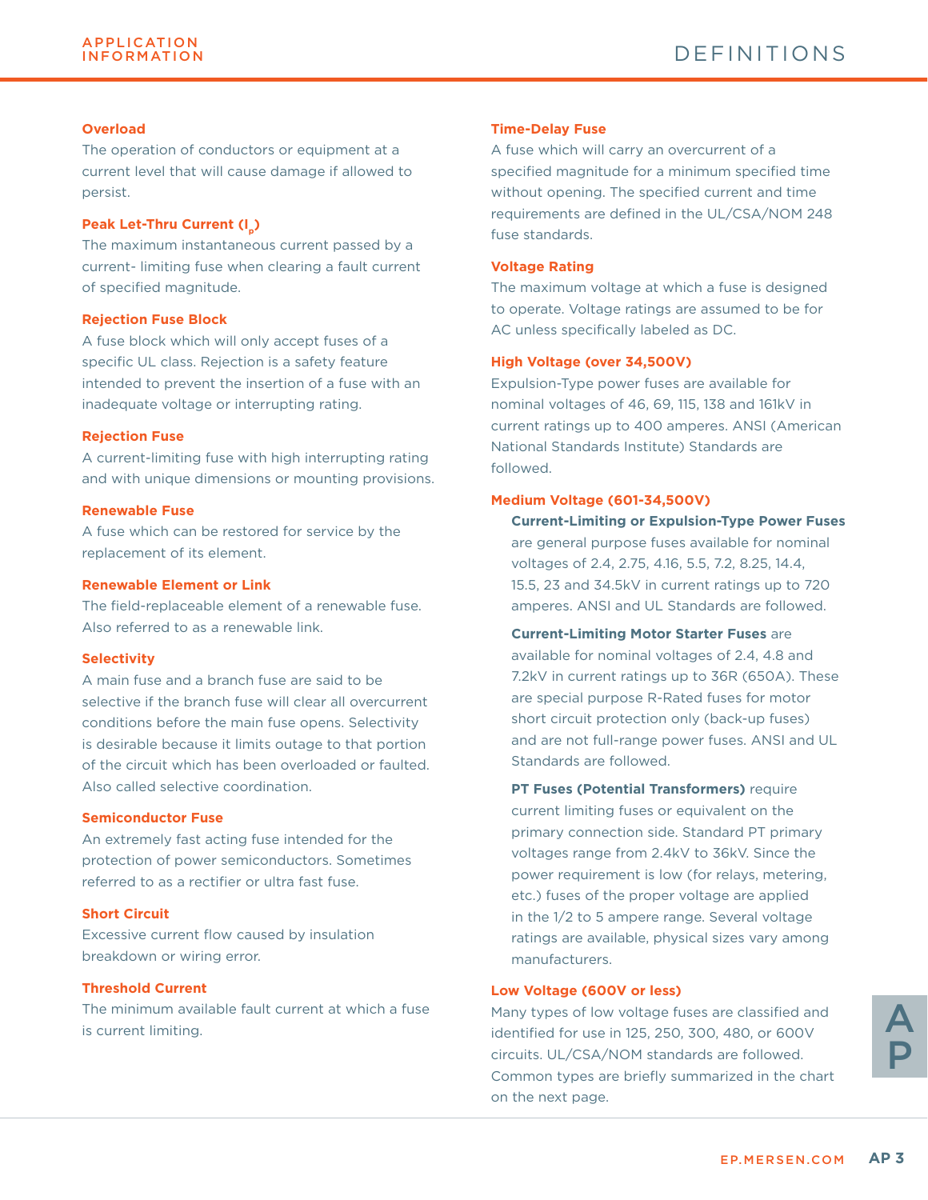## Overload

The operation of conductors or equipment at a current level that will cause damage if allowed to persist.

## Peak Let-Thru Current ($I_p$)

The maximum instantaneous current passed by a current- limiting fuse when clearing a fault current of specified magnitude.

## Rejection Fuse Block

A fuse block which will only accept fuses of a specific UL class. Rejection is a safety feature intended to prevent the insertion of a fuse with an inadequate voltage or interrupting rating.

## Rejection Fuse

A current-limiting fuse with high interrupting rating and with unique dimensions or mounting provisions.

## Renewable Fuse

A fuse which can be restored for service by the replacement of its element.

## Renewable Element or Link

The field-replaceable element of a renewable fuse. Also referred to as a renewable link.

## Selectivity

A main fuse and a branch fuse are said to be selective if the branch fuse will clear all overcurrent conditions before the main fuse opens. Selectivity is desirable because it limits outage to that portion of the circuit which has been overloaded or faulted. Also called selective coordination.

## Semiconductor Fuse

An extremely fast acting fuse intended for the protection of power semiconductors. Sometimes referred to as a rectifier or ultra fast fuse.

## Short Circuit

Excessive current flow caused by insulation breakdown or wiring error.

## Threshold Current

The minimum available fault current at which a fuse is current limiting.

## Time-Delay Fuse

A fuse which will carry an overcurrent of a specified magnitude for a minimum specified time without opening. The specified current and time requirements are defined in the UL/CSA/NOM 248 fuse standards.

## Voltage Rating

The maximum voltage at which a fuse is designed to operate. Voltage ratings are assumed to be for AC unless specifically labeled as DC.

## High Voltage (over 34,500V)

Expulsion-Type power fuses are available for nominal voltages of 46, 69, 115, 138 and 161kV in current ratings up to 400 amperes. ANSI (American National Standards Institute) Standards are followed.

## Medium Voltage (601-34,500V)

**Current-Limiting or Expulsion-Type Power Fuses** are general purpose fuses available for nominal voltages of 2.4, 2.75, 4.16, 5.5, 7.2, 8.25, 14.4, 15.5, 23 and 34.5kV in current ratings up to 720 amperes. ANSI and UL Standards are followed.

**Current-Limiting Motor Starter Fuses** are available for nominal voltages of 2.4, 4.8 and 7.2kV in current ratings up to 36R (650A). These are special purpose R-Rated fuses for motor short circuit protection only (back-up fuses) and are not full-range power fuses. ANSI and UL Standards are followed.

**PT Fuses (Potential Transformers)** require current limiting fuses or equivalent on the primary connection side. Standard PT primary voltages range from 2.4kV to 36kV. Since the power requirement is low (for relays, metering, etc.) fuses of the proper voltage are applied in the 1/2 to 5 ampere range. Several voltage ratings are available, physical sizes vary among manufacturers.

## Low Voltage (600V or less)

Many types of low voltage fuses are classified and identified for use in 125, 250, 300, 480, or 600V circuits. UL/CSA/NOM standards are followed. Common types are briefly summarized in the chart on the next page.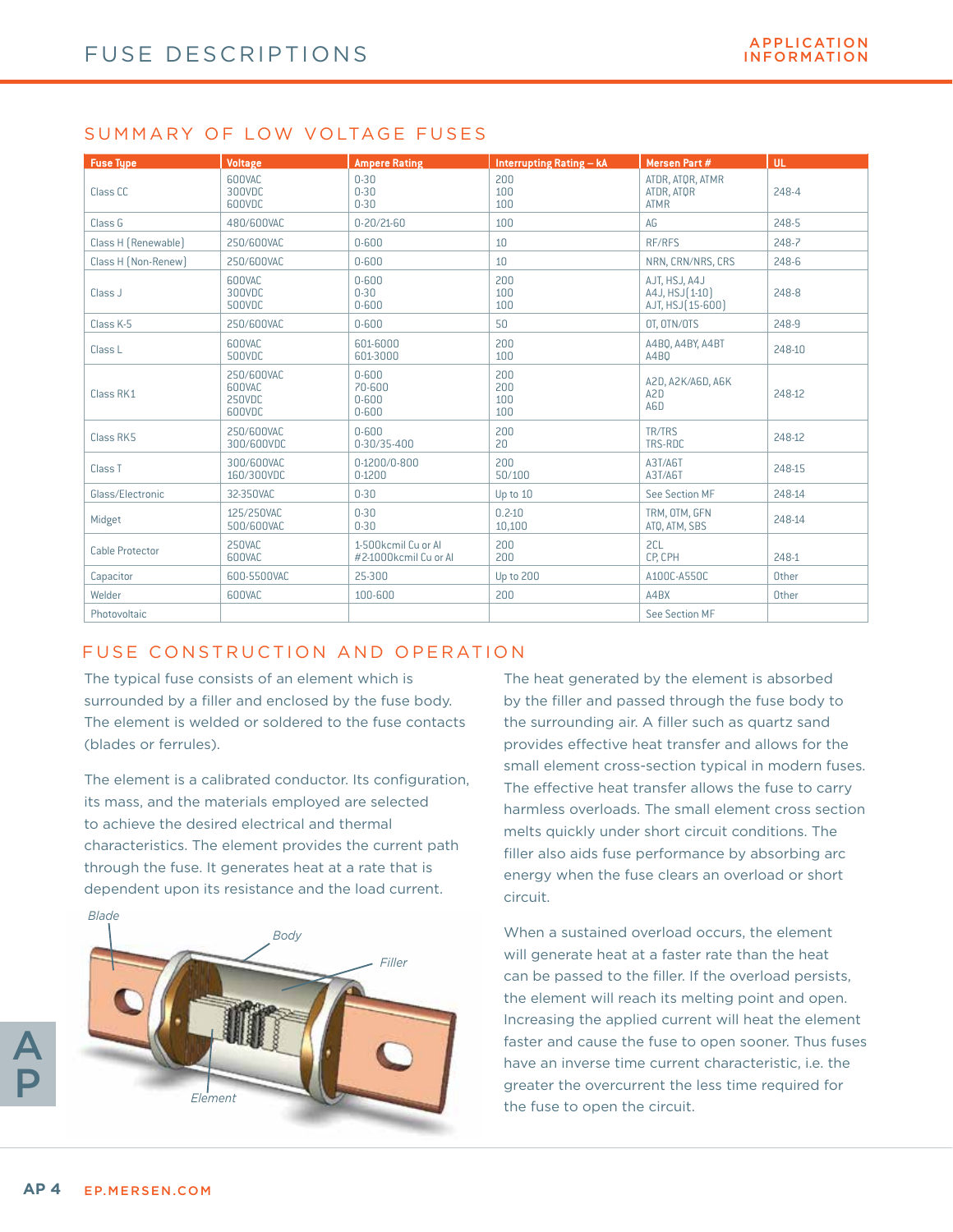# FUSE DESCRIPTIONS

## SUMMARY OF LOW VOLTAGE FUSES

| Fuse Type | Voltage | Ampere Rating | Interrupting Rating – kA | Mersen Part # | UL |
|---|---|---|---|---|---|
| Class CC | 600VAC<br>300VDC<br>600VDC | 0-30<br>0-30<br>0-30 | 200<br>100<br>100 | ATDR, ATQR, ATMR<br>ATDR, ATQR<br>ATMR | 248-4 |
| Class G | 480/600VAC | 0-20/21-60 | 100 | AG | 248-5 |
| Class H (Renewable) | 250/600VAC | 0-600 | 10 | RF/RFS | 248-7 |
| Class H (Non-Renew) | 250/600VAC | 0-600 | 10 | NRN, CRN/NRS, CRS | 248-6 |
| Class J | 600VAC<br>300VDC<br>500VDC | 0-600<br>0-30<br>0-600 | 200<br>100<br>100 | AJT, HSJ, A4J<br>A4J, HSJ(1-10)<br>AJT, HSJ(15-600) | 248-8 |
| Class K-5 | 250/600VAC | 0-600 | 50 | OT, OTN/OTS | 248-9 |
| Class L | 600VAC<br>500VDC | 601-6000<br>601-3000 | 200<br>100 | A4BQ, A4BY, A4BT<br>A4BQ | 248-10 |
| Class RK1 | 250/600VAC<br>600VAC<br>250VDC<br>600VDC | 0-600<br>70-600<br>0-600<br>0-600 | 200<br>200<br>100<br>100 | A2D, A2K/A6D, A6K<br>A2D<br>A6D | 248-12 |
| Class RK5 | 250/600VAC<br>300/600VDC | 0-600<br>0-30/35-400 | 200<br>20 | TR/TRS<br>TRS-RDC | 248-12 |
| Class T | 300/600VAC<br>160/300VDC | 0-1200/0-800<br>0-1200 | 200<br>50/100 | A3T/A6T<br>A3T/A6T | 248-15 |
| Glass/Electronic | 32-350VAC | 0-30 | Up to 10 | See Section MF | 248-14 |
| Midget | 125/250VAC<br>500/600VAC | 0-30<br>0-30 | 0.2-10<br>10,100 | TRM, OTM, GFN<br>ATQ, ATM, SBS | 248-14 |
| Cable Protector | 250VAC<br>600VAC | 1-500kcmil Cu or Al<br>#2-1000kcmil Cu or Al | 200<br>200 | 2CL<br>CP, CPH | 248-1 |
| Capacitor | 600-5500VAC | 25-300 | Up to 200 | A100C-A550C | Other |
| Welder | 600VAC | 100-600 | 200 | A4BX | Other |
| Photovoltaic | | | | See Section MF | |

## FUSE CONSTRUCTION AND OPERATION

The typical fuse consists of an element which is surrounded by a filler and enclosed by the fuse body. The element is welded or soldered to the fuse contacts (blades or ferrules).

The element is a calibrated conductor. Its configuration, its mass, and the materials employed are selected to achieve the desired electrical and thermal characteristics. The element provides the current path through the fuse. It generates heat at a rate that is dependent upon its resistance and the load current.

Blade

Body

Filler

Element

The heat generated by the element is absorbed by the filler and passed through the fuse body to the surrounding air. A filler such as quartz sand provides effective heat transfer and allows for the small element cross-section typical in modern fuses. The effective heat transfer allows the fuse to carry harmless overloads. The small element cross section melts quickly under short circuit conditions. The filler also aids fuse performance by absorbing arc energy when the fuse clears an overload or short circuit.

When a sustained overload occurs, the element will generate heat at a faster rate than the heat can be passed to the filler. If the overload persists, the element will reach its melting point and open. Increasing the applied current will heat the element faster and cause the fuse to open sooner. Thus fuses have an inverse time current characteristic, i.e. the greater the overcurrent the less time required for the fuse to open the circuit.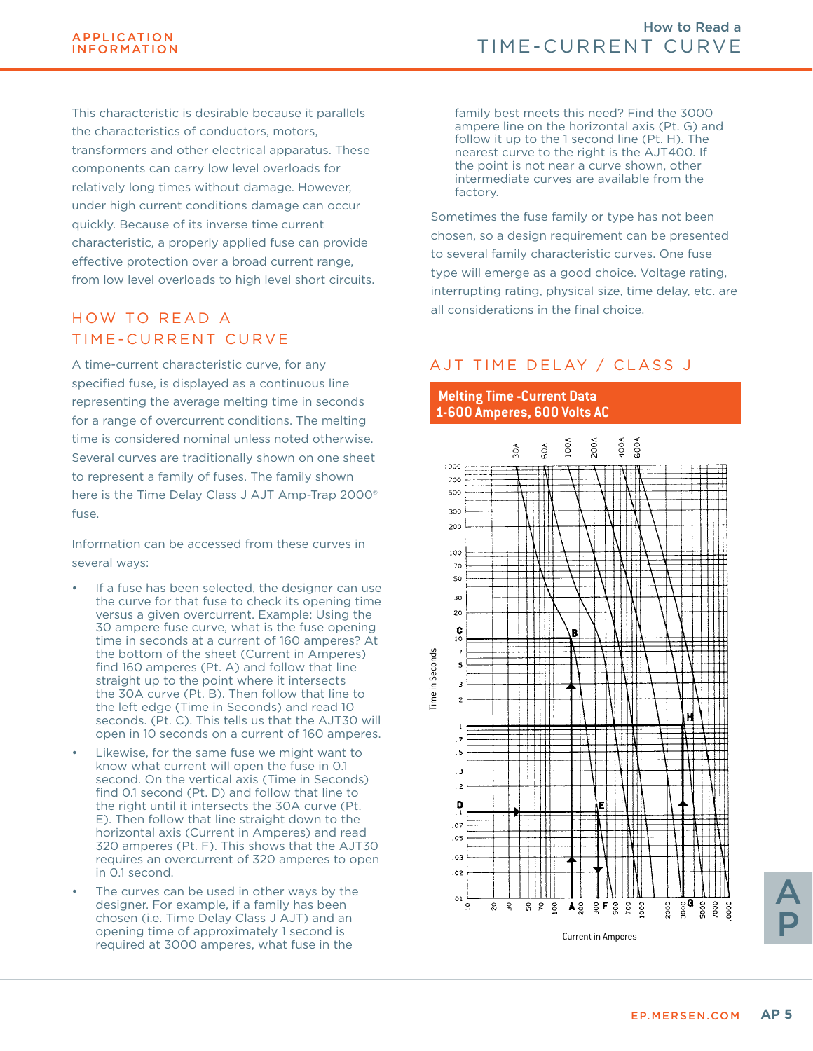This characteristic is desirable because it parallels the characteristics of conductors, motors, transformers and other electrical apparatus. These components can carry low level overloads for relatively long times without damage. However, under high current conditions damage can occur quickly. Because of its inverse time current characteristic, a properly applied fuse can provide effective protection over a broad current range, from low level overloads to high level short circuits.

## HOW TO READ A TIME-CURRENT CURVE

A time-current characteristic curve, for any specified fuse, is displayed as a continuous line representing the average melting time in seconds for a range of overcurrent conditions. The melting time is considered nominal unless noted otherwise. Several curves are traditionally shown on one sheet to represent a family of fuses. The family shown here is the Time Delay Class J AJT Amp-Trap 2000® fuse.

Information can be accessed from these curves in several ways:

- If a fuse has been selected, the designer can use the curve for that fuse to check its opening time versus a given overcurrent. Example: Using the 30 ampere fuse curve, what is the fuse opening time in seconds at a current of 160 amperes? At the bottom of the sheet (Current in Amperes) find 160 amperes (Pt. A) and follow that line straight up to the point where it intersects the 30A curve (Pt. B). Then follow that line to the left edge (Time in Seconds) and read 10 seconds. (Pt. C). This tells us that the AJT30 will open in 10 seconds on a current of 160 amperes.
- Likewise, for the same fuse we might want to know what current will open the fuse in 0.1 second. On the vertical axis (Time in Seconds) find 0.1 second (Pt. D) and follow that line to the right until it intersects the 30A curve (Pt. E). Then follow that line straight down to the horizontal axis (Current in Amperes) and read 320 amperes (Pt. F). This shows that the AJT30 requires an overcurrent of 320 amperes to open in 0.1 second.
- The curves can be used in other ways by the designer. For example, if a family has been chosen (i.e. Time Delay Class J AJT) and an opening time of approximately 1 second is required at 3000 amperes, what fuse in the family best meets this need? Find the 3000 ampere line on the horizontal axis (Pt. G) and follow it up to the 1 second line (Pt. H). The nearest curve to the right is the AJT400. If the point is not near a curve shown, other intermediate curves are available from the factory.

Sometimes the fuse family or type has not been chosen, so a design requirement can be presented to several family characteristic curves. One fuse type will emerge as a good choice. Voltage rating, interrupting rating, physical size, time delay, etc. are all considerations in the final choice.

## AJT TIME DELAY / CLASS J

**Melting Time -Current Data**
**1-600 Amperes, 600 Volts AC**

30A 60A 100A 200A 400A 600A

Time in Seconds

Current in Amperes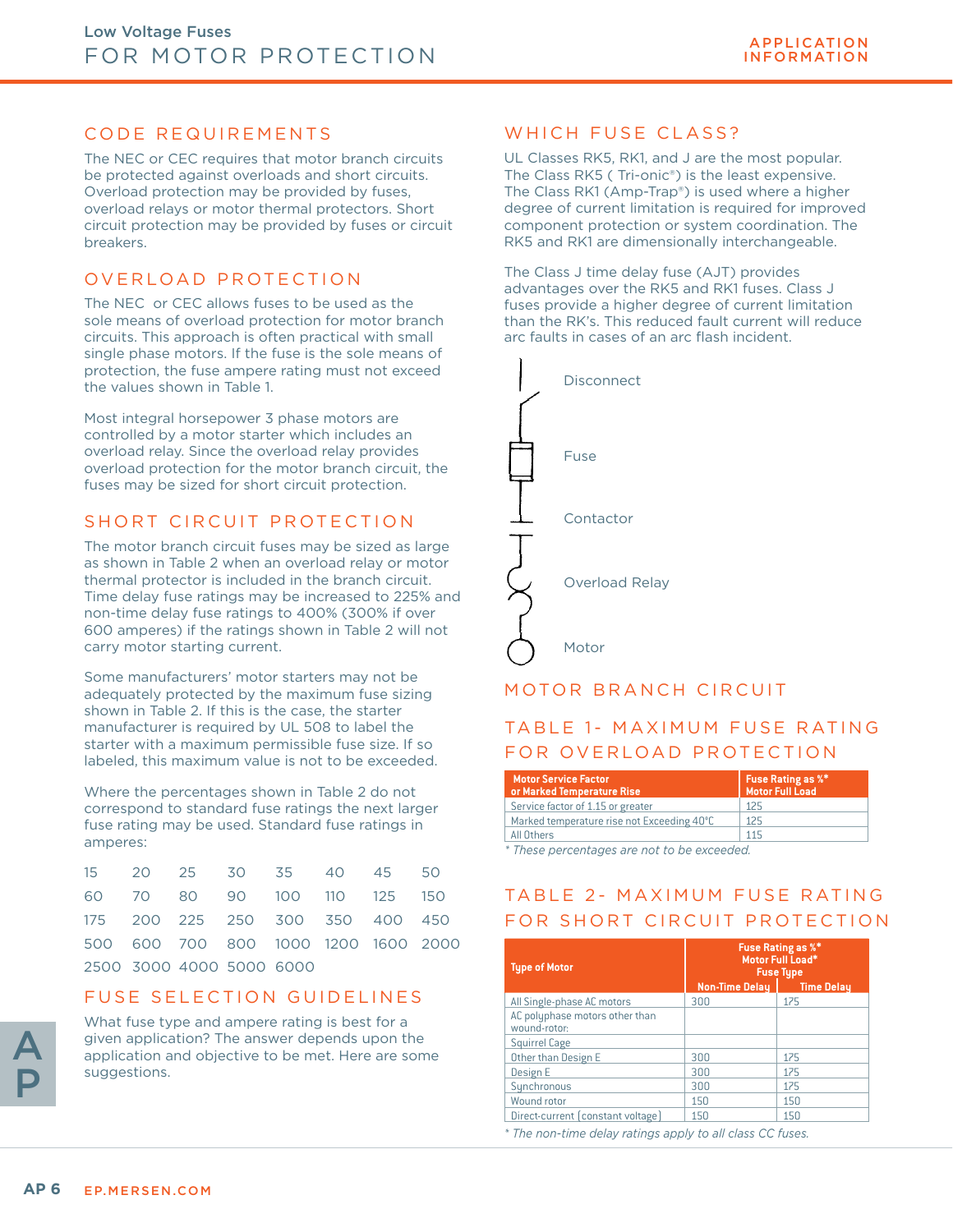# Low Voltage Fuses FOR MOTOR PROTECTION

## CODE REQUIREMENTS

The NEC or CEC requires that motor branch circuits be protected against overloads and short circuits. Overload protection may be provided by fuses, overload relays or motor thermal protectors. Short circuit protection may be provided by fuses or circuit breakers.

## OVERLOAD PROTECTION

The NEC or CEC allows fuses to be used as the sole means of overload protection for motor branch circuits. This approach is often practical with small single phase motors. If the fuse is the sole means of protection, the fuse ampere rating must not exceed the values shown in Table 1.

Most integral horsepower 3 phase motors are controlled by a motor starter which includes an overload relay. Since the overload relay provides overload protection for the motor branch circuit, the fuses may be sized for short circuit protection.

## SHORT CIRCUIT PROTECTION

The motor branch circuit fuses may be sized as large as shown in Table 2 when an overload relay or motor thermal protector is included in the branch circuit. Time delay fuse ratings may be increased to 225% and non-time delay fuse ratings to 400% (300% if over 600 amperes) if the ratings shown in Table 2 will not carry motor starting current.

Some manufacturers' motor starters may not be adequately protected by the maximum fuse sizing shown in Table 2. If this is the case, the starter manufacturer is required by UL 508 to label the starter with a maximum permissible fuse size. If so labeled, this maximum value is not to be exceeded.

Where the percentages shown in Table 2 do not correspond to standard fuse ratings the next larger fuse rating may be used. Standard fuse ratings in amperes:

| | | | | | | | |
|---|---|---|---|---|---|---|---|
| 15 | 20 | 25 | 30 | 35 | 40 | 45 | 50 |
| 60 | 70 | 80 | 90 | 100 | 110 | 125 | 150 |
| 175 | 200 | 225 | 250 | 300 | 350 | 400 | 450 |
| 500 | 600 | 700 | 800 | 1000 | 1200 | 1600 | 2000 |
| 2500 | 3000 | 4000 | 5000 | 6000 | | | |

## FUSE SELECTION GUIDELINES

What fuse type and ampere rating is best for a given application? The answer depends upon the application and objective to be met. Here are some suggestions.

## WHICH FUSE CLASS?

UL Classes RK5, RK1, and J are the most popular. The Class RK5 ( Tri-onic®) is the least expensive. The Class RK1 (Amp-Trap®) is used where a higher degree of current limitation is required for improved component protection or system coordination. The RK5 and RK1 are dimensionally interchangeable.

The Class J time delay fuse (AJT) provides advantages over the RK5 and RK1 fuses. Class J fuses provide a higher degree of current limitation than the RK's. This reduced fault current will reduce arc faults in cases of an arc flash incident.

Disconnect

Fuse

Contactor

Overload Relay

Motor

## MOTOR BRANCH CIRCUIT

## TABLE 1- MAXIMUM FUSE RATING FOR OVERLOAD PROTECTION

| Motor Service Factor or Marked Temperature Rise | Fuse Rating as %* Motor Full Load |
|---|---|
| Service factor of 1.15 or greater | 125 |
| Marked temperature rise not Exceeding 40°C | 125 |
| All Others | 115 |

*\* These percentages are not to be exceeded.*

## TABLE 2- MAXIMUM FUSE RATING FOR SHORT CIRCUIT PROTECTION

| Type of Motor | Fuse Rating as %* Motor Full Load* Fuse Type | |
|---|---|---|
| | Non-Time Delay | Time Delay |
| All Single-phase AC motors | 300 | 175 |
| AC polyphase motors other than wound-rotor: | | |
| Squirrel Cage | | |
| Other than Design E | 300 | 175 |
| Design E | 300 | 175 |
| Synchronous | 300 | 175 |
| Wound rotor | 150 | 150 |
| Direct-current (constant voltage) | 150 | 150 |

*\* The non-time delay ratings apply to all class CC fuses.*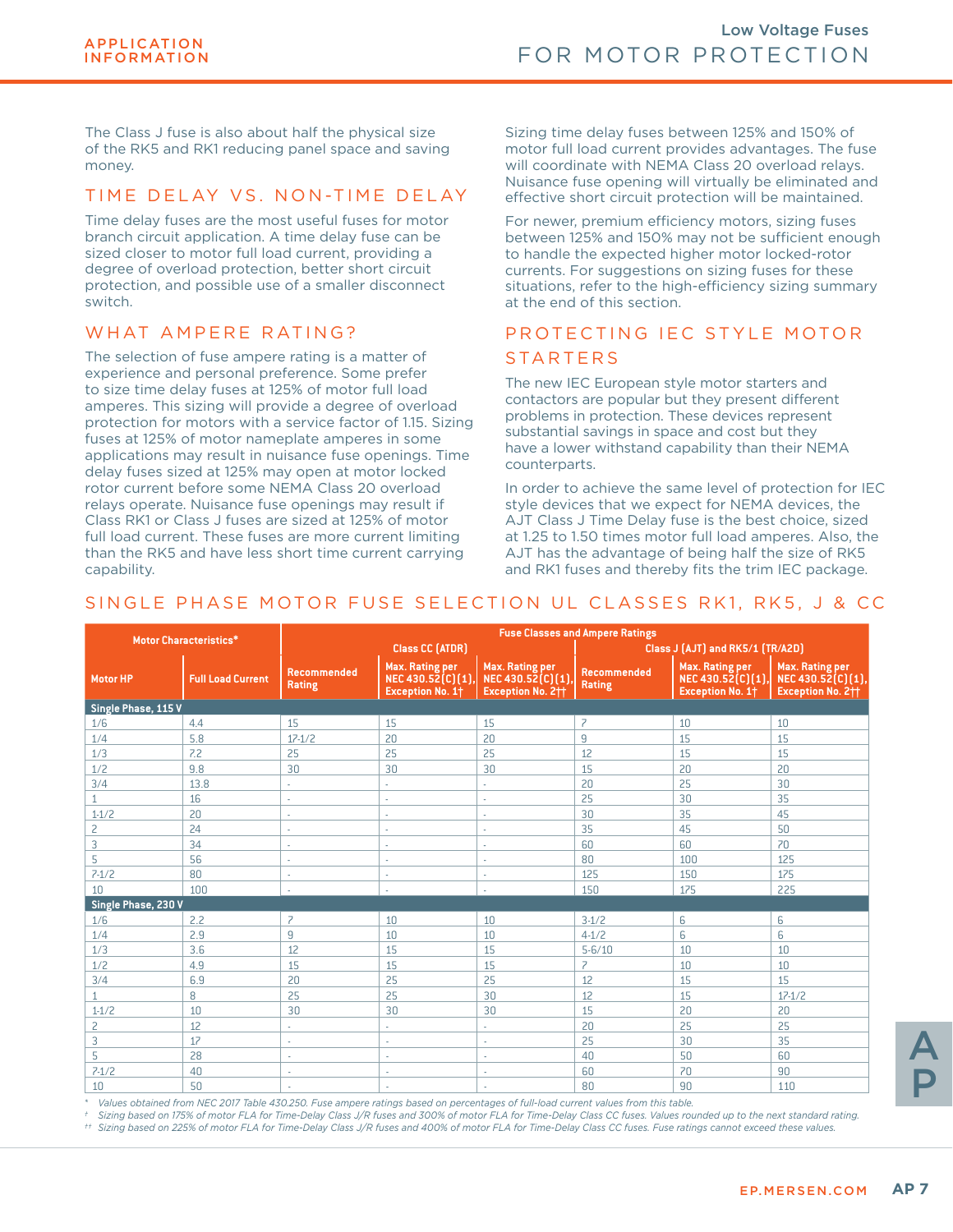The Class J fuse is also about half the physical size of the RK5 and RK1 reducing panel space and saving money.

## TIME DELAY VS. NON-TIME DELAY

Time delay fuses are the most useful fuses for motor branch circuit application. A time delay fuse can be sized closer to motor full load current, providing a degree of overload protection, better short circuit protection, and possible use of a smaller disconnect switch.

## WHAT AMPERE RATING?

The selection of fuse ampere rating is a matter of experience and personal preference. Some prefer to size time delay fuses at 125% of motor full load amperes. This sizing will provide a degree of overload protection for motors with a service factor of 1.15. Sizing fuses at 125% of motor nameplate amperes in some applications may result in nuisance fuse openings. Time delay fuses sized at 125% may open at motor locked rotor current before some NEMA Class 20 overload relays operate. Nuisance fuse openings may result if Class RK1 or Class J fuses are sized at 125% of motor full load current. These fuses are more current limiting than the RK5 and have less short time current carrying capability.

Sizing time delay fuses between 125% and 150% of motor full load current provides advantages. The fuse will coordinate with NEMA Class 20 overload relays. Nuisance fuse opening will virtually be eliminated and effective short circuit protection will be maintained.

For newer, premium efficiency motors, sizing fuses between 125% and 150% may not be sufficient enough to handle the expected higher motor locked-rotor currents. For suggestions on sizing fuses for these situations, refer to the high-efficiency sizing summary at the end of this section.

## PROTECTING IEC STYLE MOTOR STARTERS

The new IEC European style motor starters and contactors are popular but they present different problems in protection. These devices represent substantial savings in space and cost but they have a lower withstand capability than their NEMA counterparts.

In order to achieve the same level of protection for IEC style devices that we expect for NEMA devices, the AJT Class J Time Delay fuse is the best choice, sized at 1.25 to 1.50 times motor full load amperes. Also, the AJT has the advantage of being half the size of RK5 and RK1 fuses and thereby fits the trim IEC package.

## SINGLE PHASE MOTOR FUSE SELECTION UL CLASSES RK1, RK5, J & CC

| Motor Characteristics* | | Fuse Classes and Ampere Ratings | | | | | |
|---|---|---|---|---|---|---|---|
| | | Class CC (ATDR) | | | Class J (AJT) and RK5/1 (TR/A2D) | | |
| Motor HP | Full Load Current | Recommended Rating | Max. Rating per NEC 430.52(C)(1), Exception No. 1† | Max. Rating per NEC 430.52(C)(1), Exception No. 2†† | Recommended Rating | Max. Rating per NEC 430.52(C)(1), Exception No. 1† | Max. Rating per NEC 430.52(C)(1), Exception No. 2†† |
| **Single Phase, 115 V** | | | | | | | |
| 1/6 | 4.4 | 15 | 15 | 15 | 7 | 10 | 10 |
| 1/4 | 5.8 | 17-1/2 | 20 | 20 | 9 | 15 | 15 |
| 1/3 | 7.2 | 25 | 25 | 25 | 12 | 15 | 15 |
| 1/2 | 9.8 | 30 | 30 | 30 | 15 | 20 | 20 |
| 3/4 | 13.8 | - | - | - | 20 | 25 | 30 |
| 1 | 16 | - | - | - | 25 | 30 | 35 |
| 1-1/2 | 20 | - | - | - | 30 | 35 | 45 |
| 2 | 24 | - | - | - | 35 | 45 | 50 |
| 3 | 34 | - | - | - | 60 | 60 | 70 |
| 5 | 56 | - | - | - | 80 | 100 | 125 |
| 7-1/2 | 80 | - | - | - | 125 | 150 | 175 |
| 10 | 100 | - | - | - | 150 | 175 | 225 |
| **Single Phase, 230 V** | | | | | | | |
| 1/6 | 2.2 | 7 | 10 | 10 | 3-1/2 | 6 | 6 |
| 1/4 | 2.9 | 9 | 10 | 10 | 4-1/2 | 6 | 6 |
| 1/3 | 3.6 | 12 | 15 | 15 | 5-6/10 | 10 | 10 |
| 1/2 | 4.9 | 15 | 15 | 15 | 7 | 10 | 10 |
| 3/4 | 6.9 | 20 | 25 | 25 | 12 | 15 | 15 |
| 1 | 8 | 25 | 25 | 30 | 12 | 15 | 17-1/2 |
| 1-1/2 | 10 | 30 | 30 | 30 | 15 | 20 | 20 |
| 2 | 12 | - | - | - | 20 | 25 | 25 |
| 3 | 17 | - | - | - | 25 | 30 | 35 |
| 5 | 28 | - | - | - | 40 | 50 | 60 |
| 7-1/2 | 40 | - | - | - | 60 | 70 | 90 |
| 10 | 50 | - | - | - | 80 | 90 | 110 |

\* Values obtained from NEC 2017 Table 430.250. Fuse ampere ratings based on percentages of full-load current values from this table.

† Sizing based on 175% of motor FLA for Time-Delay Class J/R fuses and 300% of motor FLA for Time-Delay Class CC fuses. Values rounded up to the next standard rating.

†† Sizing based on 225% of motor FLA for Time-Delay Class J/R fuses and 400% of motor FLA for Time-Delay Class CC fuses. Fuse ratings cannot exceed these values.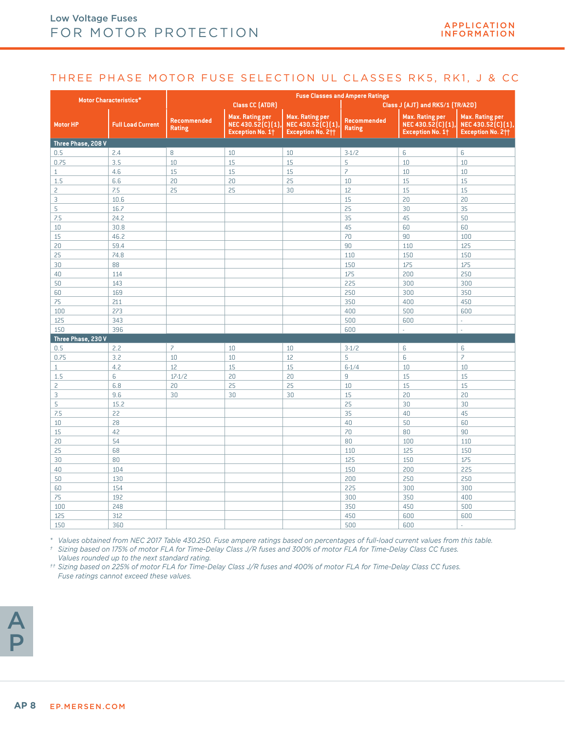## THREE PHASE MOTOR FUSE SELECTION UL CLASSES RK5, RK1, J & CC

| Motor Characteristics* | | Fuse Classes and Ampere Ratings | | | | | |
|---|---|---|---|---|---|---|---|
| | | Class CC (ATDR) | | | Class J (AJT) and RK5/1 (TR/A2D) | | |
| Motor HP | Full Load Current | Recommended Rating | Max. Rating per NEC 430.52(C)(1), Exception No. 1† | Max. Rating per NEC 430.52(C)(1), Exception No. 2†† | Recommended Rating | Max. Rating per NEC 430.52(C)(1), Exception No. 1† | Max. Rating per NEC 430.52(C)(1), Exception No. 2†† |
| **Three Phase, 208 V** | | | | | | | |
| 0.5 | 2.4 | 8 | 10 | 10 | 3-1/2 | 6 | 6 |
| 0.75 | 3.5 | 10 | 15 | 15 | 5 | 10 | 10 |
| 1 | 4.6 | 15 | 15 | 15 | 7 | 10 | 10 |
| 1.5 | 6.6 | 20 | 20 | 25 | 10 | 15 | 15 |
| 2 | 7.5 | 25 | 25 | 30 | 12 | 15 | 15 |
| 3 | 10.6 | | | | 15 | 20 | 20 |
| 5 | 16.7 | | | | 25 | 30 | 35 |
| 7.5 | 24.2 | | | | 35 | 45 | 50 |
| 10 | 30.8 | | | | 45 | 60 | 60 |
| 15 | 46.2 | | | | 70 | 90 | 100 |
| 20 | 59.4 | | | | 90 | 110 | 125 |
| 25 | 74.8 | | | | 110 | 150 | 150 |
| 30 | 88 | | | | 150 | 175 | 175 |
| 40 | 114 | | | | 175 | 200 | 250 |
| 50 | 143 | | | | 225 | 300 | 300 |
| 60 | 169 | | | | 250 | 300 | 350 |
| 75 | 211 | | | | 350 | 400 | 450 |
| 100 | 273 | | | | 400 | 500 | 600 |
| 125 | 343 | | | | 500 | 600 | - |
| 150 | 396 | | | | 600 | - | - |
| **Three Phase, 230 V** | | | | | | | |
| 0.5 | 2.2 | 7 | 10 | 10 | 3-1/2 | 6 | 6 |
| 0.75 | 3.2 | 10 | 10 | 12 | 5 | 6 | 7 |
| 1 | 4.2 | 12 | 15 | 15 | 6-1/4 | 10 | 10 |
| 1.5 | 6 | 17-1/2 | 20 | 20 | 9 | 15 | 15 |
| 2 | 6.8 | 20 | 25 | 25 | 10 | 15 | 15 |
| 3 | 9.6 | 30 | 30 | 30 | 15 | 20 | 20 |
| 5 | 15.2 | | | | 25 | 30 | 30 |
| 7.5 | 22 | | | | 35 | 40 | 45 |
| 10 | 28 | | | | 40 | 50 | 60 |
| 15 | 42 | | | | 70 | 80 | 90 |
| 20 | 54 | | | | 80 | 100 | 110 |
| 25 | 68 | | | | 110 | 125 | 150 |
| 30 | 80 | | | | 125 | 150 | 175 |
| 40 | 104 | | | | 150 | 200 | 225 |
| 50 | 130 | | | | 200 | 250 | 250 |
| 60 | 154 | | | | 225 | 300 | 300 |
| 75 | 192 | | | | 300 | 350 | 400 |
| 100 | 248 | | | | 350 | 450 | 500 |
| 125 | 312 | | | | 450 | 600 | 600 |
| 150 | 360 | | | | 500 | 600 | - |

*\* Values obtained from NEC 2017 Table 430.250. Fuse ampere ratings based on percentages of full-load current values from this table.*

*† Sizing based on 175% of motor FLA for Time-Delay Class J/R fuses and 300% of motor FLA for Time-Delay Class CC fuses. Values rounded up to the next standard rating.*

*†† Sizing based on 225% of motor FLA for Time-Delay Class J/R fuses and 400% of motor FLA for Time-Delay Class CC fuses. Fuse ratings cannot exceed these values.*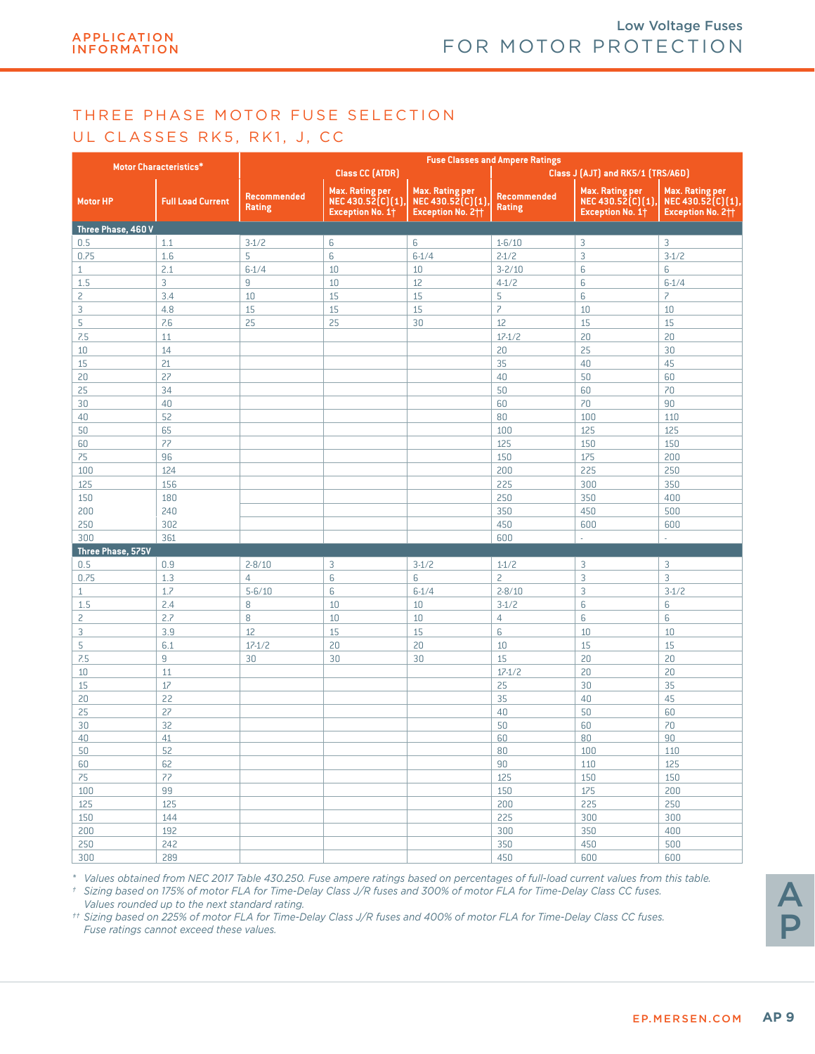APPLICATION INFORMATION

Low Voltage Fuses
FOR MOTOR PROTECTION

## THREE PHASE MOTOR FUSE SELECTION
## UL CLASSES RK5, RK1, J, CC

| Motor Characteristics* | | Fuse Classes and Ampere Ratings | | | | | |
|---|---|---|---|---|---|---|---|
| | | Class CC (ATDR) | | | Class J (AJT) and RK5/1 (TRS/A6D) | | |
| Motor HP | Full Load Current | Recommended Rating | Max. Rating per NEC 430.52(C)(1), Exception No. 1† | Max. Rating per NEC 430.52(C)(1), Exception No. 2†† | Recommended Rating | Max. Rating per NEC 430.52(C)(1), Exception No. 1† | Max. Rating per NEC 430.52(C)(1), Exception No. 2†† |
| **Three Phase, 460 V** | | | | | | | |
| 0.5 | 1.1 | 3-1/2 | 6 | 6 | 1-6/10 | 3 | 3 |
| 0.75 | 1.6 | 5 | 6 | 6-1/4 | 2-1/2 | 3 | 3-1/2 |
| 1 | 2.1 | 6-1/4 | 10 | 10 | 3-2/10 | 6 | 6 |
| 1.5 | 3 | 9 | 10 | 12 | 4-1/2 | 6 | 6-1/4 |
| 2 | 3.4 | 10 | 15 | 15 | 5 | 6 | 7 |
| 3 | 4.8 | 15 | 15 | 15 | 7 | 10 | 10 |
| 5 | 7.6 | 25 | 25 | 30 | 12 | 15 | 15 |
| 7.5 | 11 | | | | 17-1/2 | 20 | 20 |
| 10 | 14 | | | | 20 | 25 | 30 |
| 15 | 21 | | | | 35 | 40 | 45 |
| 20 | 27 | | | | 40 | 50 | 60 |
| 25 | 34 | | | | 50 | 60 | 70 |
| 30 | 40 | | | | 60 | 70 | 90 |
| 40 | 52 | | | | 80 | 100 | 110 |
| 50 | 65 | | | | 100 | 125 | 125 |
| 60 | 77 | | | | 125 | 150 | 150 |
| 75 | 96 | | | | 150 | 175 | 200 |
| 100 | 124 | | | | 200 | 225 | 250 |
| 125 | 156 | | | | 225 | 300 | 350 |
| 150 | 180 | | | | 250 | 350 | 400 |
| 200 | 240 | | | | 350 | 450 | 500 |
| 250 | 302 | | | | 450 | 600 | 600 |
| 300 | 361 | | | | 600 | - | - |
| **Three Phase, 575V** | | | | | | | |
| 0.5 | 0.9 | 2-8/10 | 3 | 3-1/2 | 1-1/2 | 3 | 3 |
| 0.75 | 1.3 | 4 | 6 | 6 | 2 | 3 | 3 |
| 1 | 1.7 | 5-6/10 | 6 | 6-1/4 | 2-8/10 | 3 | 3-1/2 |
| 1.5 | 2.4 | 8 | 10 | 10 | 3-1/2 | 6 | 6 |
| 2 | 2.7 | 8 | 10 | 10 | 4 | 6 | 6 |
| 3 | 3.9 | 12 | 15 | 15 | 6 | 10 | 10 |
| 5 | 6.1 | 17-1/2 | 20 | 20 | 10 | 15 | 15 |
| 7.5 | 9 | 30 | 30 | 30 | 15 | 20 | 20 |
| 10 | 11 | | | | 17-1/2 | 20 | 20 |
| 15 | 17 | | | | 25 | 30 | 35 |
| 20 | 22 | | | | 35 | 40 | 45 |
| 25 | 27 | | | | 40 | 50 | 60 |
| 30 | 32 | | | | 50 | 60 | 70 |
| 40 | 41 | | | | 60 | 80 | 90 |
| 50 | 52 | | | | 80 | 100 | 110 |
| 60 | 62 | | | | 90 | 110 | 125 |
| 75 | 77 | | | | 125 | 150 | 150 |
| 100 | 99 | | | | 150 | 175 | 200 |
| 125 | 125 | | | | 200 | 225 | 250 |
| 150 | 144 | | | | 225 | 300 | 300 |
| 200 | 192 | | | | 300 | 350 | 400 |
| 250 | 242 | | | | 350 | 450 | 500 |
| 300 | 289 | | | | 450 | 600 | 600 |

*\* Values obtained from NEC 2017 Table 430.250. Fuse ampere ratings based on percentages of full-load current values from this table.*

*† Sizing based on 175% of motor FLA for Time-Delay Class J/R fuses and 300% of motor FLA for Time-Delay Class CC fuses. Values rounded up to the next standard rating.*

*†† Sizing based on 225% of motor FLA for Time-Delay Class J/R fuses and 400% of motor FLA for Time-Delay Class CC fuses. Fuse ratings cannot exceed these values.*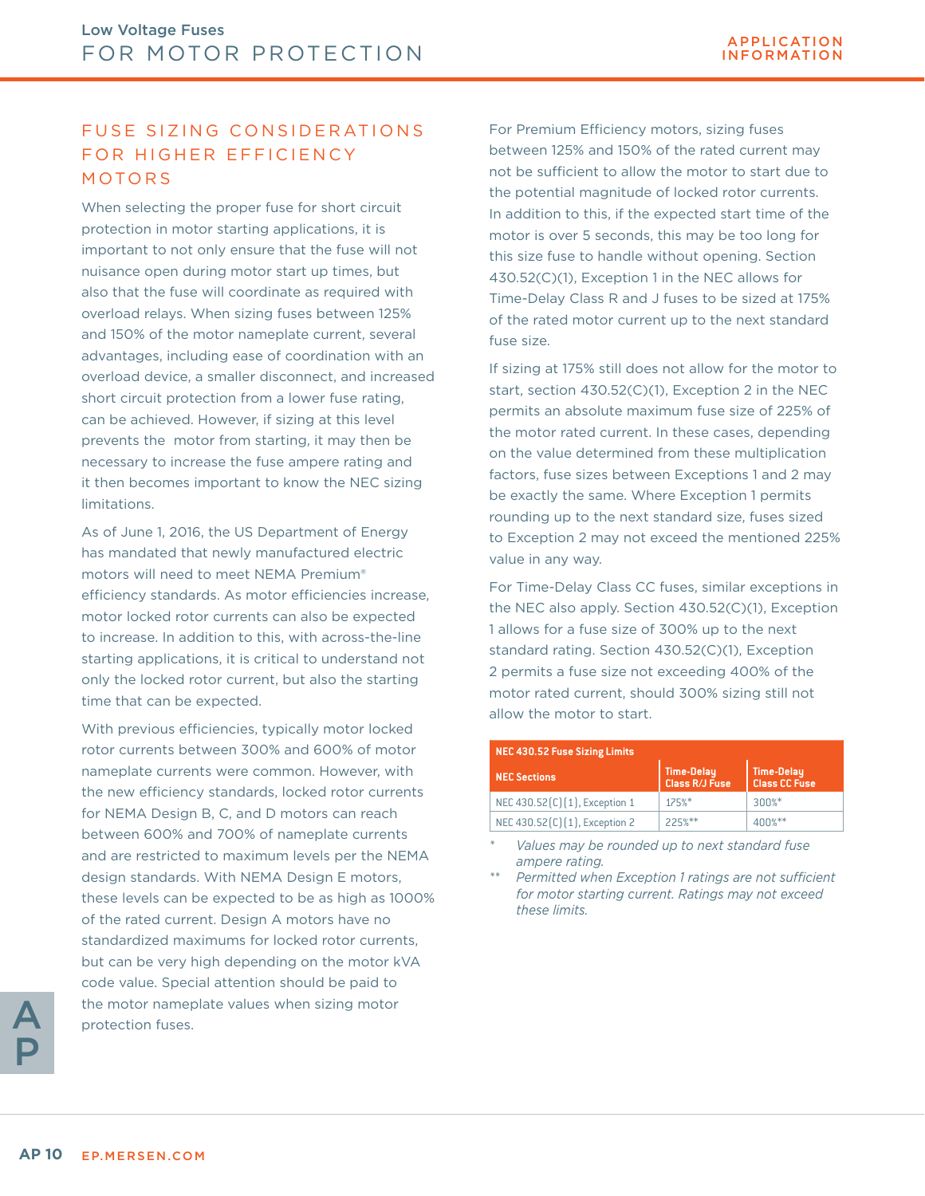## FUSE SIZING CONSIDERATIONS FOR HIGHER EFFICIENCY MOTORS

When selecting the proper fuse for short circuit protection in motor starting applications, it is important to not only ensure that the fuse will not nuisance open during motor start up times, but also that the fuse will coordinate as required with overload relays. When sizing fuses between 125% and 150% of the motor nameplate current, several advantages, including ease of coordination with an overload device, a smaller disconnect, and increased short circuit protection from a lower fuse rating, can be achieved. However, if sizing at this level prevents the motor from starting, it may then be necessary to increase the fuse ampere rating and it then becomes important to know the NEC sizing limitations.

As of June 1, 2016, the US Department of Energy has mandated that newly manufactured electric motors will need to meet NEMA Premium® efficiency standards. As motor efficiencies increase, motor locked rotor currents can also be expected to increase. In addition to this, with across-the-line starting applications, it is critical to understand not only the locked rotor current, but also the starting time that can be expected.

With previous efficiencies, typically motor locked rotor currents between 300% and 600% of motor nameplate currents were common. However, with the new efficiency standards, locked rotor currents for NEMA Design B, C, and D motors can reach between 600% and 700% of nameplate currents and are restricted to maximum levels per the NEMA design standards. With NEMA Design E motors, these levels can be expected to be as high as 1000% of the rated current. Design A motors have no standardized maximums for locked rotor currents, but can be very high depending on the motor kVA code value. Special attention should be paid to the motor nameplate values when sizing motor protection fuses.

For Premium Efficiency motors, sizing fuses between 125% and 150% of the rated current may not be sufficient to allow the motor to start due to the potential magnitude of locked rotor currents. In addition to this, if the expected start time of the motor is over 5 seconds, this may be too long for this size fuse to handle without opening. Section 430.52(C)(1), Exception 1 in the NEC allows for Time-Delay Class R and J fuses to be sized at 175% of the rated motor current up to the next standard fuse size.

If sizing at 175% still does not allow for the motor to start, section 430.52(C)(1), Exception 2 in the NEC permits an absolute maximum fuse size of 225% of the motor rated current. In these cases, depending on the value determined from these multiplication factors, fuse sizes between Exceptions 1 and 2 may be exactly the same. Where Exception 1 permits rounding up to the next standard size, fuses sized to Exception 2 may not exceed the mentioned 225% value in any way.

For Time-Delay Class CC fuses, similar exceptions in the NEC also apply. Section 430.52(C)(1), Exception 1 allows for a fuse size of 300% up to the next standard rating. Section 430.52(C)(1), Exception 2 permits a fuse size not exceeding 400% of the motor rated current, should 300% sizing still not allow the motor to start.

**NEC 430.52 Fuse Sizing Limits**

| NEC Sections | Time-Delay Class R/J Fuse | Time-Delay Class CC Fuse |
|---|---|---|
| NEC 430.52(C)(1), Exception 1 | 175%* | 300%* |
| NEC 430.52(C)(1), Exception 2 | 225%** | 400%** |

\* *Values may be rounded up to next standard fuse ampere rating.*

\*\* *Permitted when Exception 1 ratings are not sufficient for motor starting current. Ratings may not exceed these limits.*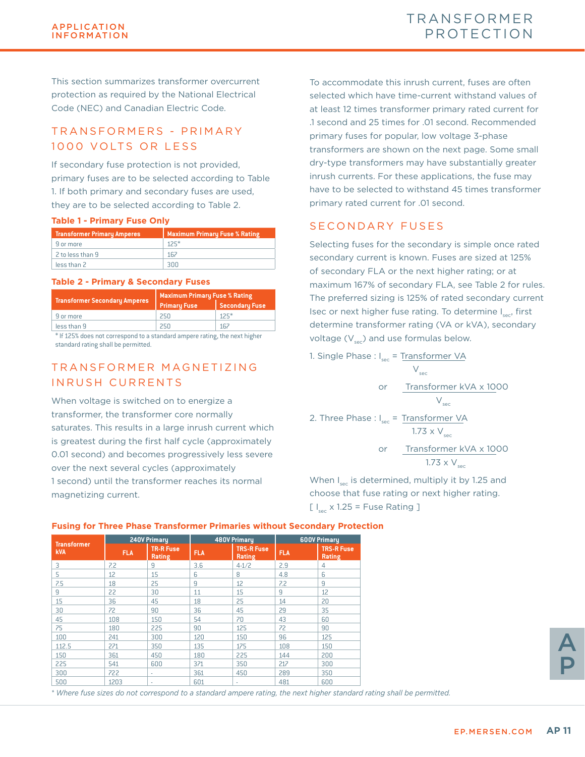# TRANSFORMER PROTECTION

This section summarizes transformer overcurrent protection as required by the National Electrical Code (NEC) and Canadian Electric Code.

## TRANSFORMERS - PRIMARY 1000 VOLTS OR LESS

If secondary fuse protection is not provided, primary fuses are to be selected according to Table 1. If both primary and secondary fuses are used, they are to be selected according to Table 2.

### Table 1 - Primary Fuse Only

| Transformer Primary Amperes | Maximum Primary Fuse % Rating |
|---|---|
| 9 or more | 125* |
| 2 to less than 9 | 167 |
| less than 2 | 300 |

### Table 2 - Primary & Secondary Fuses

| Transformer Secondary Amperes | Maximum Primary Fuse % Rating | |
|---|---|---|
| | Primary Fuse | Secondary Fuse |
| 9 or more | 250 | 125* |
| less than 9 | 250 | 167 |

* If 125% does not correspond to a standard ampere rating, the next higher standard rating shall be permitted.

## TRANSFORMER MAGNETIZING INRUSH CURRENTS

When voltage is switched on to energize a transformer, the transformer core normally saturates. This results in a large inrush current which is greatest during the first half cycle (approximately 0.01 second) and becomes progressively less severe over the next several cycles (approximately 1 second) until the transformer reaches its normal magnetizing current.

To accommodate this inrush current, fuses are often selected which have time-current withstand values of at least 12 times transformer primary rated current for .1 second and 25 times for .01 second. Recommended primary fuses for popular, low voltage 3-phase transformers are shown on the next page. Some small dry-type transformers may have substantially greater inrush currents. For these applications, the fuse may have to be selected to withstand 45 times transformer primary rated current for .01 second.

## SECONDARY FUSES

Selecting fuses for the secondary is simple once rated secondary current is known. Fuses are sized at 125% of secondary FLA or the next higher rating; or at maximum 167% of secondary FLA, see Table 2 for rules. The preferred sizing is 125% of rated secondary current Isec or next higher fuse rating. To determine $I_{sec}$, first determine transformer rating (VA or kVA), secondary voltage ($V_{sec}$) and use formulas below.

1. Single Phase : $I_{sec} = \dfrac{\text{Transformer VA}}{V_{sec}}$

or $\dfrac{\text{Transformer kVA} \times 1000}{V_{sec}}$

2. Three Phase : $I_{sec} = \dfrac{\text{Transformer VA}}{1.73 \times V_{sec}}$

or $\dfrac{\text{Transformer kVA} \times 1000}{1.73 \times V_{sec}}$

When $I_{sec}$ is determined, multiply it by 1.25 and choose that fuse rating or next higher rating.

[ $I_{sec} \times 1.25$ = Fuse Rating ]

### Fusing for Three Phase Transformer Primaries without Secondary Protection

| Transformer kVA | 240V Primary | | 480V Primary | | 600V Primary | |
|---|---|---|---|---|---|---|
| | FLA | TR-R Fuse Rating | FLA | TRS-R Fuse Rating | FLA | TRS-R Fuse Rating |
| 3 | 7.2 | 9 | 3.6 | 4-1/2 | 2.9 | 4 |
| 5 | 12 | 15 | 6 | 8 | 4.8 | 6 |
| 7.5 | 18 | 25 | 9 | 12 | 7.2 | 9 |
| 9 | 22 | 30 | 11 | 15 | 9 | 12 |
| 15 | 36 | 45 | 18 | 25 | 14 | 20 |
| 30 | 72 | 90 | 36 | 45 | 29 | 35 |
| 45 | 108 | 150 | 54 | 70 | 43 | 60 |
| 75 | 180 | 225 | 90 | 125 | 72 | 90 |
| 100 | 241 | 300 | 120 | 150 | 96 | 125 |
| 112.5 | 271 | 350 | 135 | 175 | 108 | 150 |
| 150 | 361 | 450 | 180 | 225 | 144 | 200 |
| 225 | 541 | 600 | 371 | 350 | 217 | 300 |
| 300 | 722 | - | 361 | 450 | 289 | 350 |
| 500 | 1203 | - | 601 | - | 481 | 600 |

*Where fuse sizes do not correspond to a standard ampere rating, the next higher standard rating shall be permitted.*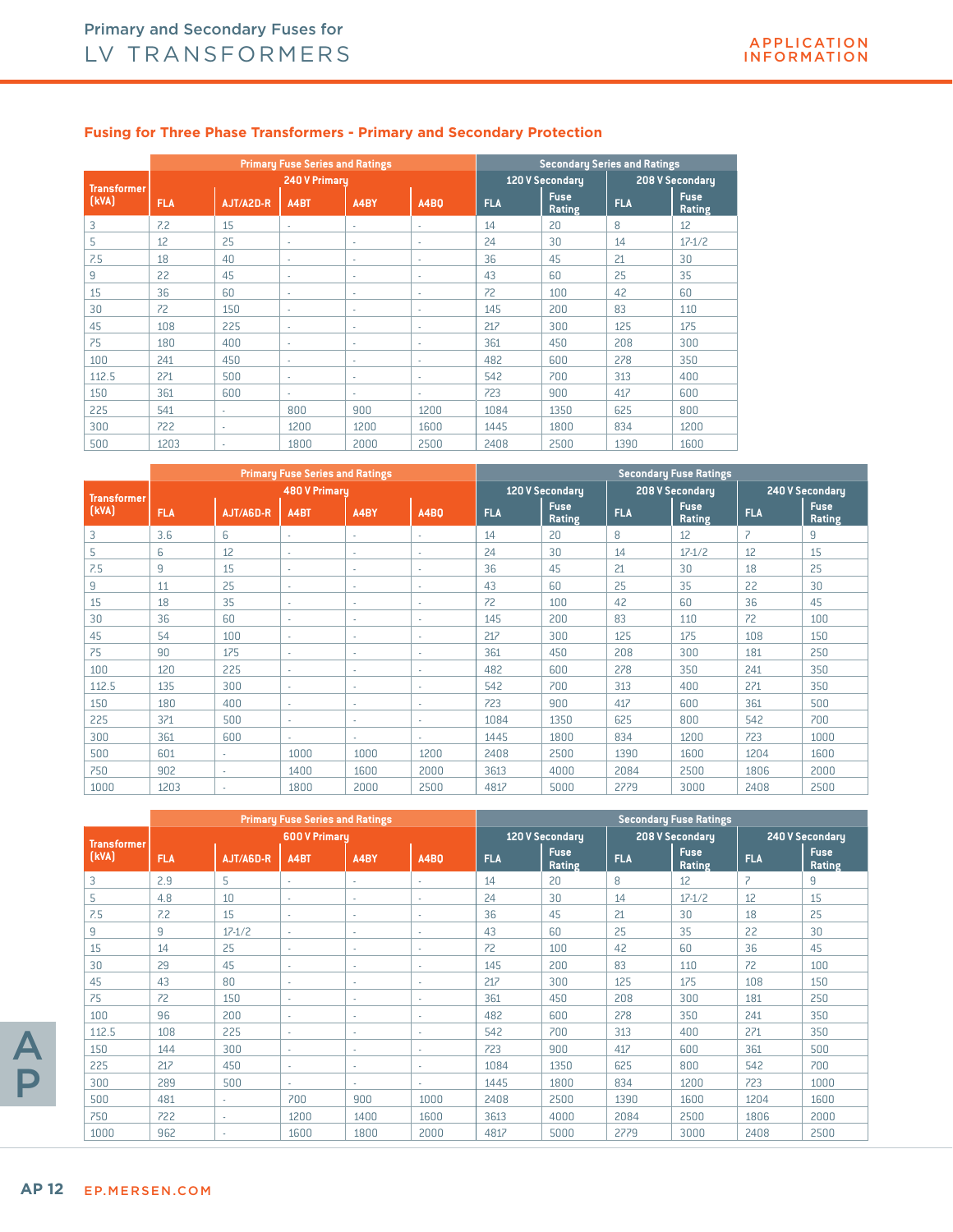## Fusing for Three Phase Transformers - Primary and Secondary Protection

| Transformer (kVA) | Primary Fuse Series and Ratings | | | | | Secondary Series and Ratings | | | |
|---|---|---|---|---|---|---|---|---|---|
| | 240 V Primary | | | | | 120 V Secondary | | 208 V Secondary | |
| | FLA | AJT/A2D-R | A4BT | A4BY | A4BQ | FLA | Fuse Rating | FLA | Fuse Rating |
| 3 | 7.2 | 15 | - | - | - | 14 | 20 | 8 | 12 |
| 5 | 12 | 25 | - | - | - | 24 | 30 | 14 | 17-1/2 |
| 7.5 | 18 | 40 | - | - | - | 36 | 45 | 21 | 30 |
| 9 | 22 | 45 | - | - | - | 43 | 60 | 25 | 35 |
| 15 | 36 | 60 | - | - | - | 72 | 100 | 42 | 60 |
| 30 | 72 | 150 | - | - | - | 145 | 200 | 83 | 110 |
| 45 | 108 | 225 | - | - | - | 217 | 300 | 125 | 175 |
| 75 | 180 | 400 | - | - | - | 361 | 450 | 208 | 300 |
| 100 | 241 | 450 | - | - | - | 482 | 600 | 278 | 350 |
| 112.5 | 271 | 500 | - | - | - | 542 | 700 | 313 | 400 |
| 150 | 361 | 600 | - | - | - | 723 | 900 | 417 | 600 |
| 225 | 541 | - | 800 | 900 | 1200 | 1084 | 1350 | 625 | 800 |
| 300 | 722 | - | 1200 | 1200 | 1600 | 1445 | 1800 | 834 | 1200 |
| 500 | 1203 | - | 1800 | 2000 | 2500 | 2408 | 2500 | 1390 | 1600 |

| Transformer (kVA) | Primary Fuse Series and Ratings | | | | | Secondary Fuse Ratings | | | | | |
|---|---|---|---|---|---|---|---|---|---|---|---|
| | 480 V Primary | | | | | 120 V Secondary | | 208 V Secondary | | 240 V Secondary | |
| | FLA | AJT/A6D-R | A4BT | A4BY | A4BQ | FLA | Fuse Rating | FLA | Fuse Rating | FLA | Fuse Rating |
| 3 | 3.6 | 6 | - | - | - | 14 | 20 | 8 | 12 | 7 | 9 |
| 5 | 6 | 12 | - | - | - | 24 | 30 | 14 | 17-1/2 | 12 | 15 |
| 7.5 | 9 | 15 | - | - | - | 36 | 45 | 21 | 30 | 18 | 25 |
| 9 | 11 | 25 | - | - | - | 43 | 60 | 25 | 35 | 22 | 30 |
| 15 | 18 | 35 | - | - | - | 72 | 100 | 42 | 60 | 36 | 45 |
| 30 | 36 | 60 | - | - | - | 145 | 200 | 83 | 110 | 72 | 100 |
| 45 | 54 | 100 | - | - | - | 217 | 300 | 125 | 175 | 108 | 150 |
| 75 | 90 | 175 | - | - | - | 361 | 450 | 208 | 300 | 181 | 250 |
| 100 | 120 | 225 | - | - | - | 482 | 600 | 278 | 350 | 241 | 350 |
| 112.5 | 135 | 300 | - | - | - | 542 | 700 | 313 | 400 | 271 | 350 |
| 150 | 180 | 400 | - | - | - | 723 | 900 | 417 | 600 | 361 | 500 |
| 225 | 371 | 500 | - | - | - | 1084 | 1350 | 625 | 800 | 542 | 700 |
| 300 | 361 | 600 | - | - | - | 1445 | 1800 | 834 | 1200 | 723 | 1000 |
| 500 | 601 | - | 1000 | 1000 | 1200 | 2408 | 2500 | 1390 | 1600 | 1204 | 1600 |
| 750 | 902 | - | 1400 | 1600 | 2000 | 3613 | 4000 | 2084 | 2500 | 1806 | 2000 |
| 1000 | 1203 | - | 1800 | 2000 | 2500 | 4817 | 5000 | 2779 | 3000 | 2408 | 2500 |

| Transformer (kVA) | Primary Fuse Series and Ratings | | | | | Secondary Fuse Ratings | | | | | |
|---|---|---|---|---|---|---|---|---|---|---|---|
| | 600 V Primary | | | | | 120 V Secondary | | 208 V Secondary | | 240 V Secondary | |
| | FLA | AJT/A6D-R | A4BT | A4BY | A4BQ | FLA | Fuse Rating | FLA | Fuse Rating | FLA | Fuse Rating |
| 3 | 2.9 | 5 | - | - | - | 14 | 20 | 8 | 12 | 7 | 9 |
| 5 | 4.8 | 10 | - | - | - | 24 | 30 | 14 | 17-1/2 | 12 | 15 |
| 7.5 | 7.2 | 15 | - | - | - | 36 | 45 | 21 | 30 | 18 | 25 |
| 9 | 9 | 17-1/2 | - | - | - | 43 | 60 | 25 | 35 | 22 | 30 |
| 15 | 14 | 25 | - | - | - | 72 | 100 | 42 | 60 | 36 | 45 |
| 30 | 29 | 45 | - | - | - | 145 | 200 | 83 | 110 | 72 | 100 |
| 45 | 43 | 80 | - | - | - | 217 | 300 | 125 | 175 | 108 | 150 |
| 75 | 72 | 150 | - | - | - | 361 | 450 | 208 | 300 | 181 | 250 |
| 100 | 96 | 200 | - | - | - | 482 | 600 | 278 | 350 | 241 | 350 |
| 112.5 | 108 | 225 | - | - | - | 542 | 700 | 313 | 400 | 271 | 350 |
| 150 | 144 | 300 | - | - | - | 723 | 900 | 417 | 600 | 361 | 500 |
| 225 | 217 | 450 | - | - | - | 1084 | 1350 | 625 | 800 | 542 | 700 |
| 300 | 289 | 500 | - | - | - | 1445 | 1800 | 834 | 1200 | 723 | 1000 |
| 500 | 481 | - | 700 | 900 | 1000 | 2408 | 2500 | 1390 | 1600 | 1204 | 1600 |
| 750 | 722 | - | 1200 | 1400 | 1600 | 3613 | 4000 | 2084 | 2500 | 1806 | 2000 |
| 1000 | 962 | - | 1600 | 1800 | 2000 | 4817 | 5000 | 2779 | 3000 | 2408 | 2500 |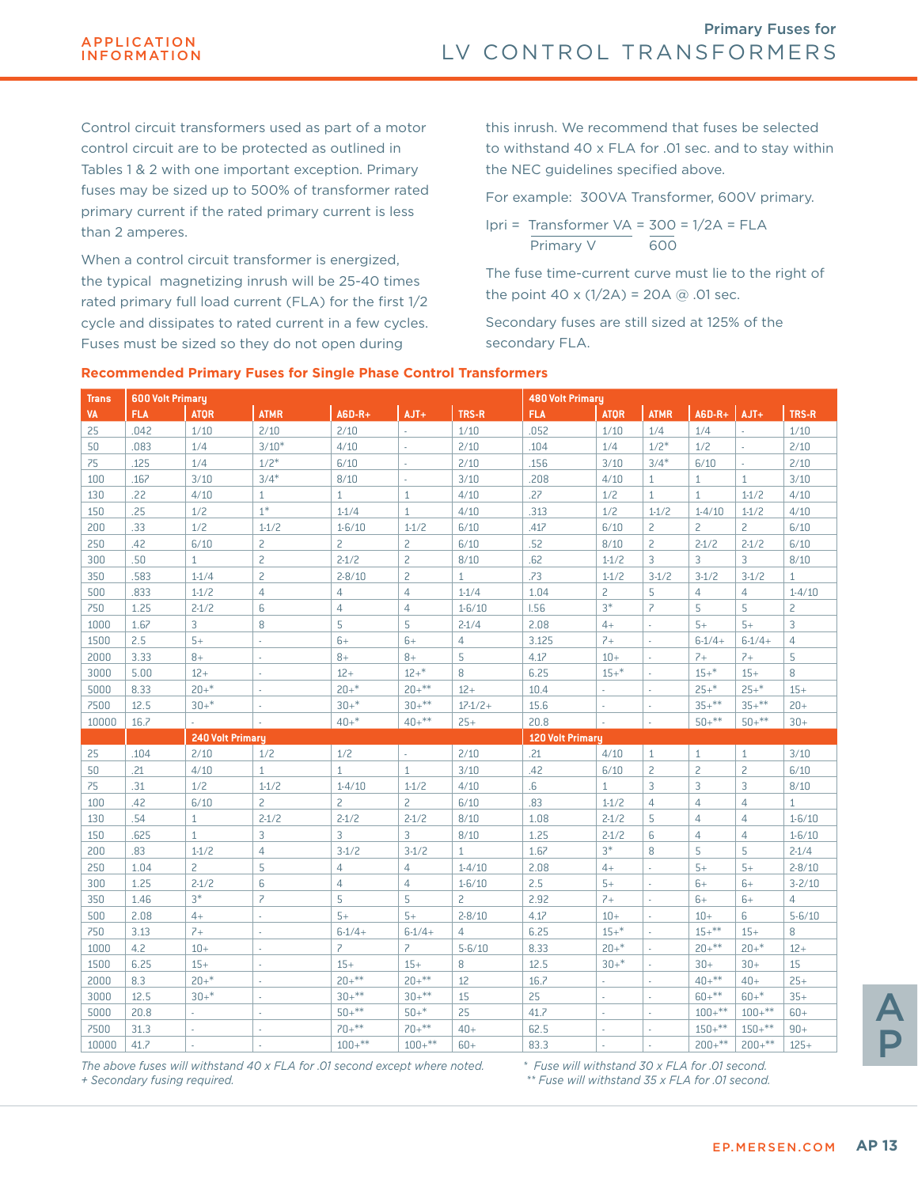## Primary Fuses for LV CONTROL TRANSFORMERS

Control circuit transformers used as part of a motor control circuit are to be protected as outlined in Tables 1 & 2 with one important exception. Primary fuses may be sized up to 500% of transformer rated primary current if the rated primary current is less than 2 amperes.

When a control circuit transformer is energized, the typical magnetizing inrush will be 25-40 times rated primary full load current (FLA) for the first 1/2 cycle and dissipates to rated current in a few cycles. Fuses must be sized so they do not open during this inrush. We recommend that fuses be selected to withstand 40 x FLA for .01 sec. and to stay within the NEC guidelines specified above.

For example: 300VA Transformer, 600V primary.

$$I_{pri} = \frac{\text{Transformer VA}}{\text{Primary V}} = \frac{300}{600} = 1/2A = FLA$$

The fuse time-current curve must lie to the right of the point 40 x (1/2A) = 20A @ .01 sec.

Secondary fuses are still sized at 125% of the secondary FLA.

### Recommended Primary Fuses for Single Phase Control Transformers

| Trans | 600 Volt Primary | | | | | | 480 Volt Primary | | | | | |
|---|---|---|---|---|---|---|---|---|---|---|---|---|
| VA | FLA | ATQR | ATMR | A6D-R+ | AJT+ | TRS-R | FLA | ATQR | ATMR | A6D-R+ | AJT+ | TRS-R |
| 25 | .042 | 1/10 | 2/10 | 2/10 | - | 1/10 | .052 | 1/10 | 1/4 | 1/4 | - | 1/10 |
| 50 | .083 | 1/4 | 3/10* | 4/10 | - | 2/10 | .104 | 1/4 | 1/2* | 1/2 | - | 2/10 |
| 75 | .125 | 1/4 | 1/2* | 6/10 | - | 2/10 | .156 | 3/10 | 3/4* | 6/10 | - | 2/10 |
| 100 | .167 | 3/10 | 3/4* | 8/10 | - | 3/10 | .208 | 4/10 | 1 | 1 | 1 | 3/10 |
| 130 | .22 | 4/10 | 1 | 1 | 1 | 4/10 | .27 | 1/2 | 1 | 1 | 1-1/2 | 4/10 |
| 150 | .25 | 1/2 | 1* | 1-1/4 | 1 | 4/10 | .313 | 1/2 | 1-1/2 | 1-4/10 | 1-1/2 | 4/10 |
| 200 | .33 | 1/2 | 1-1/2 | 1-6/10 | 1-1/2 | 6/10 | .417 | 6/10 | 2 | 2 | 2 | 6/10 |
| 250 | .42 | 6/10 | 2 | 2 | 2 | 6/10 | .52 | 8/10 | 2 | 2-1/2 | 2-1/2 | 6/10 |
| 300 | .50 | 1 | 2 | 2-1/2 | 2 | 8/10 | .62 | 1-1/2 | 3 | 3 | 3 | 8/10 |
| 350 | .583 | 1-1/4 | 2 | 2-8/10 | 2 | 1 | .73 | 1-1/2 | 3-1/2 | 3-1/2 | 3-1/2 | 1 |
| 500 | .833 | 1-1/2 | 4 | 4 | 4 | 1-1/4 | 1.04 | 2 | 5 | 4 | 4 | 1-4/10 |
| 750 | 1.25 | 2-1/2 | 6 | 4 | 4 | 1-6/10 | 1.56 | 3* | 7 | 5 | 5 | 2 |
| 1000 | 1.67 | 3 | 8 | 5 | 5 | 2-1/4 | 2.08 | 4+ | - | 5+ | 5+ | 3 |
| 1500 | 2.5 | 5+ | - | 6+ | 6+ | 4 | 3.125 | 7+ | - | 6-1/4+ | 6-1/4+ | 4 |
| 2000 | 3.33 | 8+ | - | 8+ | 8+ | 5 | 4.17 | 10+ | - | 7+ | 7+ | 5 |
| 3000 | 5.00 | 12+ | - | 12+ | 12+* | 8 | 6.25 | 15+* | - | 15+* | 15+ | 8 |
| 5000 | 8.33 | 20+* | - | 20+* | 20+** | 12+ | 10.4 | - | - | 25+* | 25+* | 15+ |
| 7500 | 12.5 | 30+* | - | 30+* | 30+** | 17-1/2+ | 15.6 | - | - | 35+** | 35+** | 20+ |
| 10000 | 16.7 | - | - | 40+* | 40+** | 25+ | 20.8 | - | - | 50+** | 50+** | 30+ |
| | | **240 Volt Primary** | | | | | **120 Volt Primary** | | | | | |
| 25 | .104 | 2/10 | 1/2 | 1/2 | - | 2/10 | .21 | 4/10 | 1 | 1 | 1 | 3/10 |
| 50 | .21 | 4/10 | 1 | 1 | 1 | 3/10 | .42 | 6/10 | 2 | 2 | 2 | 6/10 |
| 75 | .31 | 1/2 | 1-1/2 | 1-4/10 | 1-1/2 | 4/10 | .6 | 1 | 3 | 3 | 3 | 8/10 |
| 100 | .42 | 6/10 | 2 | 2 | 2 | 6/10 | .83 | 1-1/2 | 4 | 4 | 4 | 1 |
| 130 | .54 | 1 | 2-1/2 | 2-1/2 | 2-1/2 | 8/10 | 1.08 | 2-1/2 | 5 | 4 | 4 | 1-6/10 |
| 150 | .625 | 1 | 3 | 3 | 3 | 8/10 | 1.25 | 2-1/2 | 6 | 4 | 4 | 1-6/10 |
| 200 | .83 | 1-1/2 | 4 | 3-1/2 | 3-1/2 | 1 | 1.67 | 3* | 8 | 5 | 5 | 2-1/4 |
| 250 | 1.04 | 2 | 5 | 4 | 4 | 1-4/10 | 2.08 | 4+ | - | 5+ | 5+ | 2-8/10 |
| 300 | 1.25 | 2-1/2 | 6 | 4 | 4 | 1-6/10 | 2.5 | 5+ | - | 6+ | 6+ | 3-2/10 |
| 350 | 1.46 | 3* | 7 | 5 | 5 | 2 | 2.92 | 7+ | - | 6+ | 6+ | 4 |
| 500 | 2.08 | 4+ | - | 5+ | 5+ | 2-8/10 | 4.17 | 10+ | - | 10+ | 6 | 5-6/10 |
| 750 | 3.13 | 7+ | - | 6-1/4+ | 6-1/4+ | 4 | 6.25 | 15+* | - | 15+** | 15+ | 8 |
| 1000 | 4.2 | 10+ | - | 7 | 7 | 5-6/10 | 8.33 | 20+* | - | 20+** | 20+* | 12+ |
| 1500 | 6.25 | 15+ | - | 15+ | 15+ | 8 | 12.5 | 30+* | - | 30+ | 30+ | 15 |
| 2000 | 8.3 | 20+* | - | 20+** | 20+** | 12 | 16.7 | - | - | 40+** | 40+ | 25+ |
| 3000 | 12.5 | 30+* | - | 30+** | 30+** | 15 | 25 | - | - | 60+** | 60+* | 35+ |
| 5000 | 20.8 | - | - | 50+** | 50+* | 25 | 41.7 | - | - | 100+** | 100+** | 60+ |
| 7500 | 31.3 | - | - | 70+** | 70+** | 40+ | 62.5 | - | - | 150+** | 150+** | 90+ |
| 10000 | 41.7 | - | - | 100+** | 100+** | 60+ | 83.3 | - | - | 200+** | 200+** | 125+ |

*The above fuses will withstand 40 x FLA for .01 second except where noted.*
*+ Secondary fusing required.*
* *Fuse will withstand 30 x FLA for .01 second.*
** *Fuse will withstand 35 x FLA for .01 second.*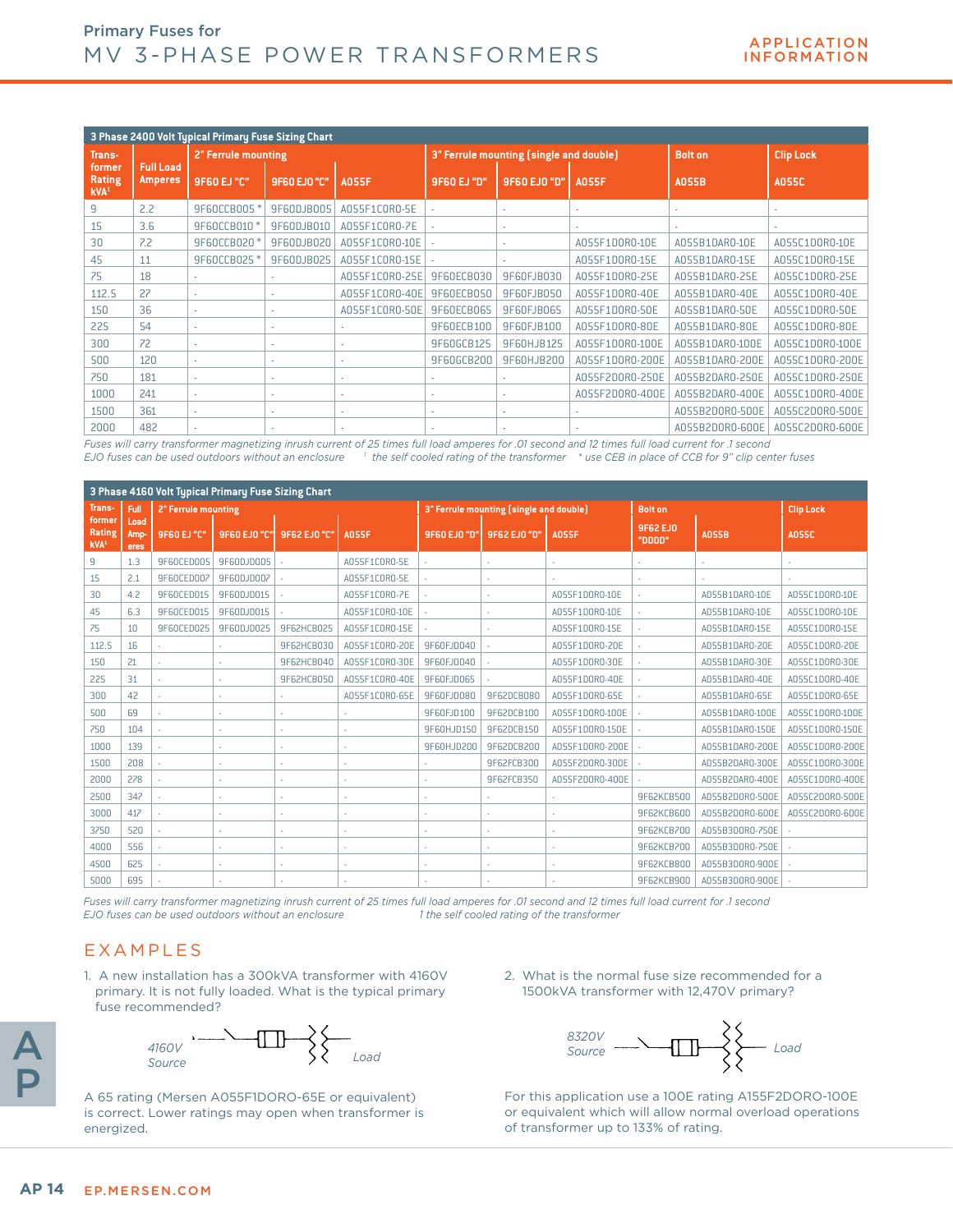# Primary Fuses for MV 3-PHASE POWER TRANSFORMERS

**APPLICATION INFORMATION**

**3 Phase 2400 Volt Typical Primary Fuse Sizing Chart**

| Transformer Rating kVA[1] | Full Load Amperes | 2" Ferrule mounting | | | 3" Ferrule mounting (single and double) | | | Bolt on | Clip Lock |
|---|---|---|---|---|---|---|---|---|---|
| | | 9F60 EJ "C" | 9F60 EJO "C" | A055F | 9F60 EJ "D" | 9F60 EJO "D" | A055F | A055B | A055C |
| 9 | 2.2 | 9F60CCB005 * | 9F60DJB005 | A055F1C0R0-5E | - | - | - | - | - |
| 15 | 3.6 | 9F60CCB010 * | 9F60DJB010 | A055F1C0R0-7E | - | - | - | - | - |
| 30 | 7.2 | 9F60CCB020 * | 9F60DJB020 | A055F1C0R0-10E | - | - | A055F1D0R0-10E | A055B1DAR0-10E | A055C1D0R0-10E |
| 45 | 11 | 9F60CCB025 * | 9F60DJB025 | A055F1C0R0-15E | - | - | A055F1D0R0-15E | A055B1DAR0-15E | A055C1D0R0-15E |
| 75 | 18 | - | - | A055F1C0R0-25E | 9F60ECB030 | 9F60FJB030 | A055F1D0R0-25E | A055B1DAR0-25E | A055C1D0R0-25E |
| 112.5 | 27 | - | - | A055F1C0R0-40E | 9F60ECB050 | 9F60FJB050 | A055F1D0R0-40E | A055B1DAR0-40E | A055C1D0R0-40E |
| 150 | 36 | - | - | A055F1C0R0-50E | 9F60ECB065 | 9F60FJB065 | A055F1D0R0-50E | A055B1DAR0-50E | A055C1D0R0-50E |
| 225 | 54 | - | - | - | 9F60ECB100 | 9F60FJB100 | A055F1D0R0-80E | A055B1DAR0-80E | A055C1D0R0-80E |
| 300 | 72 | - | - | - | 9F60GCB125 | 9F60HJB125 | A055F1D0R0-100E | A055B1DAR0-100E | A055C1D0R0-100E |
| 500 | 120 | - | - | - | 9F60GCB200 | 9F60HJB200 | A055F1D0R0-200E | A055B1DAR0-200E | A055C1D0R0-200E |
| 750 | 181 | - | - | - | - | - | A055F2D0R0-250E | A055B2DAR0-250E | A055C1D0R0-250E |
| 1000 | 241 | - | - | - | - | - | A055F2D0R0-400E | A055B2DAR0-400E | A055C1D0R0-400E |
| 1500 | 361 | - | - | - | - | - | - | A055B2D0R0-500E | A055C2D0R0-500E |
| 2000 | 482 | - | - | - | - | - | - | A055B2D0R0-600E | A055C2D0R0-600E |

*Fuses will carry transformer magnetizing inrush current of 25 times full load amperes for .01 second and 12 times full load current for .1 second*
*EJO fuses can be used outdoors without an enclosure* [1] *the self cooled rating of the transformer* * *use CEB in place of CCB for 9" clip center fuses*

**3 Phase 4160 Volt Typical Primary Fuse Sizing Chart**

| Transformer Rating kVA[1] | Full Load Amperes | 2" Ferrule mounting | | | | 3" Ferrule mounting (single and double) | | | Bolt on | | Clip Lock |
|---|---|---|---|---|---|---|---|---|---|---|---|
| | | 9F60 EJ "C" | 9F60 EJO "C" | 9F62 EJO "C" | A055F | 9F60 EJO "D" | 9F62 EJO "D" | A055F | 9F62 EJO "DDDD" | A055B | A055C |
| 9 | 1.3 | 9F60CED005 | 9F60DJD005 | - | A055F1C0R0-5E | - | - | - | - | - | - |
| 15 | 2.1 | 9F60CED007 | 9F60DJD007 | - | A055F1C0R0-5E | - | - | - | - | - | - |
| 30 | 4.2 | 9F60CED015 | 9F60DJD015 | - | A055F1C0R0-7E | - | - | A055F1D0R0-10E | - | A055B1DAR0-10E | A055C1D0R0-10E |
| 45 | 6.3 | 9F60CED015 | 9F60DJD015 | - | A055F1C0R0-10E | - | - | A055F1D0R0-10E | - | A055B1DAR0-10E | A055C1D0R0-10E |
| 75 | 10 | 9F60CED025 | 9F60DJD025 | 9F62HCB025 | A055F1C0R0-15E | - | - | A055F1D0R0-15E | - | A055B1DAR0-15E | A055C1D0R0-15E |
| 112.5 | 16 | - | - | 9F62HCB030 | A055F1C0R0-20E | 9F60FJD040 | - | A055F1D0R0-20E | - | A055B1DAR0-20E | A055C1D0R0-20E |
| 150 | 21 | - | - | 9F62HCB040 | A055F1C0R0-30E | 9F60FJD040 | - | A055F1D0R0-30E | - | A055B1DAR0-30E | A055C1D0R0-30E |
| 225 | 31 | - | - | 9F62HCB050 | A055F1C0R0-40E | 9F60FJD065 | - | A055F1D0R0-40E | - | A055B1DAR0-40E | A055C1D0R0-40E |
| 300 | 42 | - | - | - | A055F1C0R0-65E | 9F60FJD080 | 9F62DCB080 | A055F1D0R0-65E | - | A055B1DAR0-65E | A055C1D0R0-65E |
| 500 | 69 | - | - | - | - | 9F60FJD100 | 9F62DCB100 | A055F1D0R0-100E | - | A055B1DAR0-100E | A055C1D0R0-100E |
| 750 | 104 | - | - | - | - | 9F60HJD150 | 9F62DCB150 | A055F1D0R0-150E | - | A055B1DAR0-150E | A055C1D0R0-150E |
| 1000 | 139 | - | - | - | - | 9F60HJD200 | 9F62DCB200 | A055F1D0R0-200E | - | A055B1DAR0-200E | A055C1D0R0-200E |
| 1500 | 208 | - | - | - | - | - | 9F62FCB300 | A055F2D0R0-300E | - | A055B2DAR0-300E | A055C1D0R0-300E |
| 2000 | 278 | - | - | - | - | - | 9F62FCB350 | A055F2D0R0-400E | - | A055B2DAR0-400E | A055C1D0R0-400E |
| 2500 | 347 | - | - | - | - | - | - | - | 9F62KCB500 | A055B2D0R0-500E | A055C2D0R0-500E |
| 3000 | 417 | - | - | - | - | - | - | - | 9F62KCB600 | A055B2D0R0-600E | A055C2D0R0-600E |
| 3750 | 520 | - | - | - | - | - | - | - | 9F62KCB700 | A055B3D0R0-750E | - |
| 4000 | 556 | - | - | - | - | - | - | - | 9F62KCB700 | A055B3D0R0-750E | - |
| 4500 | 625 | - | - | - | - | - | - | - | 9F62KCB800 | A055B3D0R0-900E | - |
| 5000 | 695 | - | - | - | - | - | - | - | 9F62KCB900 | A055B3D0R0-900E | - |

*Fuses will carry transformer magnetizing inrush current of 25 times full load amperes for .01 second and 12 times full load current for .1 second*
*EJO fuses can be used outdoors without an enclosure* *1 the self cooled rating of the transformer*

## EXAMPLES

1. A new installation has a 300kVA transformer with 4160V primary. It is not fully loaded. What is the typical primary fuse recommended?

4160V Source — Load

A 65 rating (Mersen A055F1DORO-65E or equivalent) is correct. Lower ratings may open when transformer is energized.

2. What is the normal fuse size recommended for a 1500kVA transformer with 12,470V primary?

8320V Source — Load

For this application use a 100E rating A155F2DORO-100E or equivalent which will allow normal overload operations of transformer up to 133% of rating.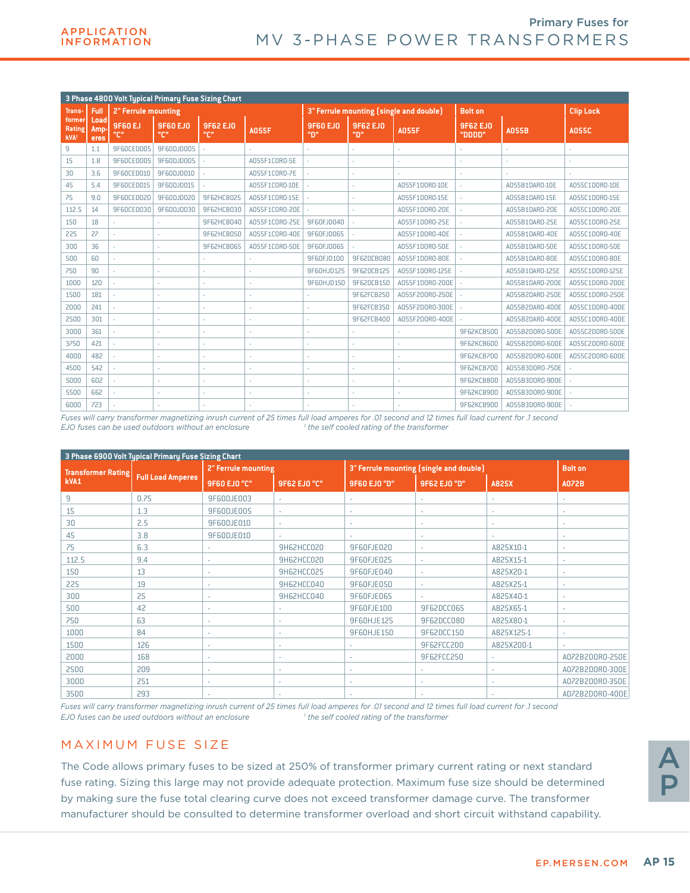## Primary Fuses for MV 3-PHASE POWER TRANSFORMERS

APPLICATION INFORMATION

**3 Phase 4800 Volt Typical Primary Fuse Sizing Chart**

| Transformer Rating kVA[1] | Full Load Amperes | 2" Ferrule mounting | | | | 3" Ferrule mounting (single and double) | | | Bolt on | | Clip Lock |
|---|---|---|---|---|---|---|---|---|---|---|---|
| | | 9F60 EJ "C" | 9F60 EJO "C" | 9F62 EJO "C" | A055F | 9F60 EJO "D" | 9F62 EJO "D" | A055F | 9F62 EJO "DDDD" | A055B | A055C |
| 9 | 1.1 | 9F60CED005 | 9F60DJD005 | - | - | - | - | - | - | - | - |
| 15 | 1.8 | 9F60CED005 | 9F60DJD005 | - | A055F1C0R0-5E | - | - | - | - | - | - |
| 30 | 3.6 | 9F60CED010 | 9F60DJD010 | - | A055F1C0R0-7E | - | - | - | - | - | - |
| 45 | 5.4 | 9F60CED015 | 9F60DJD015 | - | A055F1C0R0-10E | - | - | A055F1D0R0-10E | - | A055B1DAR0-10E | A055C1D0R0-10E |
| 75 | 9.0 | 9F60CED020 | 9F60DJD020 | 9F62HCB025 | A055F1C0R0-15E | - | - | A055F1D0R0-15E | - | A055B1DAR0-15E | A055C1D0R0-15E |
| 112.5 | 14 | 9F60CED030 | 9F60DJD030 | 9F62HCB030 | A055F1C0R0-20E | - | - | A055F1D0R0-20E | - | A055B1DAR0-20E | A055C1D0R0-20E |
| 150 | 18 | - | - | 9F62HCB040 | A055F1C0R0-25E | 9F60FJD040 | - | A055F1D0R0-25E | - | A055B1DAR0-25E | A055C1D0R0-25E |
| 225 | 27 | - | - | 9F62HCB050 | A055F1C0R0-40E | 9F60FJD065 | - | A055F1D0R0-40E | - | A055B1DAR0-40E | A055C1D0R0-40E |
| 300 | 36 | - | - | 9F62HCB065 | A055F1C0R0-50E | 9F60FJD065 | - | A055F1D0R0-50E | - | A055B1DAR0-50E | A055C1D0R0-50E |
| 500 | 60 | - | - | - | - | 9F60FJD100 | 9F62DCB080 | A055F1D0R0-80E | - | A055B1DAR0-80E | A055C1D0R0-80E |
| 750 | 90 | - | - | - | - | 9F60HJD125 | 9F62DCB125 | A055F1D0R0-125E | - | A055B1DAR0-125E | A055C1D0R0-125E |
| 1000 | 120 | - | - | - | - | 9F60HJD150 | 9F62DCB150 | A055F1D0R0-200E | - | A055B1DAR0-200E | A055C1D0R0-200E |
| 1500 | 181 | - | - | - | - | - | 9F62FCB250 | A055F2D0R0-250E | - | A055B2DAR0-250E | A055C1D0R0-250E |
| 2000 | 241 | - | - | - | - | - | 9F62FCB350 | A055F2D0R0-300E | - | A055B2DAR0-400E | A055C1D0R0-400E |
| 2500 | 301 | - | - | - | - | - | 9F62FCB400 | A055F2D0R0-400E | - | A055B2DAR0-400E | A055C1D0R0-400E |
| 3000 | 361 | - | - | - | - | - | - | - | 9F62KCB500 | A055B2D0R0-500E | A055C2D0R0-500E |
| 3750 | 421 | - | - | - | - | - | - | - | 9F62KCB600 | A055B2D0R0-600E | A055C2D0R0-600E |
| 4000 | 482 | - | - | - | - | - | - | - | 9F62KCB700 | A055B2D0R0-600E | A055C2D0R0-600E |
| 4500 | 542 | - | - | - | - | - | - | - | 9F62KCB700 | A055B3D0R0-750E | - |
| 5000 | 602 | - | - | - | - | - | - | - | 9F62KCB800 | A055B3D0R0-900E | - |
| 5500 | 662 | - | - | - | - | - | - | - | 9F62KCB900 | A055B3D0R0-900E | - |
| 6000 | 723 | - | - | - | - | - | - | - | 9F62KCB900 | A055B3D0R0-900E | - |

*Fuses will carry transformer magnetizing inrush current of 25 times full load amperes for .01 second and 12 times full load current for .1 second*
*EJO fuses can be used outdoors without an enclosure* — [1] *the self cooled rating of the transformer*

**3 Phase 6900 Volt Typical Primary Fuse Sizing Chart**

| Transformer Rating kVA1 | Full Load Amperes | 2" Ferrule mounting | | 3" Ferrule mounting (single and double) | | | Bolt on |
|---|---|---|---|---|---|---|---|
| | | 9F60 EJO "C" | 9F62 EJO "C" | 9F60 EJO "D" | 9F62 EJO "D" | A825X | A072B |
| 9 | 0.75 | 9F60DJE003 | - | - | - | - | - |
| 15 | 1.3 | 9F60DJE005 | - | - | - | - | - |
| 30 | 2.5 | 9F60DJE010 | - | - | - | - | - |
| 45 | 3.8 | 9F60DJE010 | - | - | - | - | - |
| 75 | 6.3 | - | 9H62HCC020 | 9F60FJE020 | - | A825X10-1 | - |
| 112.5 | 9.4 | - | 9H62HCC020 | 9F60FJE025 | - | A825X15-1 | - |
| 150 | 13 | - | 9H62HCC025 | 9F60FJE040 | - | A825X20-1 | - |
| 225 | 19 | - | 9H62HCC040 | 9F60FJE050 | - | A825X25-1 | - |
| 300 | 25 | - | 9H62HCC040 | 9F60FJE065 | - | A825X40-1 | - |
| 500 | 42 | - | - | 9F60FJE100 | 9F62DCC065 | A825X65-1 | - |
| 750 | 63 | - | - | 9F60HJE125 | 9F62DCC080 | A825X80-1 | - |
| 1000 | 84 | - | - | 9F60HJE150 | 9F62DCC150 | A825X125-1 | - |
| 1500 | 126 | - | - | - | 9F62FCC200 | A825X200-1 | - |
| 2000 | 168 | - | - | - | 9F62FCC250 | - | A072B2D0R0-250E |
| 2500 | 209 | - | - | - | - | - | A072B2D0R0-300E |
| 3000 | 251 | - | - | - | - | - | A072B2D0R0-350E |
| 3500 | 293 | - | - | - | - | - | A072B2D0R0-400E |

*Fuses will carry transformer magnetizing inrush current of 25 times full load amperes for .01 second and 12 times full load current for .1 second*
*EJO fuses can be used outdoors without an enclosure* — [1] *the self cooled rating of the transformer*

## MAXIMUM FUSE SIZE

The Code allows primary fuses to be sized at 250% of transformer primary current rating or next standard fuse rating. Sizing this large may not provide adequate protection. Maximum fuse size should be determined by making sure the fuse total clearing curve does not exceed transformer damage curve. The transformer manufacturer should be consulted to determine transformer overload and short circuit withstand capability.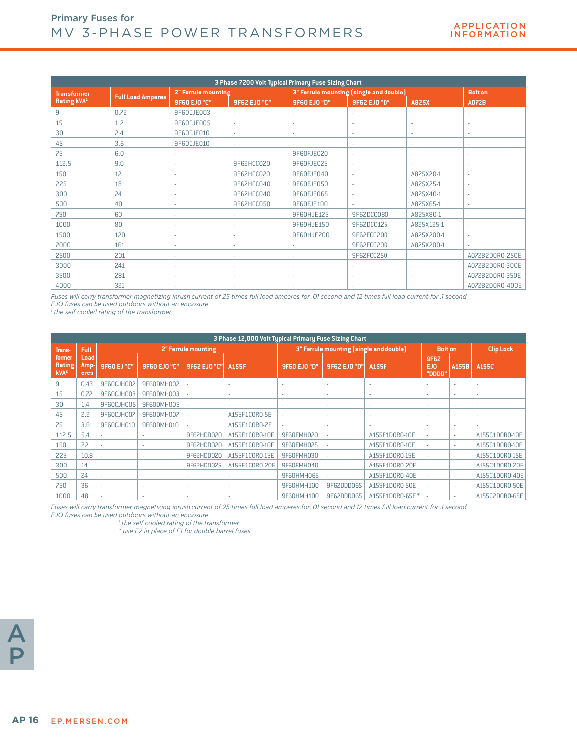## Primary Fuses for
# MV 3-PHASE POWER TRANSFORMERS

APPLICATION INFORMATION

**3 Phase 7200 Volt Typical Primary Fuse Sizing Chart**

| Transformer Rating kVA[1] | Full Load Amperes | 2" Ferrule mounting | | 3" Ferrule mounting (single and double) | | | Bolt on |
|---|---|---|---|---|---|---|---|
| | | 9F60 EJO "C" | 9F62 EJO "C" | 9F60 EJO "D" | 9F62 EJO "D" | A825X | A072B |
| 9 | 0.72 | 9F60DJE003 | - | - | - | - | - |
| 15 | 1.2 | 9F60DJE005 | - | - | - | - | - |
| 30 | 2.4 | 9F60DJE010 | - | - | - | - | - |
| 45 | 3.6 | 9F60DJE010 | - | - | - | - | - |
| 75 | 6.0 | - | - | 9F60FJE020 | - | - | - |
| 112.5 | 9.0 | - | 9F62HCC020 | 9F60FJE025 | - | - | - |
| 150 | 12 | - | 9F62HCC020 | 9F60FJE040 | - | A825X20-1 | - |
| 225 | 18 | - | 9F62HCC040 | 9F60FJE050 | - | A825X25-1 | - |
| 300 | 24 | - | 9F62HCC040 | 9F60FJE065 | - | A825X40-1 | - |
| 500 | 40 | - | 9F62HCC050 | 9F60FJE100 | - | A825X65-1 | - |
| 750 | 60 | - | - | 9F60HJE125 | 9F62DCC080 | A825X80-1 | - |
| 1000 | 80 | - | - | 9F60HJE150 | 9F62DCC125 | A825X125-1 | - |
| 1500 | 120 | - | - | 9F60HJE200 | 9F62FCC200 | A825X200-1 | - |
| 2000 | 161 | - | - | - | 9F62FCC200 | A825X200-1 | - |
| 2500 | 201 | - | - | - | 9F62FCC250 | - | A072B2DOR0-250E |
| 3000 | 241 | - | - | - | - | - | A072B2DOR0-300E |
| 3500 | 281 | - | - | - | - | - | A072B2DOR0-350E |
| 4000 | 321 | - | - | - | - | - | A072B2DOR0-400E |

*Fuses will carry transformer magnetizing inrush current of 25 times full load amperes for .01 second and 12 times full load current for .1 second*
*EJO fuses can be used outdoors without an enclosure*
*[1] the self cooled rating of the transformer*

**3 Phase 12,000 Volt Typical Primary Fuse Sizing Chart**

| Trans-former Rating kVA[2] | Full Load Amp-eres | 2" Ferrule mounting | | | | 3" Ferrule mounting (single and double) | | | Bolt on | | Clip Lock |
|---|---|---|---|---|---|---|---|---|---|---|---|
| | | 9F60 EJ "C" | 9F60 EJO "C" | 9F62 EJO "C" | A155F | 9F60 EJO "D" | 9F62 EJO "D" | A155F | 9F62 EJO "DDDD" | A155B | A155C |
| 9 | 0.43 | 9F60CJH002 | 9F60DMH002 | - | - | - | - | - | - | - | - |
| 15 | 0.72 | 9F60CJH003 | 9F60DMH003 | - | - | - | - | - | - | - | - |
| 30 | 1.4 | 9F60CJH005 | 9F60DMH005 | - | - | - | - | - | - | - | - |
| 45 | 2.2 | 9F60CJH007 | 9F60DMH007 | - | A155F1COR0-5E | - | - | - | - | - | - |
| 75 | 3.6 | 9F60CJH010 | 9F60DMH010 | - | A155F1COR0-7E | - | - | - | - | - | - |
| 112.5 | 5.4 | - | - | 9F62HDD020 | A155F1COR0-10E | 9F60FMH020 | - | A155F1DOR0-10E | - | - | A155C1DOR0-10E |
| 150 | 7.2 | - | - | 9F62HDD020 | A155F1COR0-10E | 9F60FMH025 | - | A155F1DOR0-10E | - | - | A155C1DOR0-10E |
| 225 | 10.8 | - | - | 9F62HDD020 | A155F1COR0-15E | 9F60FMH030 | - | A155F1DOR0-15E | - | - | A155C1DOR0-15E |
| 300 | 14 | - | - | 9F62HDD025 | A155F1COR0-20E | 9F60FMH040 | - | A155F1DOR0-20E | - | - | A155C1DOR0-20E |
| 500 | 24 | - | - | - | - | 9F60HMH065 | - | A155F1DOR0-40E | - | - | A155C1DOR0-40E |
| 750 | 36 | - | - | - | - | 9F60HMH100 | 9F62DDD065 | A155F1DOR0-50E | - | - | A155C1DOR0-50E |
| 1000 | 48 | - | - | - | - | 9F60HMH100 | 9F62DDD065 | A155F1DOR0-65E* | - | - | A155C2DOR0-65E |

*Fuses will carry transformer magnetizing inrush current of 25 times full load amperes for .01 second and 12 times full load current for .1 second*
*EJO fuses can be used outdoors without an enclosure*
*[1] the self cooled rating of the transformer*
*\* use F2 in place of F1 for double barrel fuses*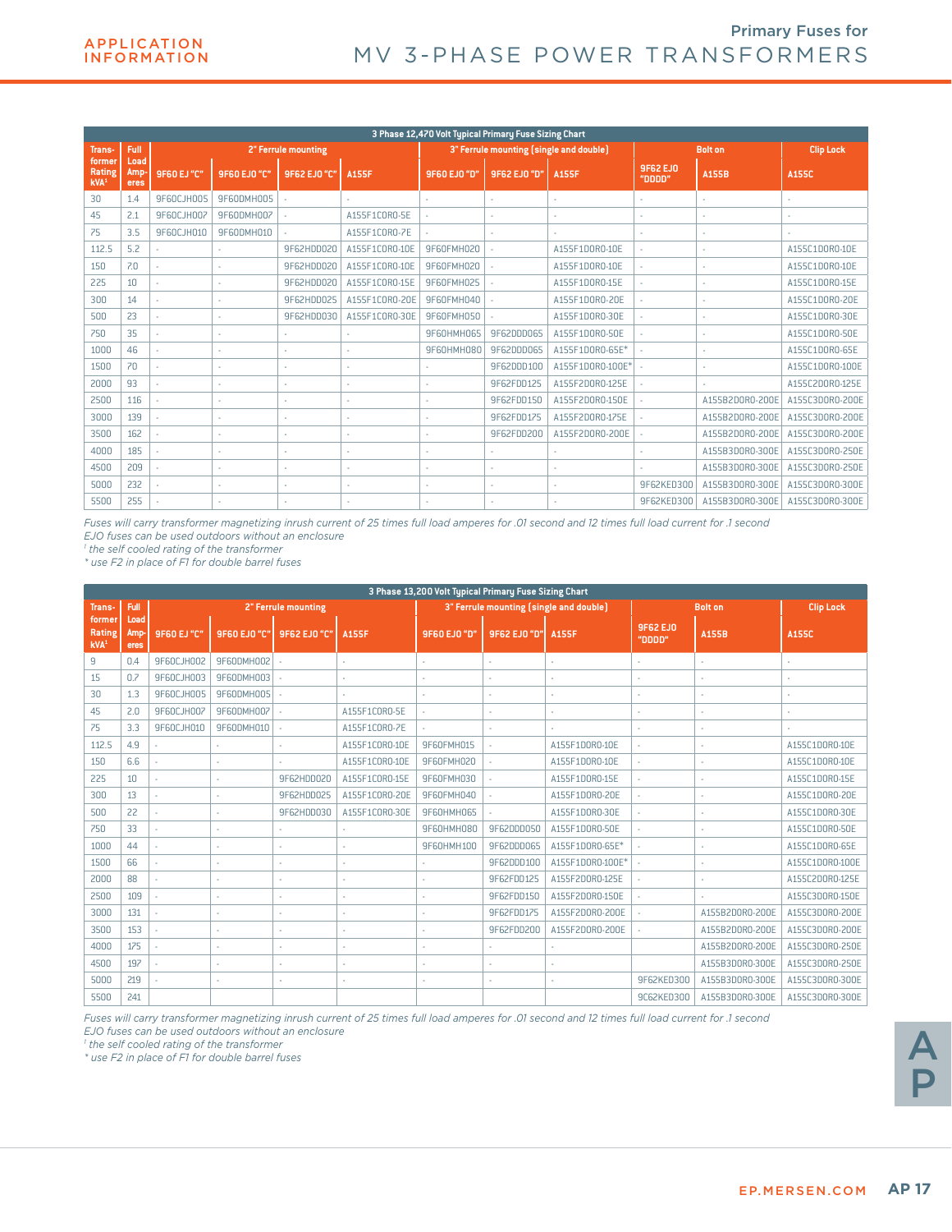# Primary Fuses for MV 3-PHASE POWER TRANSFORMERS

APPLICATION INFORMATION

**3 Phase 12,470 Volt Typical Primary Fuse Sizing Chart**

| Transformer Rating kVA[1] | Full Load Amperes | 2" Ferrule mounting | | | | 3" Ferrule mounting (single and double) | | | Bolt on | | Clip Lock |
|---|---|---|---|---|---|---|---|---|---|---|---|
| | | 9F60 EJ "C" | 9F60 EJO "C" | 9F62 EJO "C" | A155F | 9F60 EJO "D" | 9F62 EJO "D" | A155F | 9F62 EJO "DDDD" | A155B | A155C |
| 30 | 1.4 | 9F60CJH005 | 9F60DMH005 | - | - | - | - | - | - | - | - |
| 45 | 2.1 | 9F60CJH007 | 9F60DMH007 | - | A155F1C0R0-5E | - | - | - | - | - | - |
| 75 | 3.5 | 9F60CJH010 | 9F60DMH010 | - | A155F1C0R0-7E | - | - | - | - | - | - |
| 112.5 | 5.2 | - | - | 9F62HDD020 | A155F1C0R0-10E | 9F60FMH020 | - | A155F1D0R0-10E | - | - | A155C1D0R0-10E |
| 150 | 7.0 | - | - | 9F62HDD020 | A155F1C0R0-10E | 9F60FMH020 | - | A155F1D0R0-10E | - | - | A155C1D0R0-10E |
| 225 | 10 | - | - | 9F62HDD020 | A155F1C0R0-15E | 9F60FMH025 | - | A155F1D0R0-15E | - | - | A155C1D0R0-15E |
| 300 | 14 | - | - | 9F62HDD025 | A155F1C0R0-20E | 9F60FMH040 | - | A155F1D0R0-20E | - | - | A155C1D0R0-20E |
| 500 | 23 | - | - | 9F62HDD030 | A155F1C0R0-30E | 9F60FMH050 | - | A155F1D0R0-30E | - | - | A155C1D0R0-30E |
| 750 | 35 | - | - | - | - | 9F60HMH065 | 9F62DDD065 | A155F1D0R0-50E | - | - | A155C1D0R0-50E |
| 1000 | 46 | - | - | - | - | 9F60HMH080 | 9F62DDD065 | A155F1D0R0-65E* | - | - | A155C1D0R0-65E |
| 1500 | 70 | - | - | - | - | - | 9F62DDD100 | A155F1D0R0-100E* | - | - | A155C1D0R0-100E |
| 2000 | 93 | - | - | - | - | - | 9F62FDD125 | A155F2D0R0-125E | - | - | A155C2D0R0-125E |
| 2500 | 116 | - | - | - | - | - | 9F62FDD150 | A155F2D0R0-150E | - | A155B2D0R0-200E | A155C3D0R0-200E |
| 3000 | 139 | - | - | - | - | - | 9F62FDD175 | A155F2D0R0-175E | - | A155B2D0R0-200E | A155C3D0R0-200E |
| 3500 | 162 | - | - | - | - | - | 9F62FDD200 | A155F2D0R0-200E | - | A155B2D0R0-200E | A155C3D0R0-200E |
| 4000 | 185 | - | - | - | - | - | - | - | - | A155B3D0R0-300E | A155C3D0R0-250E |
| 4500 | 209 | - | - | - | - | - | - | - | - | A155B3D0R0-300E | A155C3D0R0-250E |
| 5000 | 232 | - | - | - | - | - | - | - | 9F62KED300 | A155B3D0R0-300E | A155C3D0R0-300E |
| 5500 | 255 | - | - | - | - | - | - | - | 9F62KED300 | A155B3D0R0-300E | A155C3D0R0-300E |

*Fuses will carry transformer magnetizing inrush current of 25 times full load amperes for .01 second and 12 times full load current for .1 second*
*EJO fuses can be used outdoors without an enclosure*
*[1] the self cooled rating of the transformer*
*\* use F2 in place of F1 for double barrel fuses*

**3 Phase 13,200 Volt Typical Primary Fuse Sizing Chart**

| Transformer Rating kVA[1] | Full Load Amperes | 2" Ferrule mounting | | | | 3" Ferrule mounting (single and double) | | | Bolt on | | Clip Lock |
|---|---|---|---|---|---|---|---|---|---|---|---|
| | | 9F60 EJ "C" | 9F60 EJO "C" | 9F62 EJO "C" | A155F | 9F60 EJO "D" | 9F62 EJO "D" | A155F | 9F62 EJO "DDDD" | A155B | A155C |
| 9 | 0.4 | 9F60CJH002 | 9F60DMH002 | - | - | - | - | - | - | - | - |
| 15 | 0.7 | 9F60CJH003 | 9F60DMH003 | - | - | - | - | - | - | - | - |
| 30 | 1.3 | 9F60CJH005 | 9F60DMH005 | - | - | - | - | - | - | - | - |
| 45 | 2.0 | 9F60CJH007 | 9F60DMH007 | - | A155F1C0R0-5E | - | - | - | - | - | - |
| 75 | 3.3 | 9F60CJH010 | 9F60DMH010 | - | A155F1C0R0-7E | - | - | - | - | - | - |
| 112.5 | 4.9 | - | - | - | A155F1C0R0-10E | 9F60FMH015 | - | A155F1D0R0-10E | - | - | A155C1D0R0-10E |
| 150 | 6.6 | - | - | - | A155F1C0R0-10E | 9F60FMH020 | - | A155F1D0R0-10E | - | - | A155C1D0R0-10E |
| 225 | 10 | - | - | 9F62HDD020 | A155F1C0R0-15E | 9F60FMH030 | - | A155F1D0R0-15E | - | - | A155C1D0R0-15E |
| 300 | 13 | - | - | 9F62HDD025 | A155F1C0R0-20E | 9F60FMH040 | - | A155F1D0R0-20E | - | - | A155C1D0R0-20E |
| 500 | 22 | - | - | 9F62HDD030 | A155F1C0R0-30E | 9F60HMH065 | - | A155F1D0R0-30E | - | - | A155C1D0R0-30E |
| 750 | 33 | - | - | - | - | 9F60HMH080 | 9F62DDD050 | A155F1D0R0-50E | - | - | A155C1D0R0-50E |
| 1000 | 44 | - | - | - | - | 9F60HMH100 | 9F62DDD065 | A155F1D0R0-65E* | - | - | A155C1D0R0-65E |
| 1500 | 66 | - | - | - | - | - | 9F62DDD100 | A155F1D0R0-100E* | - | - | A155C1D0R0-100E |
| 2000 | 88 | - | - | - | - | - | 9F62FDD125 | A155F2D0R0-125E | - | - | A155C2D0R0-125E |
| 2500 | 109 | - | - | - | - | - | 9F62FDD150 | A155F2D0R0-150E | - | - | A155C3D0R0-150E |
| 3000 | 131 | - | - | - | - | - | 9F62FDD175 | A155F2D0R0-200E | - | A155B2D0R0-200E | A155C3D0R0-200E |
| 3500 | 153 | - | - | - | - | - | 9F62FDD200 | A155F2D0R0-200E | - | A155B2D0R0-200E | A155C3D0R0-200E |
| 4000 | 175 | - | - | - | - | - | - | - | | A155B2D0R0-200E | A155C3D0R0-250E |
| 4500 | 197 | - | - | - | - | - | - | - | | A155B3D0R0-300E | A155C3D0R0-250E |
| 5000 | 219 | - | - | - | - | - | - | - | 9F62KED300 | A155B3D0R0-300E | A155C3D0R0-300E |
| 5500 | 241 | | | | | | | | 9C62KED300 | A155B3D0R0-300E | A155C3D0R0-300E |

*Fuses will carry transformer magnetizing inrush current of 25 times full load amperes for .01 second and 12 times full load current for .1 second*
*EJO fuses can be used outdoors without an enclosure*
*[1] the self cooled rating of the transformer*
*\* use F2 in place of F1 for double barrel fuses*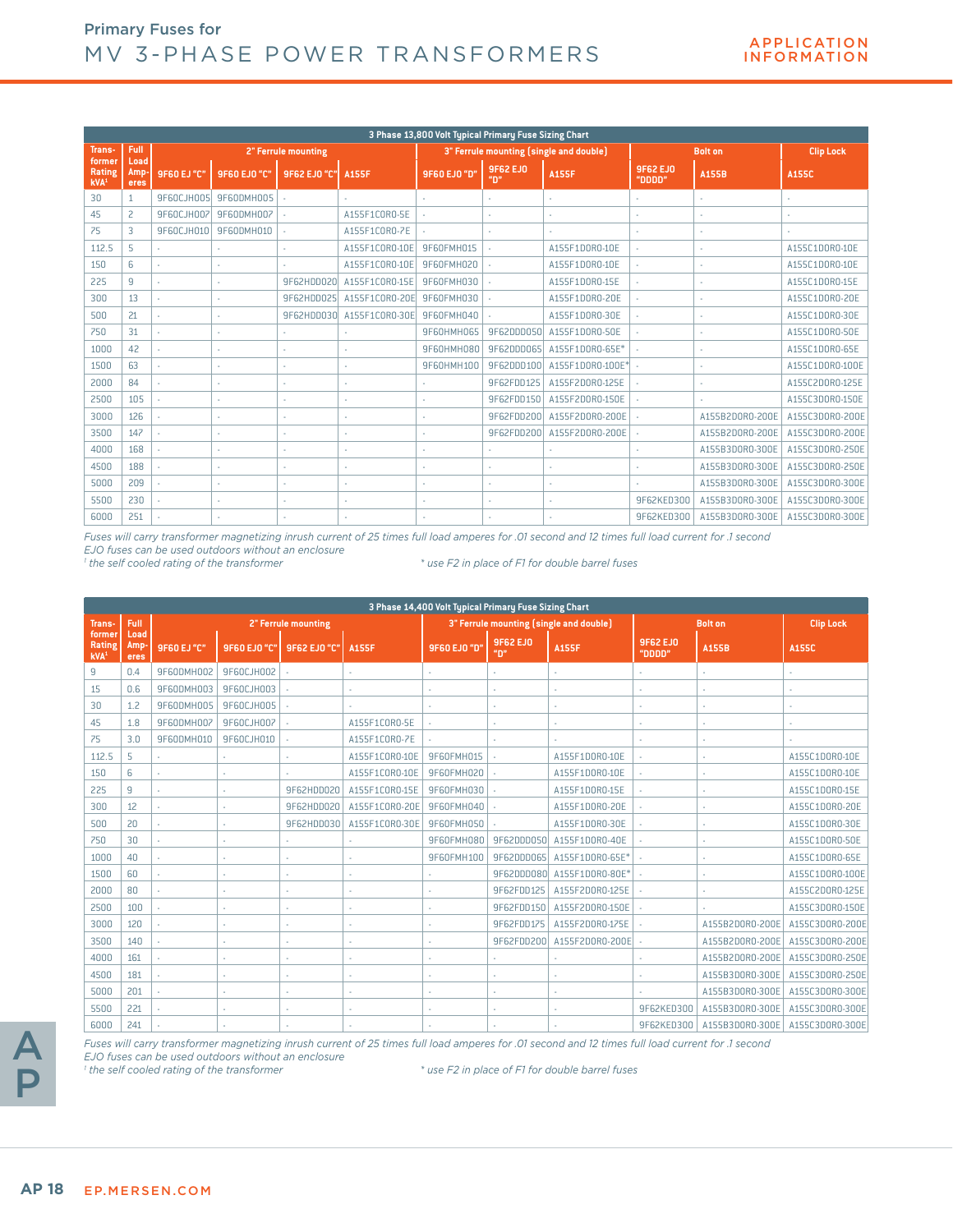# Primary Fuses for MV 3-PHASE POWER TRANSFORMERS

APPLICATION INFORMATION

**3 Phase 13,800 Volt Typical Primary Fuse Sizing Chart**

| Transformer Rating kVA[1] | Full Load Amperes | 2" Ferrule mounting | | | | 3" Ferrule mounting (single and double) | | | Bolt on | | Clip Lock |
|---|---|---|---|---|---|---|---|---|---|---|---|
| | | 9F60 EJ "C" | 9F60 EJO "C" | 9F62 EJO "C" | A155F | 9F60 EJO "D" | 9F62 EJO "D" | A155F | 9F62 EJO "DDDD" | A155B | A155C |
| 30 | 1 | 9F60CJH005 | 9F60DMH005 | - | - | - | - | - | - | - | - |
| 45 | 2 | 9F60CJH007 | 9F60DMH007 | - | A155F1CORO-5E | - | - | - | - | - | - |
| 75 | 3 | 9F60CJH010 | 9F60DMH010 | - | A155F1CORO-7E | - | - | - | - | - | - |
| 112.5 | 5 | - | - | - | A155F1CORO-10E | 9F60FMH015 | - | A155F1DORO-10E | - | - | A155C1DORO-10E |
| 150 | 6 | - | - | - | A155F1CORO-10E | 9F60FMH020 | - | A155F1DORO-10E | - | - | A155C1DORO-10E |
| 225 | 9 | - | - | 9F62HDD020 | A155F1CORO-15E | 9F60FMH030 | - | A155F1DORO-15E | - | - | A155C1DORO-15E |
| 300 | 13 | - | - | 9F62HDD025 | A155F1CORO-20E | 9F60FMH030 | - | A155F1DORO-20E | - | - | A155C1DORO-20E |
| 500 | 21 | - | - | 9F62HDD030 | A155F1CORO-30E | 9F60FMH040 | - | A155F1DORO-30E | - | - | A155C1DORO-30E |
| 750 | 31 | - | - | - | - | 9F60HMH065 | 9F62DDD050 | A155F1DORO-50E | - | - | A155C1DORO-50E |
| 1000 | 42 | - | - | - | - | 9F60HMH080 | 9F62DDD065 | A155F1DORO-65E* | - | - | A155C1DORO-65E |
| 1500 | 63 | - | - | - | - | 9F60HMH100 | 9F62DDD100 | A155F1DORO-100E* | - | - | A155C1DORO-100E |
| 2000 | 84 | - | - | - | - | - | 9F62FDD125 | A155F2DORO-125E | - | - | A155C2DORO-125E |
| 2500 | 105 | - | - | - | - | - | 9F62FDD150 | A155F2DORO-150E | - | - | A155C3DORO-150E |
| 3000 | 126 | - | - | - | - | - | 9F62FDD200 | A155F2DORO-200E | - | A155B2DORO-200E | A155C3DORO-200E |
| 3500 | 147 | - | - | - | - | - | 9F62FDD200 | A155F2DORO-200E | - | A155B2DORO-200E | A155C3DORO-200E |
| 4000 | 168 | - | - | - | - | - | - | - | - | A155B3DORO-300E | A155C3DORO-250E |
| 4500 | 188 | - | - | - | - | - | - | - | - | A155B3DORO-300E | A155C3DORO-250E |
| 5000 | 209 | - | - | - | - | - | - | - | - | A155B3DORO-300E | A155C3DORO-300E |
| 5500 | 230 | - | - | - | - | - | - | - | 9F62KED300 | A155B3DORO-300E | A155C3DORO-300E |
| 6000 | 251 | - | - | - | - | - | - | - | 9F62KED300 | A155B3DORO-300E | A155C3DORO-300E |

*Fuses will carry transformer magnetizing inrush current of 25 times full load amperes for .01 second and 12 times full load current for .1 second*
*EJO fuses can be used outdoors without an enclosure*
*[1] the self cooled rating of the transformer*
*\* use F2 in place of F1 for double barrel fuses*

**3 Phase 14,400 Volt Typical Primary Fuse Sizing Chart**

| Transformer Rating kVA[1] | Full Load Amperes | 2" Ferrule mounting | | | | 3" Ferrule mounting (single and double) | | | Bolt on | | Clip Lock |
|---|---|---|---|---|---|---|---|---|---|---|---|
| | | 9F60 EJ "C" | 9F60 EJO "C" | 9F62 EJO "C" | A155F | 9F60 EJO "D" | 9F62 EJO "D" | A155F | 9F62 EJO "DDDD" | A155B | A155C |
| 9 | 0.4 | 9F60DMH002 | 9F60CJH002 | - | - | - | - | - | - | - | - |
| 15 | 0.6 | 9F60DMH003 | 9F60CJH003 | - | - | - | - | - | - | - | - |
| 30 | 1.2 | 9F60DMH005 | 9F60CJH005 | - | - | - | - | - | - | - | - |
| 45 | 1.8 | 9F60DMH007 | 9F60CJH007 | - | A155F1CORO-5E | - | - | - | - | - | - |
| 75 | 3.0 | 9F60DMH010 | 9F60CJH010 | - | A155F1CORO-7E | - | - | - | - | - | - |
| 112.5 | 5 | - | - | - | A155F1CORO-10E | 9F60FMH015 | - | A155F1DORO-10E | - | - | A155C1DORO-10E |
| 150 | 6 | - | - | - | A155F1CORO-10E | 9F60FMH020 | - | A155F1DORO-10E | - | - | A155C1DORO-10E |
| 225 | 9 | - | - | 9F62HDD020 | A155F1CORO-15E | 9F60FMH030 | - | A155F1DORO-15E | - | - | A155C1DORO-15E |
| 300 | 12 | - | - | 9F62HDD020 | A155F1CORO-20E | 9F60FMH040 | - | A155F1DORO-20E | - | - | A155C1DORO-20E |
| 500 | 20 | - | - | 9F62HDD030 | A155F1CORO-30E | 9F60FMH050 | - | A155F1DORO-30E | - | - | A155C1DORO-30E |
| 750 | 30 | - | - | - | - | 9F60FMH080 | 9F62DDD050 | A155F1DORO-40E | - | - | A155C1DORO-50E |
| 1000 | 40 | - | - | - | - | 9F60FMH100 | 9F62DDD065 | A155F1DORO-65E* | - | - | A155C1DORO-65E |
| 1500 | 60 | - | - | - | - | - | 9F62DDD080 | A155F1DORO-80E* | - | - | A155C1DORO-100E |
| 2000 | 80 | - | - | - | - | - | 9F62FDD125 | A155F2DORO-125E | - | - | A155C2DORO-125E |
| 2500 | 100 | - | - | - | - | - | 9F62FDD150 | A155F2DORO-150E | - | - | A155C3DORO-150E |
| 3000 | 120 | - | - | - | - | - | 9F62FDD175 | A155F2DORO-175E | - | A155B2DORO-200E | A155C3DORO-200E |
| 3500 | 140 | - | - | - | - | - | 9F62FDD200 | A155F2DORO-200E | - | A155B2DORO-200E | A155C3DORO-200E |
| 4000 | 161 | - | - | - | - | - | - | - | - | A155B2DORO-200E | A155C3DORO-250E |
| 4500 | 181 | - | - | - | - | - | - | - | - | A155B3DORO-300E | A155C3DORO-250E |
| 5000 | 201 | - | - | - | - | - | - | - | - | A155B3DORO-300E | A155C3DORO-300E |
| 5500 | 221 | - | - | - | - | - | - | - | 9F62KED300 | A155B3DORO-300E | A155C3DORO-300E |
| 6000 | 241 | - | - | - | - | - | - | - | 9F62KED300 | A155B3DORO-300E | A155C3DORO-300E |

*Fuses will carry transformer magnetizing inrush current of 25 times full load amperes for .01 second and 12 times full load current for .1 second*
*EJO fuses can be used outdoors without an enclosure*
*[1] the self cooled rating of the transformer*
*\* use F2 in place of F1 for double barrel fuses*

AP

EP.MERSEN.COM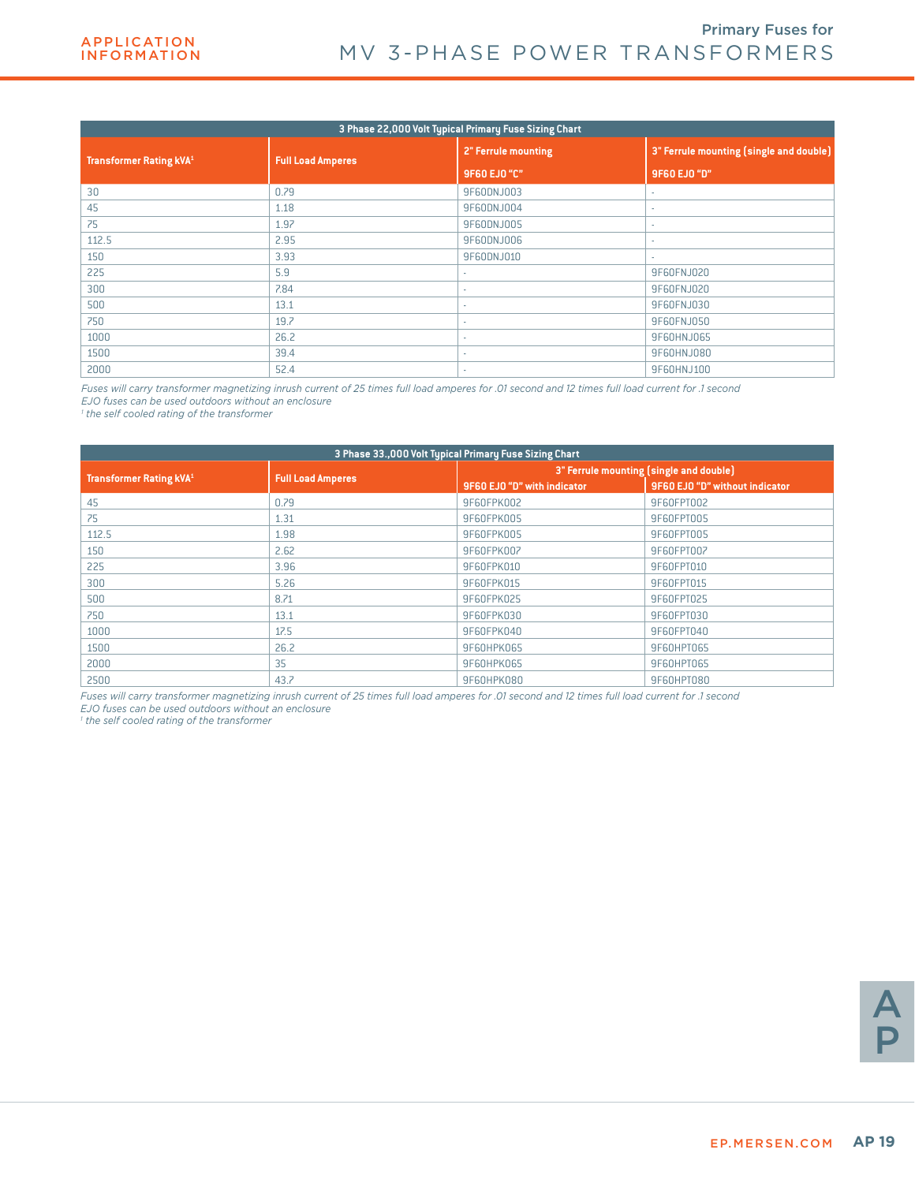# APPLICATION INFORMATION

## Primary Fuses for MV 3-PHASE POWER TRANSFORMERS

| 3 Phase 22,000 Volt Typical Primary Fuse Sizing Chart | | | |
|---|---|---|---|
| Transformer Rating kVA[1] | Full Load Amperes | 2" Ferrule mounting<br>9F60 EJO "C" | 3" Ferrule mounting (single and double)<br>9F60 EJO "D" |
| 30 | 0.79 | 9F60DNJ003 | - |
| 45 | 1.18 | 9F60DNJ004 | - |
| 75 | 1.97 | 9F60DNJ005 | - |
| 112.5 | 2.95 | 9F60DNJ006 | - |
| 150 | 3.93 | 9F60DNJ010 | - |
| 225 | 5.9 | - | 9F60FNJ020 |
| 300 | 7.84 | - | 9F60FNJ020 |
| 500 | 13.1 | - | 9F60FNJ030 |
| 750 | 19.7 | - | 9F60FNJ050 |
| 1000 | 26.2 | - | 9F60HNJ065 |
| 1500 | 39.4 | - | 9F60HNJ080 |
| 2000 | 52.4 | - | 9F60HNJ100 |

*Fuses will carry transformer magnetizing inrush current of 25 times full load amperes for .01 second and 12 times full load current for .1 second*
*EJO fuses can be used outdoors without an enclosure*
*[1] the self cooled rating of the transformer*

| 3 Phase 33.,000 Volt Typical Primary Fuse Sizing Chart | | | |
|---|---|---|---|
| Transformer Rating kVA[1] | Full Load Amperes | 3" Ferrule mounting (single and double) | |
| | | 9F60 EJO "D" with indicator | 9F60 EJO "D" without indicator |
| 45 | 0.79 | 9F60FPK002 | 9F60FPT002 |
| 75 | 1.31 | 9F60FPK005 | 9F60FPT005 |
| 112.5 | 1.98 | 9F60FPK005 | 9F60FPT005 |
| 150 | 2.62 | 9F60FPK007 | 9F60FPT007 |
| 225 | 3.96 | 9F60FPK010 | 9F60FPT010 |
| 300 | 5.26 | 9F60FPK015 | 9F60FPT015 |
| 500 | 8.71 | 9F60FPK025 | 9F60FPT025 |
| 750 | 13.1 | 9F60FPK030 | 9F60FPT030 |
| 1000 | 17.5 | 9F60FPK040 | 9F60FPT040 |
| 1500 | 26.2 | 9F60HPK065 | 9F60HPT065 |
| 2000 | 35 | 9F60HPK065 | 9F60HPT065 |
| 2500 | 43.7 | 9F60HPK080 | 9F60HPT080 |

*Fuses will carry transformer magnetizing inrush current of 25 times full load amperes for .01 second and 12 times full load current for .1 second*
*EJO fuses can be used outdoors without an enclosure*
*[1] the self cooled rating of the transformer*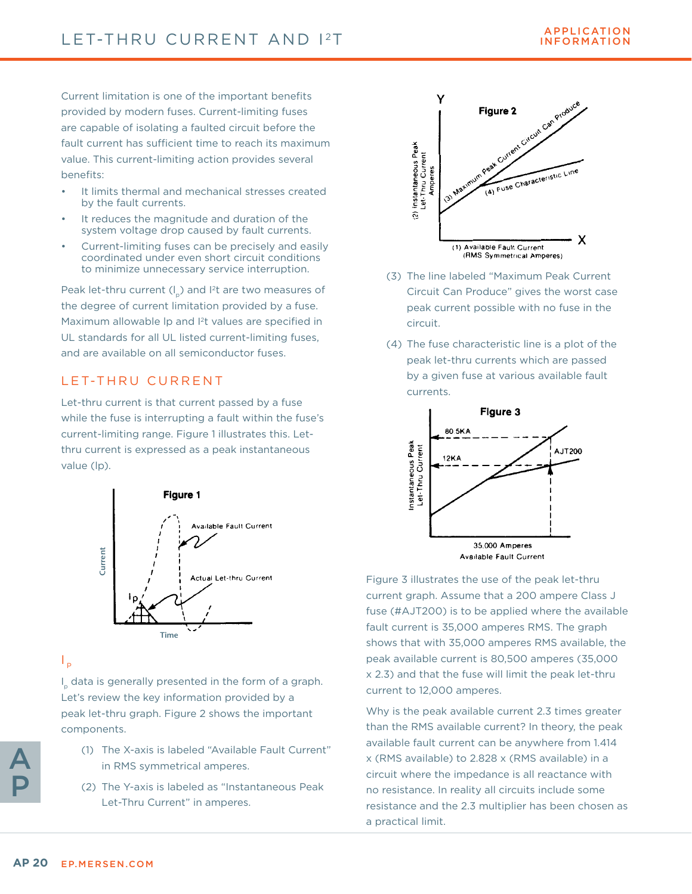# LET-THRU CURRENT AND $I^2T$

Current limitation is one of the important benefits provided by modern fuses. Current-limiting fuses are capable of isolating a faulted circuit before the fault current has sufficient time to reach its maximum value. This current-limiting action provides several benefits:

- It limits thermal and mechanical stresses created by the fault currents.
- It reduces the magnitude and duration of the system voltage drop caused by fault currents.
- Current-limiting fuses can be precisely and easily coordinated under even short circuit conditions to minimize unnecessary service interruption.

Peak let-thru current ($I_p$) and $I^2t$ are two measures of the degree of current limitation provided by a fuse. Maximum allowable Ip and $I^2t$ values are specified in UL standards for all UL listed current-limiting fuses, and are available on all semiconductor fuses.

## LET-THRU CURRENT

Let-thru current is that current passed by a fuse while the fuse is interrupting a fault within the fuse's current-limiting range. Figure 1 illustrates this. Let-thru current is expressed as a peak instantaneous value (Ip).

Figure 1

### $I_p$

$I_p$ data is generally presented in the form of a graph. Let's review the key information provided by a peak let-thru graph. Figure 2 shows the important components.

(1) The X-axis is labeled "Available Fault Current" in RMS symmetrical amperes.

(2) The Y-axis is labeled as "Instantaneous Peak Let-Thru Current" in amperes.

Figure 2

(3) The line labeled "Maximum Peak Current Circuit Can Produce" gives the worst case peak current possible with no fuse in the circuit.

(4) The fuse characteristic line is a plot of the peak let-thru currents which are passed by a given fuse at various available fault currents.

Figure 3

Figure 3 illustrates the use of the peak let-thru current graph. Assume that a 200 ampere Class J fuse (#AJT200) is to be applied where the available fault current is 35,000 amperes RMS. The graph shows that with 35,000 amperes RMS available, the peak available current is 80,500 amperes (35,000 x 2.3) and that the fuse will limit the peak let-thru current to 12,000 amperes.

Why is the peak available current 2.3 times greater than the RMS available current? In theory, the peak available fault current can be anywhere from 1.414 x (RMS available) to 2.828 x (RMS available) in a circuit where the impedance is all reactance with no resistance. In reality all circuits include some resistance and the 2.3 multiplier has been chosen as a practical limit.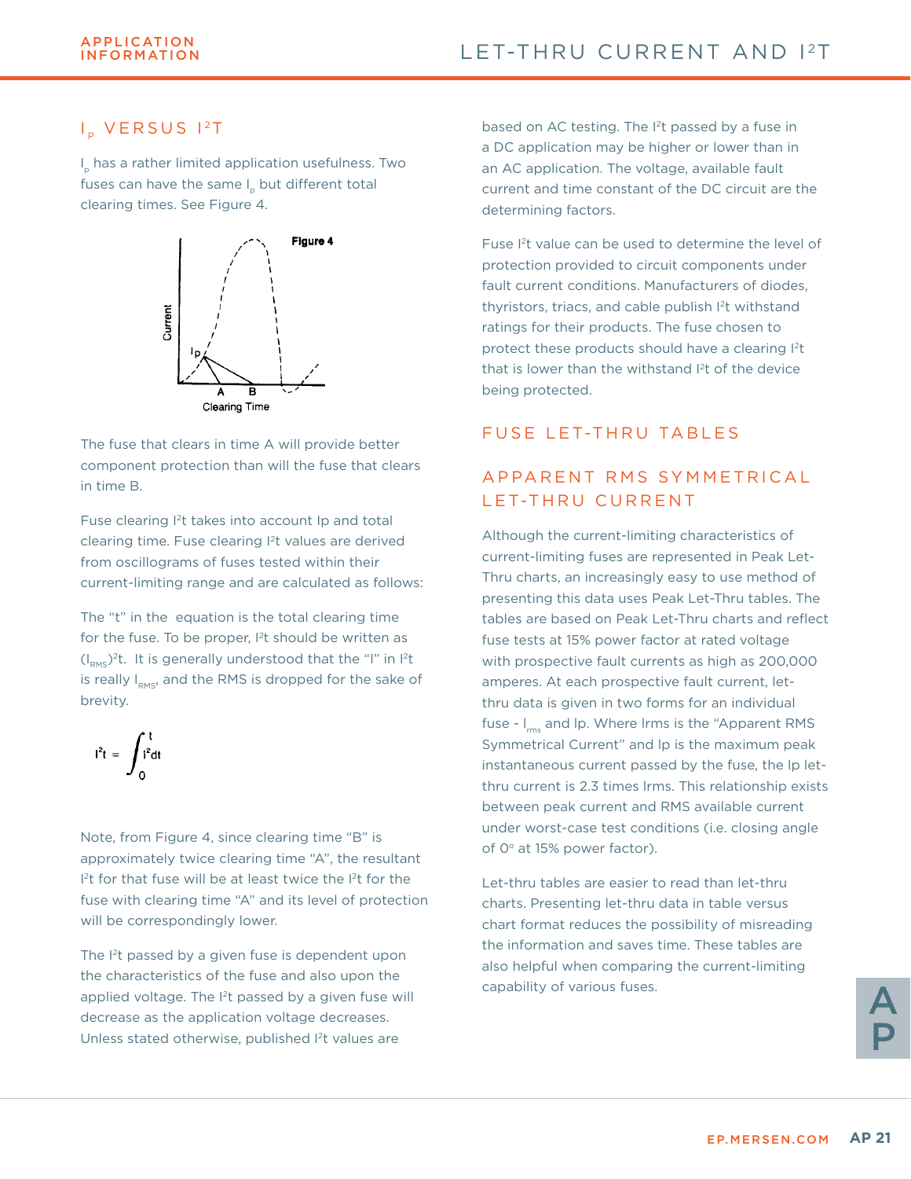## $I_p$ VERSUS $I^2T$

$I_p$ has a rather limited application usefulness. Two fuses can have the same $I_p$ but different total clearing times. See Figure 4.

Figure 4

The fuse that clears in time A will provide better component protection than will the fuse that clears in time B.

Fuse clearing $I^2t$ takes into account Ip and total clearing time. Fuse clearing $I^2t$ values are derived from oscillograms of fuses tested within their current-limiting range and are calculated as follows:

The "t" in the equation is the total clearing time for the fuse. To be proper, $I^2t$ should be written as $(I_{RMS})^2t$. It is generally understood that the "I" in $I^2t$ is really $I_{RMS}$, and the RMS is dropped for the sake of brevity.

$$I^2t = \int_0^t I^2dt$$

Note, from Figure 4, since clearing time "B" is approximately twice clearing time "A", the resultant $I^2t$ for that fuse will be at least twice the $I^2t$ for the fuse with clearing time "A" and its level of protection will be correspondingly lower.

The $I^2t$ passed by a given fuse is dependent upon the characteristics of the fuse and also upon the applied voltage. The $I^2t$ passed by a given fuse will decrease as the application voltage decreases. Unless stated otherwise, published $I^2t$ values are based on AC testing. The $I^2t$ passed by a fuse in a DC application may be higher or lower than in an AC application. The voltage, available fault current and time constant of the DC circuit are the determining factors.

Fuse $I^2t$ value can be used to determine the level of protection provided to circuit components under fault current conditions. Manufacturers of diodes, thyristors, triacs, and cable publish $I^2t$ withstand ratings for their products. The fuse chosen to protect these products should have a clearing $I^2t$ that is lower than the withstand $I^2t$ of the device being protected.

## FUSE LET-THRU TABLES

## APPARENT RMS SYMMETRICAL LET-THRU CURRENT

Although the current-limiting characteristics of current-limiting fuses are represented in Peak Let-Thru charts, an increasingly easy to use method of presenting this data uses Peak Let-Thru tables. The tables are based on Peak Let-Thru charts and reflect fuse tests at 15% power factor at rated voltage with prospective fault currents as high as 200,000 amperes. At each prospective fault current, let-thru data is given in two forms for an individual fuse - $I_{rms}$ and Ip. Where Irms is the "Apparent RMS Symmetrical Current" and Ip is the maximum peak instantaneous current passed by the fuse, the Ip let-thru current is 2.3 times Irms. This relationship exists between peak current and RMS available current under worst-case test conditions (i.e. closing angle of 0° at 15% power factor).

Let-thru tables are easier to read than let-thru charts. Presenting let-thru data in table versus chart format reduces the possibility of misreading the information and saves time. These tables are also helpful when comparing the current-limiting capability of various fuses.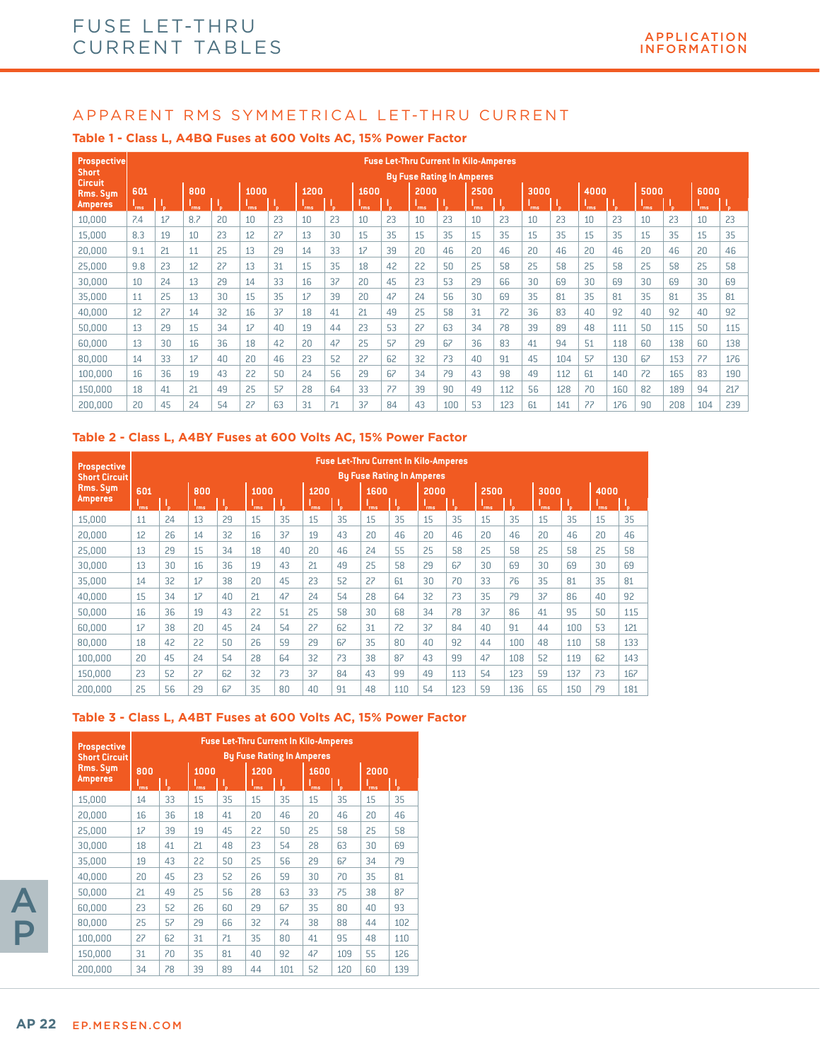# FUSE LET-THRU CURRENT TABLES

APPLICATION INFORMATION

## APPARENT RMS SYMMETRICAL LET-THRU CURRENT

### Table 1 - Class L, A4BQ Fuses at 600 Volts AC, 15% Power Factor

| Prospective Short Circuit Rms. Sym Amperes | Fuse Let-Thru Current In Kilo-Amperes By Fuse Rating In Amperes | | | | | | | | | | | | | | | | | | | | | |
|---|---|---|---|---|---|---|---|---|---|---|---|---|---|---|---|---|---|---|---|---|---|---|
| | 601 | | 800 | | 1000 | | 1200 | | 1600 | | 2000 | | 2500 | | 3000 | | 4000 | | 5000 | | 6000 | |
| | $I_{rms}$ | $I_p$ | $I_{rms}$ | $I_p$ | $I_{rms}$ | $I_p$ | $I_{rms}$ | $I_p$ | $I_{rms}$ | $I_p$ | $I_{rms}$ | $I_p$ | $I_{rms}$ | $I_p$ | $I_{rms}$ | $I_p$ | $I_{rms}$ | $I_p$ | $I_{rms}$ | $I_p$ | $I_{rms}$ | $I_p$ |
| 10,000 | 7.4 | 17 | 8.7 | 20 | 10 | 23 | 10 | 23 | 10 | 23 | 10 | 23 | 10 | 23 | 10 | 23 | 10 | 23 | 10 | 23 | 10 | 23 |
| 15,000 | 8.3 | 19 | 10 | 23 | 12 | 27 | 13 | 30 | 15 | 35 | 15 | 35 | 15 | 35 | 15 | 35 | 15 | 35 | 15 | 35 | 15 | 35 |
| 20,000 | 9.1 | 21 | 11 | 25 | 13 | 29 | 14 | 33 | 17 | 39 | 20 | 46 | 20 | 46 | 20 | 46 | 20 | 46 | 20 | 46 | 20 | 46 |
| 25,000 | 9.8 | 23 | 12 | 27 | 13 | 31 | 15 | 35 | 18 | 42 | 22 | 50 | 25 | 58 | 25 | 58 | 25 | 58 | 25 | 58 | 25 | 58 |
| 30,000 | 10 | 24 | 13 | 29 | 14 | 33 | 16 | 37 | 20 | 45 | 23 | 53 | 29 | 66 | 30 | 69 | 30 | 69 | 30 | 69 | 30 | 69 |
| 35,000 | 11 | 25 | 13 | 30 | 15 | 35 | 17 | 39 | 20 | 47 | 24 | 56 | 30 | 69 | 35 | 81 | 35 | 81 | 35 | 81 | 35 | 81 |
| 40,000 | 12 | 27 | 14 | 32 | 16 | 37 | 18 | 41 | 21 | 49 | 25 | 58 | 31 | 72 | 36 | 83 | 40 | 92 | 40 | 92 | 40 | 92 |
| 50,000 | 13 | 29 | 15 | 34 | 17 | 40 | 19 | 44 | 23 | 53 | 27 | 63 | 34 | 78 | 39 | 89 | 48 | 111 | 50 | 115 | 50 | 115 |
| 60,000 | 13 | 30 | 16 | 36 | 18 | 42 | 20 | 47 | 25 | 57 | 29 | 67 | 36 | 83 | 41 | 94 | 51 | 118 | 60 | 138 | 60 | 138 |
| 80,000 | 14 | 33 | 17 | 40 | 20 | 46 | 23 | 52 | 27 | 62 | 32 | 73 | 40 | 91 | 45 | 104 | 57 | 130 | 67 | 153 | 77 | 176 |
| 100,000 | 16 | 36 | 19 | 43 | 22 | 50 | 24 | 56 | 29 | 67 | 34 | 79 | 43 | 98 | 49 | 112 | 61 | 140 | 72 | 165 | 83 | 190 |
| 150,000 | 18 | 41 | 21 | 49 | 25 | 57 | 28 | 64 | 33 | 77 | 39 | 90 | 49 | 112 | 56 | 128 | 70 | 160 | 82 | 189 | 94 | 217 |
| 200,000 | 20 | 45 | 24 | 54 | 27 | 63 | 31 | 71 | 37 | 84 | 43 | 100 | 53 | 123 | 61 | 141 | 77 | 176 | 90 | 208 | 104 | 239 |

### Table 2 - Class L, A4BY Fuses at 600 Volts AC, 15% Power Factor

| Prospective Short Circuit Rms. Sym Amperes | Fuse Let-Thru Current In Kilo-Amperes By Fuse Rating In Amperes | | | | | | | | | | | | | | | | | |
|---|---|---|---|---|---|---|---|---|---|---|---|---|---|---|---|---|---|---|
| | 601 | | 800 | | 1000 | | 1200 | | 1600 | | 2000 | | 2500 | | 3000 | | 4000 | |
| | $I_{rms}$ | $I_p$ | $I_{rms}$ | $I_p$ | $I_{rms}$ | $I_p$ | $I_{rms}$ | $I_p$ | $I_{rms}$ | $I_p$ | $I_{rms}$ | $I_p$ | $I_{rms}$ | $I_p$ | $I_{rms}$ | $I_p$ | $I_{rms}$ | $I_p$ |
| 15,000 | 11 | 24 | 13 | 29 | 15 | 35 | 15 | 35 | 15 | 35 | 15 | 35 | 15 | 35 | 15 | 35 | 15 | 35 |
| 20,000 | 12 | 26 | 14 | 32 | 16 | 37 | 19 | 43 | 20 | 46 | 20 | 46 | 20 | 46 | 20 | 46 | 20 | 46 |
| 25,000 | 13 | 29 | 15 | 34 | 18 | 40 | 20 | 46 | 24 | 55 | 25 | 58 | 25 | 58 | 25 | 58 | 25 | 58 |
| 30,000 | 13 | 30 | 16 | 36 | 19 | 43 | 21 | 49 | 25 | 58 | 29 | 67 | 30 | 69 | 30 | 69 | 30 | 69 |
| 35,000 | 14 | 32 | 17 | 38 | 20 | 45 | 23 | 52 | 27 | 61 | 30 | 70 | 33 | 76 | 35 | 81 | 35 | 81 |
| 40,000 | 15 | 34 | 17 | 40 | 21 | 47 | 24 | 54 | 28 | 64 | 32 | 73 | 35 | 79 | 37 | 86 | 40 | 92 |
| 50,000 | 16 | 36 | 19 | 43 | 22 | 51 | 25 | 58 | 30 | 68 | 34 | 78 | 37 | 86 | 41 | 95 | 50 | 115 |
| 60,000 | 17 | 38 | 20 | 45 | 24 | 54 | 27 | 62 | 31 | 72 | 37 | 84 | 40 | 91 | 44 | 100 | 53 | 121 |
| 80,000 | 18 | 42 | 22 | 50 | 26 | 59 | 29 | 67 | 35 | 80 | 40 | 92 | 44 | 100 | 48 | 110 | 58 | 133 |
| 100,000 | 20 | 45 | 24 | 54 | 28 | 64 | 32 | 73 | 38 | 87 | 43 | 99 | 47 | 108 | 52 | 119 | 62 | 143 |
| 150,000 | 23 | 52 | 27 | 62 | 32 | 73 | 37 | 84 | 43 | 99 | 49 | 113 | 54 | 123 | 59 | 137 | 73 | 167 |
| 200,000 | 25 | 56 | 29 | 67 | 35 | 80 | 40 | 91 | 48 | 110 | 54 | 123 | 59 | 136 | 65 | 150 | 79 | 181 |

### Table 3 - Class L, A4BT Fuses at 600 Volts AC, 15% Power Factor

| Prospective Short Circuit Rms. Sym Amperes | Fuse Let-Thru Current In Kilo-Amperes By Fuse Rating In Amperes | | | | | | | | | |
|---|---|---|---|---|---|---|---|---|---|---|
| | 800 | | 1000 | | 1200 | | 1600 | | 2000 | |
| | $I_{rms}$ | $I_p$ | $I_{rms}$ | $I_p$ | $I_{rms}$ | $I_p$ | $I_{rms}$ | $I_p$ | $I_{rms}$ | $I_p$ |
| 15,000 | 14 | 33 | 15 | 35 | 15 | 35 | 15 | 35 | 15 | 35 |
| 20,000 | 16 | 36 | 18 | 41 | 20 | 46 | 20 | 46 | 20 | 46 |
| 25,000 | 17 | 39 | 19 | 45 | 22 | 50 | 25 | 58 | 25 | 58 |
| 30,000 | 18 | 41 | 21 | 48 | 23 | 54 | 28 | 63 | 30 | 69 |
| 35,000 | 19 | 43 | 22 | 50 | 25 | 56 | 29 | 67 | 34 | 79 |
| 40,000 | 20 | 45 | 23 | 52 | 26 | 59 | 30 | 70 | 35 | 81 |
| 50,000 | 21 | 49 | 25 | 56 | 28 | 63 | 33 | 75 | 38 | 87 |
| 60,000 | 23 | 52 | 26 | 60 | 29 | 67 | 35 | 80 | 40 | 93 |
| 80,000 | 25 | 57 | 29 | 66 | 32 | 74 | 38 | 88 | 44 | 102 |
| 100,000 | 27 | 62 | 31 | 71 | 35 | 80 | 41 | 95 | 48 | 110 |
| 150,000 | 31 | 70 | 35 | 81 | 40 | 92 | 47 | 109 | 55 | 126 |
| 200,000 | 34 | 78 | 39 | 89 | 44 | 101 | 52 | 120 | 60 | 139 |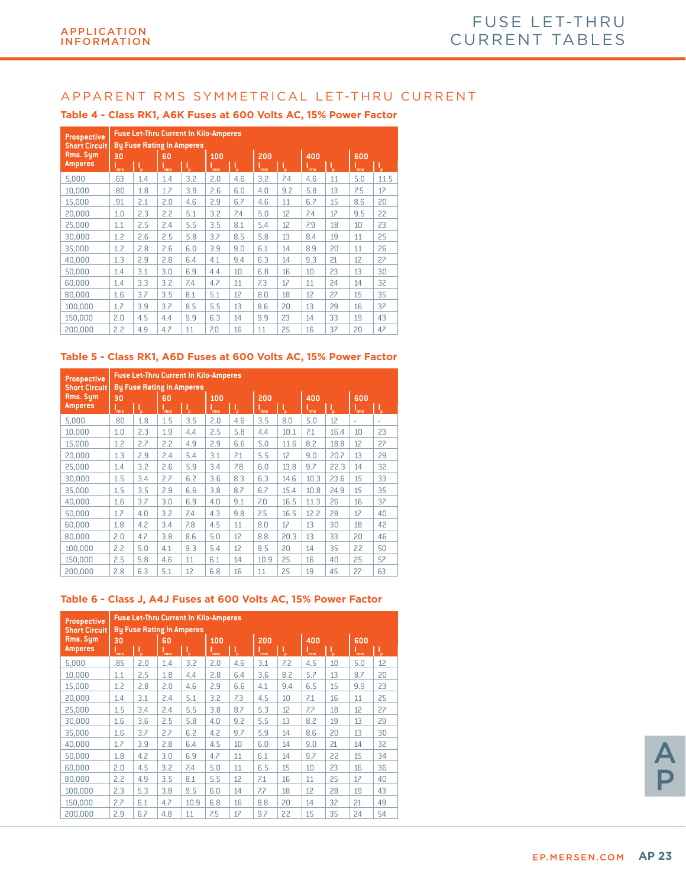## APPARENT RMS SYMMETRICAL LET-THRU CURRENT

### Table 4 - Class RK1, A6K Fuses at 600 Volts AC, 15% Power Factor

| Prospective Short Circuit Rms. Sym Amperes | Fuse Let-Thru Current In Kilo-Amperes By Fuse Rating In Amperes | | | | | | | | | | | |
|---|---|---|---|---|---|---|---|---|---|---|---|---|
| | 30 | | 60 | | 100 | | 200 | | 400 | | 600 | |
| | $I_{rms}$ | $I_p$ | $I_{rms}$ | $I_p$ | $I_{rms}$ | $I_p$ | $I_{rms}$ | $I_p$ | $I_{rms}$ | $I_p$ | $I_{rms}$ | $I_p$ |
| 5,000 | .63 | 1.4 | 1.4 | 3.2 | 2.0 | 4.6 | 3.2 | 7.4 | 4.6 | 11 | 5.0 | 11.5 |
| 10,000 | .80 | 1.8 | 1.7 | 3.9 | 2.6 | 6.0 | 4.0 | 9.2 | 5.8 | 13 | 7.5 | 17 |
| 15,000 | .91 | 2.1 | 2.0 | 4.6 | 2.9 | 6.7 | 4.6 | 11 | 6.7 | 15 | 8.6 | 20 |
| 20,000 | 1.0 | 2.3 | 2.2 | 5.1 | 3.2 | 7.4 | 5.0 | 12 | 7.4 | 17 | 9.5 | 22 |
| 25,000 | 1.1 | 2.5 | 2.4 | 5.5 | 3.5 | 8.1 | 5.4 | 12 | 7.9 | 18 | 10 | 23 |
| 30,000 | 1.2 | 2.6 | 2.5 | 5.8 | 3.7 | 8.5 | 5.8 | 13 | 8.4 | 19 | 11 | 25 |
| 35,000 | 1.2 | 2.8 | 2.6 | 6.0 | 3.9 | 9.0 | 6.1 | 14 | 8.9 | 20 | 11 | 26 |
| 40,000 | 1.3 | 2.9 | 2.8 | 6.4 | 4.1 | 9.4 | 6.3 | 14 | 9.3 | 21 | 12 | 27 |
| 50,000 | 1.4 | 3.1 | 3.0 | 6.9 | 4.4 | 10 | 6.8 | 16 | 10 | 23 | 13 | 30 |
| 60,000 | 1.4 | 3.3 | 3.2 | 7.4 | 4.7 | 11 | 7.3 | 17 | 11 | 24 | 14 | 32 |
| 80,000 | 1.6 | 3.7 | 3.5 | 8.1 | 5.1 | 12 | 8.0 | 18 | 12 | 27 | 15 | 35 |
| 100,000 | 1.7 | 3.9 | 3.7 | 8.5 | 5.5 | 13 | 8.6 | 20 | 13 | 29 | 16 | 37 |
| 150,000 | 2.0 | 4.5 | 4.4 | 9.9 | 6.3 | 14 | 9.9 | 23 | 14 | 33 | 19 | 43 |
| 200,000 | 2.2 | 4.9 | 4.7 | 11 | 7.0 | 16 | 11 | 25 | 16 | 37 | 20 | 47 |

### Table 5 - Class RK1, A6D Fuses at 600 Volts AC, 15% Power Factor

| Prospective Short Circuit Rms. Sym Amperes | Fuse Let-Thru Current In Kilo-Amperes By Fuse Rating In Amperes | | | | | | | | | | | |
|---|---|---|---|---|---|---|---|---|---|---|---|---|
| | 30 | | 60 | | 100 | | 200 | | 400 | | 600 | |
| | $I_{rms}$ | $I_p$ | $I_{rms}$ | $I_p$ | $I_{rms}$ | $I_p$ | $I_{rms}$ | $I_p$ | $I_{rms}$ | $I_p$ | $I_{rms}$ | $I_p$ |
| 5,000 | .80 | 1.8 | 1.5 | 3.5 | 2.0 | 4.6 | 3.5 | 8.0 | 5.0 | 12 | - | - |
| 10,000 | 1.0 | 2.3 | 1.9 | 4.4 | 2.5 | 5.8 | 4.4 | 10.1 | 7.1 | 16.4 | 10 | 23 |
| 15,000 | 1.2 | 2.7 | 2.2 | 4.9 | 2.9 | 6.6 | 5.0 | 11.6 | 8.2 | 18.8 | 12 | 27 |
| 20,000 | 1.3 | 2.9 | 2.4 | 5.4 | 3.1 | 7.1 | 5.5 | 12 | 9.0 | 20.7 | 13 | 29 |
| 25,000 | 1.4 | 3.2 | 2.6 | 5.9 | 3.4 | 7.8 | 6.0 | 13.8 | 9.7 | 22.3 | 14 | 32 |
| 30,000 | 1.5 | 3.4 | 2.7 | 6.2 | 3.6 | 8.3 | 6.3 | 14.6 | 10.3 | 23.6 | 15 | 33 |
| 35,000 | 1.5 | 3.5 | 2.9 | 6.6 | 3.8 | 8.7 | 6.7 | 15.4 | 10.8 | 24.9 | 15 | 35 |
| 40,000 | 1.6 | 3.7 | 3.0 | 6.9 | 4.0 | 9.1 | 7.0 | 16.5 | 11.3 | 26 | 16 | 37 |
| 50,000 | 1.7 | 4.0 | 3.2 | 7.4 | 4.3 | 9.8 | 7.5 | 16.5 | 12.2 | 28 | 17 | 40 |
| 60,000 | 1.8 | 4.2 | 3.4 | 7.8 | 4.5 | 11 | 8.0 | 17 | 13 | 30 | 18 | 42 |
| 80,000 | 2.0 | 4.7 | 3.8 | 8.6 | 5.0 | 12 | 8.8 | 20.3 | 13 | 33 | 20 | 46 |
| 100,000 | 2.2 | 5.0 | 4.1 | 9.3 | 5.4 | 12 | 9.5 | 20 | 14 | 35 | 22 | 50 |
| 150,000 | 2.5 | 5.8 | 4.6 | 11 | 6.1 | 14 | 10.9 | 25 | 16 | 40 | 25 | 57 |
| 200,000 | 2.8 | 6.3 | 5.1 | 12 | 6.8 | 16 | 11 | 25 | 19 | 45 | 27 | 63 |

### Table 6 - Class J, A4J Fuses at 600 Volts AC, 15% Power Factor

| Prospective Short Circuit Rms. Sym Amperes | Fuse Let-Thru Current In Kilo-Amperes By Fuse Rating In Amperes | | | | | | | | | | | |
|---|---|---|---|---|---|---|---|---|---|---|---|---|
| | 30 | | 60 | | 100 | | 200 | | 400 | | 600 | |
| | $I_{rms}$ | $I_p$ | $I_{rms}$ | $I_p$ | $I_{rms}$ | $I_p$ | $I_{rms}$ | $I_p$ | $I_{rms}$ | $I_p$ | $I_{rms}$ | $I_p$ |
| 5,000 | .85 | 2.0 | 1.4 | 3.2 | 2.0 | 4.6 | 3.1 | 7.2 | 4.5 | 10 | 5.0 | 12 |
| 10,000 | 1.1 | 2.5 | 1.8 | 4.4 | 2.8 | 6.4 | 3.6 | 8.2 | 5.7 | 13 | 8.7 | 20 |
| 15,000 | 1.2 | 2.8 | 2.0 | 4.6 | 2.9 | 6.6 | 4.1 | 9.4 | 6.5 | 15 | 9.9 | 23 |
| 20,000 | 1.4 | 3.1 | 2.4 | 5.1 | 3.2 | 7.3 | 4.5 | 10 | 7.1 | 16 | 11 | 25 |
| 25,000 | 1.5 | 3.4 | 2.4 | 5.5 | 3.8 | 8.7 | 5.3 | 12 | 7.7 | 18 | 12 | 27 |
| 30,000 | 1.6 | 3.6 | 2.5 | 5.8 | 4.0 | 9.2 | 5.5 | 13 | 8.2 | 19 | 13 | 29 |
| 35,000 | 1.6 | 3.7 | 2.7 | 6.2 | 4.2 | 9.7 | 5.9 | 14 | 8.6 | 20 | 13 | 30 |
| 40,000 | 1.7 | 3.9 | 2.8 | 6.4 | 4.5 | 10 | 6.0 | 14 | 9.0 | 21 | 14 | 32 |
| 50,000 | 1.8 | 4.2 | 3.0 | 6.9 | 4.7 | 11 | 6.1 | 14 | 9.7 | 22 | 15 | 34 |
| 60,000 | 2.0 | 4.5 | 3.2 | 7.4 | 5.0 | 11 | 6.5 | 15 | 10 | 23 | 16 | 36 |
| 80,000 | 2.2 | 4.9 | 3.5 | 8.1 | 5.5 | 12 | 7.1 | 16 | 11 | 25 | 17 | 40 |
| 100,000 | 2.3 | 5.3 | 3.8 | 9.5 | 6.0 | 14 | 7.7 | 18 | 12 | 28 | 19 | 43 |
| 150,000 | 2.7 | 6.1 | 4.7 | 10.9 | 6.8 | 16 | 8.8 | 20 | 14 | 32 | 21 | 49 |
| 200,000 | 2.9 | 6.7 | 4.8 | 11 | 7.5 | 17 | 9.7 | 22 | 15 | 35 | 24 | 54 |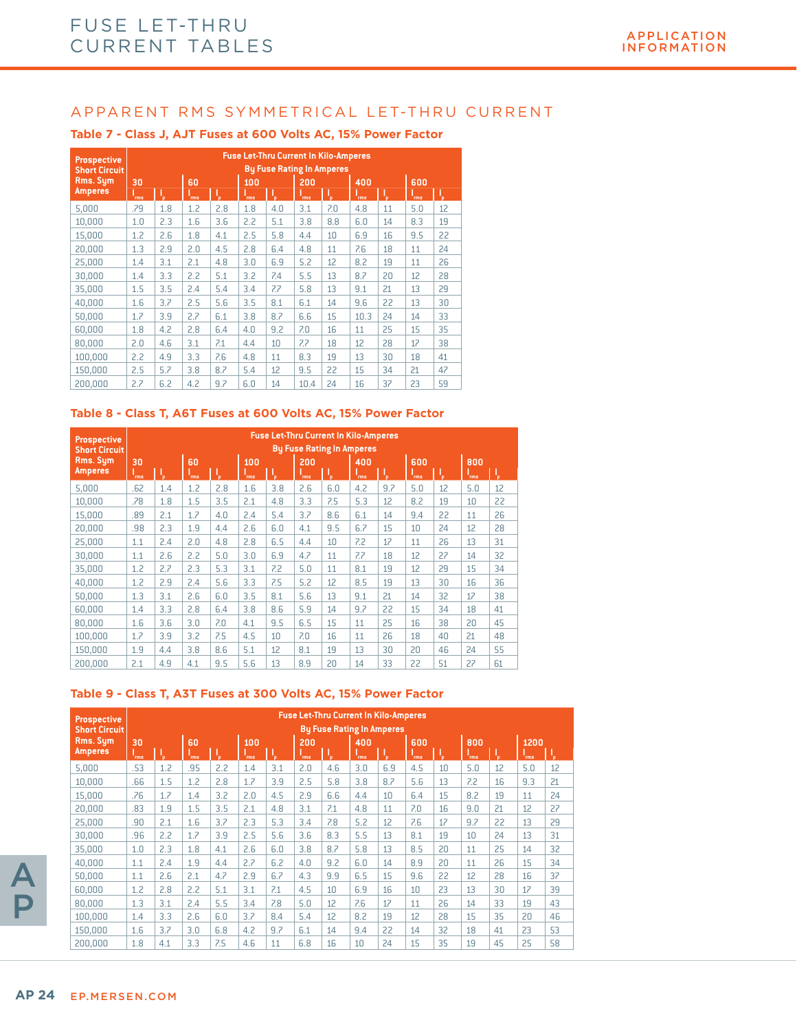# FUSE LET-THRU CURRENT TABLES

APPLICATION INFORMATION

## APPARENT RMS SYMMETRICAL LET-THRU CURRENT

### Table 7 - Class J, AJT Fuses at 600 Volts AC, 15% Power Factor

| Prospective Short Circuit Rms. Sym Amperes | Fuse Let-Thru Current In Kilo-Amperes By Fuse Rating In Amperes | | | | | | | | | | | |
|---|---|---|---|---|---|---|---|---|---|---|---|---|
| | 30 | | 60 | | 100 | | 200 | | 400 | | 600 | |
| | $I_{rms}$ | $I_p$ | $I_{rms}$ | $I_p$ | $I_{rms}$ | $I_p$ | $I_{rms}$ | $I_p$ | $I_{rms}$ | $I_p$ | $I_{rms}$ | $I_p$ |
| 5,000 | .79 | 1.8 | 1.2 | 2.8 | 1.8 | 4.0 | 3.1 | 7.0 | 4.8 | 11 | 5.0 | 12 |
| 10,000 | 1.0 | 2.3 | 1.6 | 3.6 | 2.2 | 5.1 | 3.8 | 8.8 | 6.0 | 14 | 8.3 | 19 |
| 15,000 | 1.2 | 2.6 | 1.8 | 4.1 | 2.5 | 5.8 | 4.4 | 10 | 6.9 | 16 | 9.5 | 22 |
| 20,000 | 1.3 | 2.9 | 2.0 | 4.5 | 2.8 | 6.4 | 4.8 | 11 | 7.6 | 18 | 11 | 24 |
| 25,000 | 1.4 | 3.1 | 2.1 | 4.8 | 3.0 | 6.9 | 5.2 | 12 | 8.2 | 19 | 11 | 26 |
| 30,000 | 1.4 | 3.3 | 2.2 | 5.1 | 3.2 | 7.4 | 5.5 | 13 | 8.7 | 20 | 12 | 28 |
| 35,000 | 1.5 | 3.5 | 2.4 | 5.4 | 3.4 | 7.7 | 5.8 | 13 | 9.1 | 21 | 13 | 29 |
| 40,000 | 1.6 | 3.7 | 2.5 | 5.6 | 3.5 | 8.1 | 6.1 | 14 | 9.6 | 22 | 13 | 30 |
| 50,000 | 1.7 | 3.9 | 2.7 | 6.1 | 3.8 | 8.7 | 6.6 | 15 | 10.3 | 24 | 14 | 33 |
| 60,000 | 1.8 | 4.2 | 2.8 | 6.4 | 4.0 | 9.2 | 7.0 | 16 | 11 | 25 | 15 | 35 |
| 80,000 | 2.0 | 4.6 | 3.1 | 7.1 | 4.4 | 10 | 7.7 | 18 | 12 | 28 | 17 | 38 |
| 100,000 | 2.2 | 4.9 | 3.3 | 7.6 | 4.8 | 11 | 8.3 | 19 | 13 | 30 | 18 | 41 |
| 150,000 | 2.5 | 5.7 | 3.8 | 8.7 | 5.4 | 12 | 9.5 | 22 | 15 | 34 | 21 | 47 |
| 200,000 | 2.7 | 6.2 | 4.2 | 9.7 | 6.0 | 14 | 10.4 | 24 | 16 | 37 | 23 | 59 |

### Table 8 - Class T, A6T Fuses at 600 Volts AC, 15% Power Factor

| Prospective Short Circuit Rms. Sym Amperes | Fuse Let-Thru Current In Kilo-Amperes By Fuse Rating In Amperes | | | | | | | | | | | | | |
|---|---|---|---|---|---|---|---|---|---|---|---|---|---|---|
| | 30 | | 60 | | 100 | | 200 | | 400 | | 600 | | 800 | |
| | $I_{rms}$ | $I_p$ | $I_{rms}$ | $I_p$ | $I_{rms}$ | $I_p$ | $I_{rms}$ | $I_p$ | $I_{rms}$ | $I_p$ | $I_{rms}$ | $I_p$ | $I_{rms}$ | $I_p$ |
| 5,000 | .62 | 1.4 | 1.2 | 2.8 | 1.6 | 3.8 | 2.6 | 6.0 | 4.2 | 9.7 | 5.0 | 12 | 5.0 | 12 |
| 10,000 | .78 | 1.8 | 1.5 | 3.5 | 2.1 | 4.8 | 3.3 | 7.5 | 5.3 | 12 | 8.2 | 19 | 10 | 22 |
| 15,000 | .89 | 2.1 | 1.7 | 4.0 | 2.4 | 5.4 | 3.7 | 8.6 | 6.1 | 14 | 9.4 | 22 | 11 | 26 |
| 20,000 | .98 | 2.3 | 1.9 | 4.4 | 2.6 | 6.0 | 4.1 | 9.5 | 6.7 | 15 | 10 | 24 | 12 | 28 |
| 25,000 | 1.1 | 2.4 | 2.0 | 4.8 | 2.8 | 6.5 | 4.4 | 10 | 7.2 | 17 | 11 | 26 | 13 | 31 |
| 30,000 | 1.1 | 2.6 | 2.2 | 5.0 | 3.0 | 6.9 | 4.7 | 11 | 7.7 | 18 | 12 | 27 | 14 | 32 |
| 35,000 | 1.2 | 2.7 | 2.3 | 5.3 | 3.1 | 7.2 | 5.0 | 11 | 8.1 | 19 | 12 | 29 | 15 | 34 |
| 40,000 | 1.2 | 2.9 | 2.4 | 5.6 | 3.3 | 7.5 | 5.2 | 12 | 8.5 | 19 | 13 | 30 | 16 | 36 |
| 50,000 | 1.3 | 3.1 | 2.6 | 6.0 | 3.5 | 8.1 | 5.6 | 13 | 9.1 | 21 | 14 | 32 | 17 | 38 |
| 60,000 | 1.4 | 3.3 | 2.8 | 6.4 | 3.8 | 8.6 | 5.9 | 14 | 9.7 | 22 | 15 | 34 | 18 | 41 |
| 80,000 | 1.6 | 3.6 | 3.0 | 7.0 | 4.1 | 9.5 | 6.5 | 15 | 11 | 25 | 16 | 38 | 20 | 45 |
| 100,000 | 1.7 | 3.9 | 3.2 | 7.5 | 4.5 | 10 | 7.0 | 16 | 11 | 26 | 18 | 40 | 21 | 48 |
| 150,000 | 1.9 | 4.4 | 3.8 | 8.6 | 5.1 | 12 | 8.1 | 19 | 13 | 30 | 20 | 46 | 24 | 55 |
| 200,000 | 2.1 | 4.9 | 4.1 | 9.5 | 5.6 | 13 | 8.9 | 20 | 14 | 33 | 22 | 51 | 27 | 61 |

### Table 9 - Class T, A3T Fuses at 300 Volts AC, 15% Power Factor

| Prospective Short Circuit Rms. Sym Amperes | Fuse Let-Thru Current In Kilo-Amperes By Fuse Rating In Amperes | | | | | | | | | | | | | | | |
|---|---|---|---|---|---|---|---|---|---|---|---|---|---|---|---|---|
| | 30 | | 60 | | 100 | | 200 | | 400 | | 600 | | 800 | | 1200 | |
| | $I_{rms}$ | $I_p$ | $I_{rms}$ | $I_p$ | $I_{rms}$ | $I_p$ | $I_{rms}$ | $I_p$ | $I_{rms}$ | $I_p$ | $I_{rms}$ | $I_p$ | $I_{rms}$ | $I_p$ | $I_{rms}$ | $I_p$ |
| 5,000 | .53 | 1.2 | .95 | 2.2 | 1.4 | 3.1 | 2.0 | 4.6 | 3.0 | 6.9 | 4.5 | 10 | 5.0 | 12 | 5.0 | 12 |
| 10,000 | .66 | 1.5 | 1.2 | 2.8 | 1.7 | 3.9 | 2.5 | 5.8 | 3.8 | 8.7 | 5.6 | 13 | 7.2 | 16 | 9.3 | 21 |
| 15,000 | .76 | 1.7 | 1.4 | 3.2 | 2.0 | 4.5 | 2.9 | 6.6 | 4.4 | 10 | 6.4 | 15 | 8.2 | 19 | 11 | 24 |
| 20,000 | .83 | 1.9 | 1.5 | 3.5 | 2.1 | 4.8 | 3.1 | 7.1 | 4.8 | 11 | 7.0 | 16 | 9.0 | 21 | 12 | 27 |
| 25,000 | .90 | 2.1 | 1.6 | 3.7 | 2.3 | 5.3 | 3.4 | 7.8 | 5.2 | 12 | 7.6 | 17 | 9.7 | 22 | 13 | 29 |
| 30,000 | .96 | 2.2 | 1.7 | 3.9 | 2.5 | 5.6 | 3.6 | 8.3 | 5.5 | 13 | 8.1 | 19 | 10 | 24 | 13 | 31 |
| 35,000 | 1.0 | 2.3 | 1.8 | 4.1 | 2.6 | 6.0 | 3.8 | 8.7 | 5.8 | 13 | 8.5 | 20 | 11 | 25 | 14 | 32 |
| 40,000 | 1.1 | 2.4 | 1.9 | 4.4 | 2.7 | 6.2 | 4.0 | 9.2 | 6.0 | 14 | 8.9 | 20 | 11 | 26 | 15 | 34 |
| 50,000 | 1.1 | 2.6 | 2.1 | 4.7 | 2.9 | 6.7 | 4.3 | 9.9 | 6.5 | 15 | 9.6 | 22 | 12 | 28 | 16 | 37 |
| 60,000 | 1.2 | 2.8 | 2.2 | 5.1 | 3.1 | 7.1 | 4.5 | 10 | 6.9 | 16 | 10 | 23 | 13 | 30 | 17 | 39 |
| 80,000 | 1.3 | 3.1 | 2.4 | 5.5 | 3.4 | 7.8 | 5.0 | 12 | 7.6 | 17 | 11 | 26 | 14 | 33 | 19 | 43 |
| 100,000 | 1.4 | 3.3 | 2.6 | 6.0 | 3.7 | 8.4 | 5.4 | 12 | 8.2 | 19 | 12 | 28 | 15 | 35 | 20 | 46 |
| 150,000 | 1.6 | 3.7 | 3.0 | 6.8 | 4.2 | 9.7 | 6.1 | 14 | 9.4 | 22 | 14 | 32 | 18 | 41 | 23 | 53 |
| 200,000 | 1.8 | 4.1 | 3.3 | 7.5 | 4.6 | 11 | 6.8 | 16 | 10 | 24 | 15 | 35 | 19 | 45 | 25 | 58 |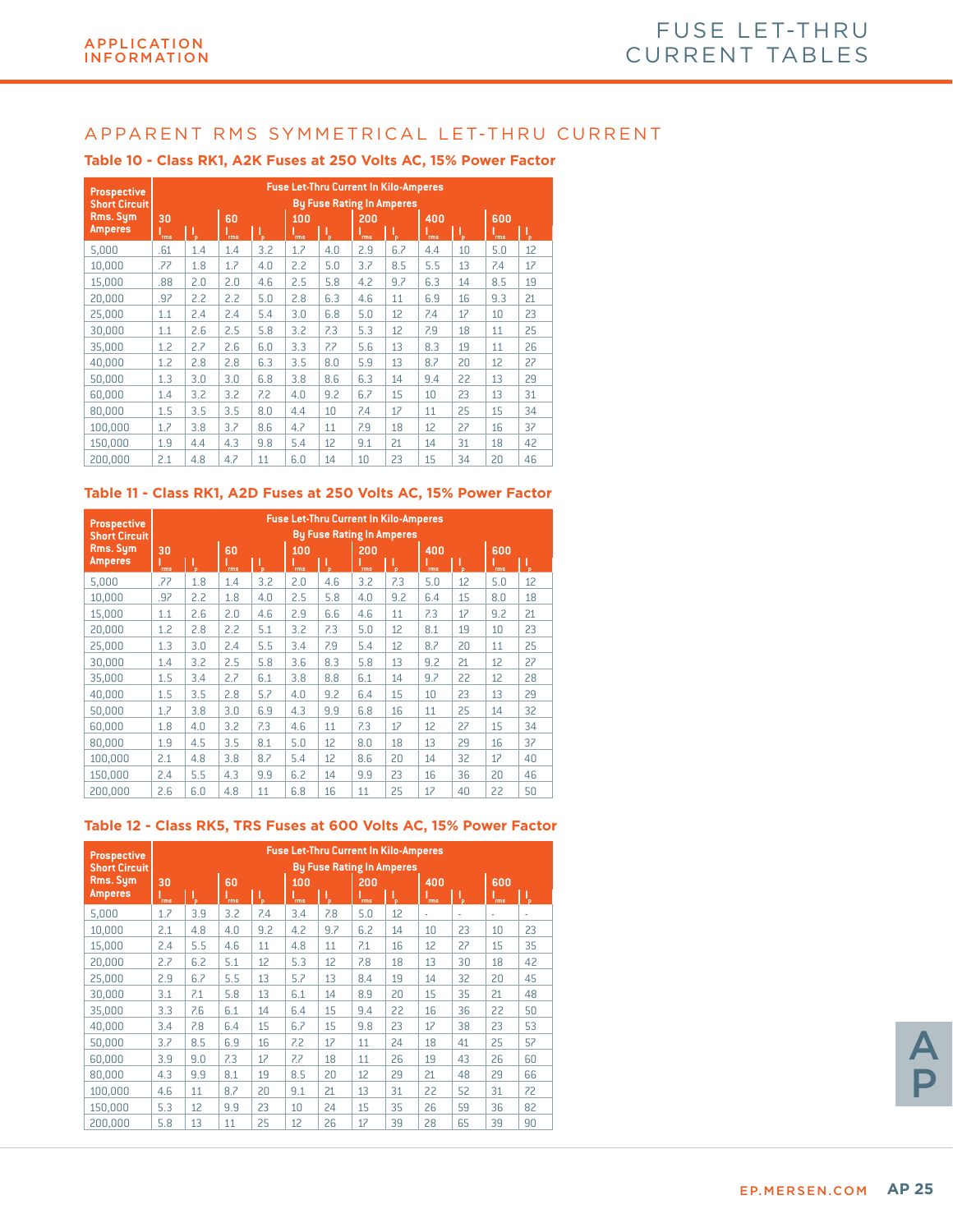# APPARENT RMS SYMMETRICAL LET-THRU CURRENT

## Table 10 - Class RK1, A2K Fuses at 250 Volts AC, 15% Power Factor

| Prospective Short Circuit Rms. Sym Amperes | Fuse Let-Thru Current In Kilo-Amperes By Fuse Rating In Amperes | | | | | | | | | | | |
|---|---|---|---|---|---|---|---|---|---|---|---|---|
| | 30 | | 60 | | 100 | | 200 | | 400 | | 600 | |
| | $I_{rms}$ | $I_p$ | $I_{rms}$ | $I_p$ | $I_{rms}$ | $I_p$ | $I_{rms}$ | $I_p$ | $I_{rms}$ | $I_p$ | $I_{rms}$ | $I_p$ |
| 5,000 | .61 | 1.4 | 1.4 | 3.2 | 1.7 | 4.0 | 2.9 | 6.7 | 4.4 | 10 | 5.0 | 12 |
| 10,000 | .77 | 1.8 | 1.7 | 4.0 | 2.2 | 5.0 | 3.7 | 8.5 | 5.5 | 13 | 7.4 | 17 |
| 15,000 | .88 | 2.0 | 2.0 | 4.6 | 2.5 | 5.8 | 4.2 | 9.7 | 6.3 | 14 | 8.5 | 19 |
| 20,000 | .97 | 2.2 | 2.2 | 5.0 | 2.8 | 6.3 | 4.6 | 11 | 6.9 | 16 | 9.3 | 21 |
| 25,000 | 1.1 | 2.4 | 2.4 | 5.4 | 3.0 | 6.8 | 5.0 | 12 | 7.4 | 17 | 10 | 23 |
| 30,000 | 1.1 | 2.6 | 2.5 | 5.8 | 3.2 | 7.3 | 5.3 | 12 | 7.9 | 18 | 11 | 25 |
| 35,000 | 1.2 | 2.7 | 2.6 | 6.0 | 3.3 | 7.7 | 5.6 | 13 | 8.3 | 19 | 11 | 26 |
| 40,000 | 1.2 | 2.8 | 2.8 | 6.3 | 3.5 | 8.0 | 5.9 | 13 | 8.7 | 20 | 12 | 27 |
| 50,000 | 1.3 | 3.0 | 3.0 | 6.8 | 3.8 | 8.6 | 6.3 | 14 | 9.4 | 22 | 13 | 29 |
| 60,000 | 1.4 | 3.2 | 3.2 | 7.2 | 4.0 | 9.2 | 6.7 | 15 | 10 | 23 | 13 | 31 |
| 80,000 | 1.5 | 3.5 | 3.5 | 8.0 | 4.4 | 10 | 7.4 | 17 | 11 | 25 | 15 | 34 |
| 100,000 | 1.7 | 3.8 | 3.7 | 8.6 | 4.7 | 11 | 7.9 | 18 | 12 | 27 | 16 | 37 |
| 150,000 | 1.9 | 4.4 | 4.3 | 9.8 | 5.4 | 12 | 9.1 | 21 | 14 | 31 | 18 | 42 |
| 200,000 | 2.1 | 4.8 | 4.7 | 11 | 6.0 | 14 | 10 | 23 | 15 | 34 | 20 | 46 |

## Table 11 - Class RK1, A2D Fuses at 250 Volts AC, 15% Power Factor

| Prospective Short Circuit Rms. Sym Amperes | Fuse Let-Thru Current In Kilo-Amperes By Fuse Rating In Amperes | | | | | | | | | | | |
|---|---|---|---|---|---|---|---|---|---|---|---|---|
| | 30 | | 60 | | 100 | | 200 | | 400 | | 600 | |
| | $I_{rms}$ | $I_p$ | $I_{rms}$ | $I_p$ | $I_{rms}$ | $I_p$ | $I_{rms}$ | $I_p$ | $I_{rms}$ | $I_p$ | $I_{rms}$ | $I_p$ |
| 5,000 | .77 | 1.8 | 1.4 | 3.2 | 2.0 | 4.6 | 3.2 | 7.3 | 5.0 | 12 | 5.0 | 12 |
| 10,000 | .97 | 2.2 | 1.8 | 4.0 | 2.5 | 5.8 | 4.0 | 9.2 | 6.4 | 15 | 8.0 | 18 |
| 15,000 | 1.1 | 2.6 | 2.0 | 4.6 | 2.9 | 6.6 | 4.6 | 11 | 7.3 | 17 | 9.2 | 21 |
| 20,000 | 1.2 | 2.8 | 2.2 | 5.1 | 3.2 | 7.3 | 5.0 | 12 | 8.1 | 19 | 10 | 23 |
| 25,000 | 1.3 | 3.0 | 2.4 | 5.5 | 3.4 | 7.9 | 5.4 | 12 | 8.7 | 20 | 11 | 25 |
| 30,000 | 1.4 | 3.2 | 2.5 | 5.8 | 3.6 | 8.3 | 5.8 | 13 | 9.2 | 21 | 12 | 27 |
| 35,000 | 1.5 | 3.4 | 2.7 | 6.1 | 3.8 | 8.8 | 6.1 | 14 | 9.7 | 22 | 12 | 28 |
| 40,000 | 1.5 | 3.5 | 2.8 | 5.7 | 4.0 | 9.2 | 6.4 | 15 | 10 | 23 | 13 | 29 |
| 50,000 | 1.7 | 3.8 | 3.0 | 6.9 | 4.3 | 9.9 | 6.8 | 16 | 11 | 25 | 14 | 32 |
| 60,000 | 1.8 | 4.0 | 3.2 | 7.3 | 4.6 | 11 | 7.3 | 17 | 12 | 27 | 15 | 34 |
| 80,000 | 1.9 | 4.5 | 3.5 | 8.1 | 5.0 | 12 | 8.0 | 18 | 13 | 29 | 16 | 37 |
| 100,000 | 2.1 | 4.8 | 3.8 | 8.7 | 5.4 | 12 | 8.6 | 20 | 14 | 32 | 17 | 40 |
| 150,000 | 2.4 | 5.5 | 4.3 | 9.9 | 6.2 | 14 | 9.9 | 23 | 16 | 36 | 20 | 46 |
| 200,000 | 2.6 | 6.0 | 4.8 | 11 | 6.8 | 16 | 11 | 25 | 17 | 40 | 22 | 50 |

## Table 12 - Class RK5, TRS Fuses at 600 Volts AC, 15% Power Factor

| Prospective Short Circuit Rms. Sym Amperes | Fuse Let-Thru Current In Kilo-Amperes By Fuse Rating In Amperes | | | | | | | | | | | |
|---|---|---|---|---|---|---|---|---|---|---|---|---|
| | 30 | | 60 | | 100 | | 200 | | 400 | | 600 | |
| | $I_{rms}$ | $I_p$ | $I_{rms}$ | $I_p$ | $I_{rms}$ | $I_p$ | $I_{rms}$ | $I_p$ | $I_{rms}$ | $I_p$ | $I_{rms}$ | $I_p$ |
| 5,000 | 1.7 | 3.9 | 3.2 | 7.4 | 3.4 | 7.8 | 5.0 | 12 | - | - | - | - |
| 10,000 | 2.1 | 4.8 | 4.0 | 9.2 | 4.2 | 9.7 | 6.2 | 14 | 10 | 23 | 10 | 23 |
| 15,000 | 2.4 | 5.5 | 4.6 | 11 | 4.8 | 11 | 7.1 | 16 | 12 | 27 | 15 | 35 |
| 20,000 | 2.7 | 6.2 | 5.1 | 12 | 5.3 | 12 | 7.8 | 18 | 13 | 30 | 18 | 42 |
| 25,000 | 2.9 | 6.7 | 5.5 | 13 | 5.7 | 13 | 8.4 | 19 | 14 | 32 | 20 | 45 |
| 30,000 | 3.1 | 7.1 | 5.8 | 13 | 6.1 | 14 | 8.9 | 20 | 15 | 35 | 21 | 48 |
| 35,000 | 3.3 | 7.6 | 6.1 | 14 | 6.4 | 15 | 9.4 | 22 | 16 | 36 | 22 | 50 |
| 40,000 | 3.4 | 7.8 | 6.4 | 15 | 6.7 | 15 | 9.8 | 23 | 17 | 38 | 23 | 53 |
| 50,000 | 3.7 | 8.5 | 6.9 | 16 | 7.2 | 17 | 11 | 24 | 18 | 41 | 25 | 57 |
| 60,000 | 3.9 | 9.0 | 7.3 | 17 | 7.7 | 18 | 11 | 26 | 19 | 43 | 26 | 60 |
| 80,000 | 4.3 | 9.9 | 8.1 | 19 | 8.5 | 20 | 12 | 29 | 21 | 48 | 29 | 66 |
| 100,000 | 4.6 | 11 | 8.7 | 20 | 9.1 | 21 | 13 | 31 | 22 | 52 | 31 | 72 |
| 150,000 | 5.3 | 12 | 9.9 | 23 | 10 | 24 | 15 | 35 | 26 | 59 | 36 | 82 |
| 200,000 | 5.8 | 13 | 11 | 25 | 12 | 26 | 17 | 39 | 28 | 65 | 39 | 90 |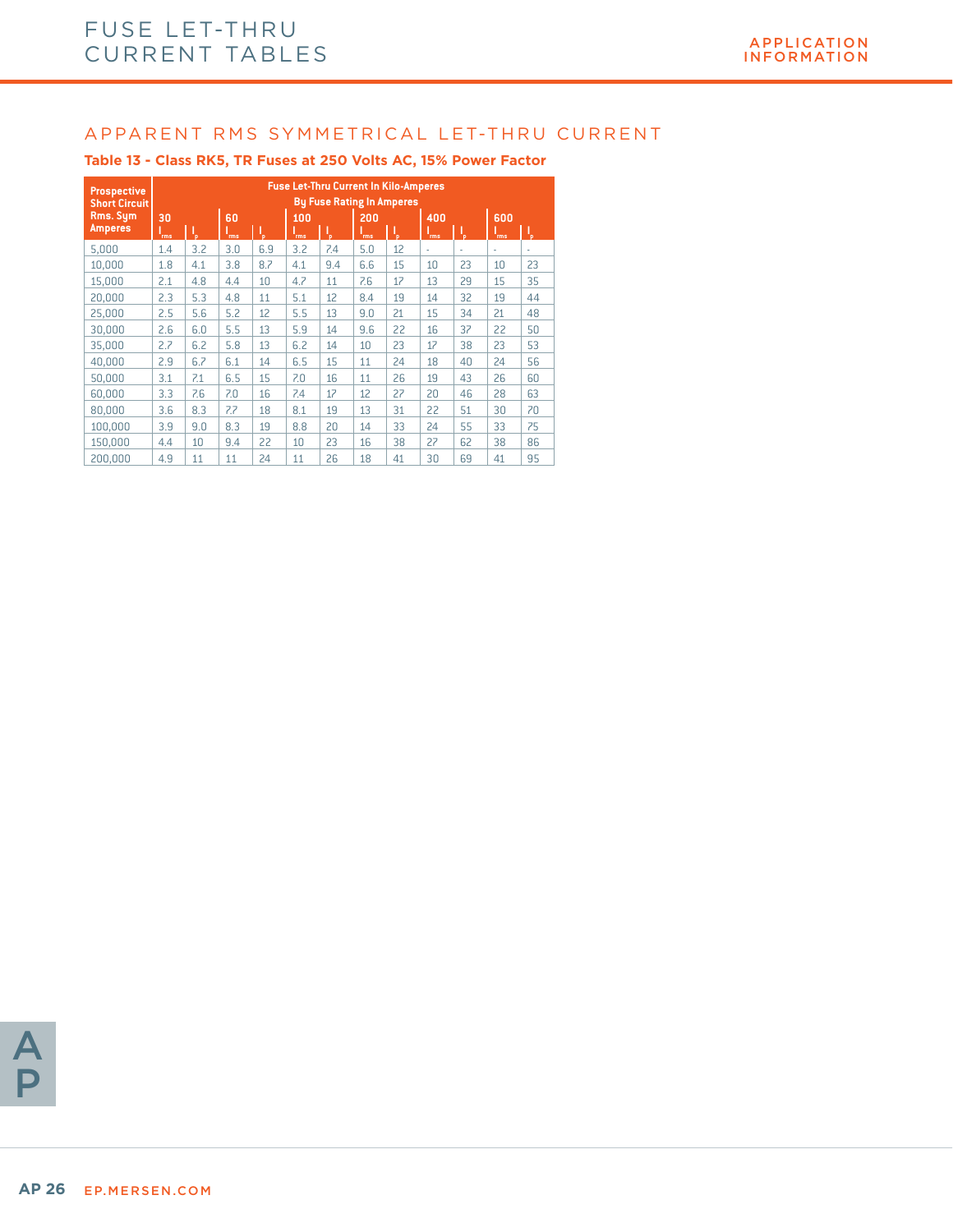# FUSE LET-THRU CURRENT TABLES

APPLICATION INFORMATION

## APPARENT RMS SYMMETRICAL LET-THRU CURRENT

### Table 13 - Class RK5, TR Fuses at 250 Volts AC, 15% Power Factor

| Prospective Short Circuit Rms. Sym Amperes | Fuse Let-Thru Current In Kilo-Amperes By Fuse Rating In Amperes | | | | | | | | | | | |
|---|---|---|---|---|---|---|---|---|---|---|---|---|
| | 30 | | 60 | | 100 | | 200 | | 400 | | 600 | |
| | $I_{rms}$ | $I_p$ | $I_{rms}$ | $I_p$ | $I_{rms}$ | $I_p$ | $I_{rms}$ | $I_p$ | $I_{rms}$ | $I_p$ | $I_{rms}$ | $I_p$ |
| 5,000 | 1.4 | 3.2 | 3.0 | 6.9 | 3.2 | 7.4 | 5.0 | 12 | - | - | - | - |
| 10,000 | 1.8 | 4.1 | 3.8 | 8.7 | 4.1 | 9.4 | 6.6 | 15 | 10 | 23 | 10 | 23 |
| 15,000 | 2.1 | 4.8 | 4.4 | 10 | 4.7 | 11 | 7.6 | 17 | 13 | 29 | 15 | 35 |
| 20,000 | 2.3 | 5.3 | 4.8 | 11 | 5.1 | 12 | 8.4 | 19 | 14 | 32 | 19 | 44 |
| 25,000 | 2.5 | 5.6 | 5.2 | 12 | 5.5 | 13 | 9.0 | 21 | 15 | 34 | 21 | 48 |
| 30,000 | 2.6 | 6.0 | 5.5 | 13 | 5.9 | 14 | 9.6 | 22 | 16 | 37 | 22 | 50 |
| 35,000 | 2.7 | 6.2 | 5.8 | 13 | 6.2 | 14 | 10 | 23 | 17 | 38 | 23 | 53 |
| 40,000 | 2.9 | 6.7 | 6.1 | 14 | 6.5 | 15 | 11 | 24 | 18 | 40 | 24 | 56 |
| 50,000 | 3.1 | 7.1 | 6.5 | 15 | 7.0 | 16 | 11 | 26 | 19 | 43 | 26 | 60 |
| 60,000 | 3.3 | 7.6 | 7.0 | 16 | 7.4 | 17 | 12 | 27 | 20 | 46 | 28 | 63 |
| 80,000 | 3.6 | 8.3 | 7.7 | 18 | 8.1 | 19 | 13 | 31 | 22 | 51 | 30 | 70 |
| 100,000 | 3.9 | 9.0 | 8.3 | 19 | 8.8 | 20 | 14 | 33 | 24 | 55 | 33 | 75 |
| 150,000 | 4.4 | 10 | 9.4 | 22 | 10 | 23 | 16 | 38 | 27 | 62 | 38 | 86 |
| 200,000 | 4.9 | 11 | 11 | 24 | 11 | 26 | 18 | 41 | 30 | 69 | 41 | 95 |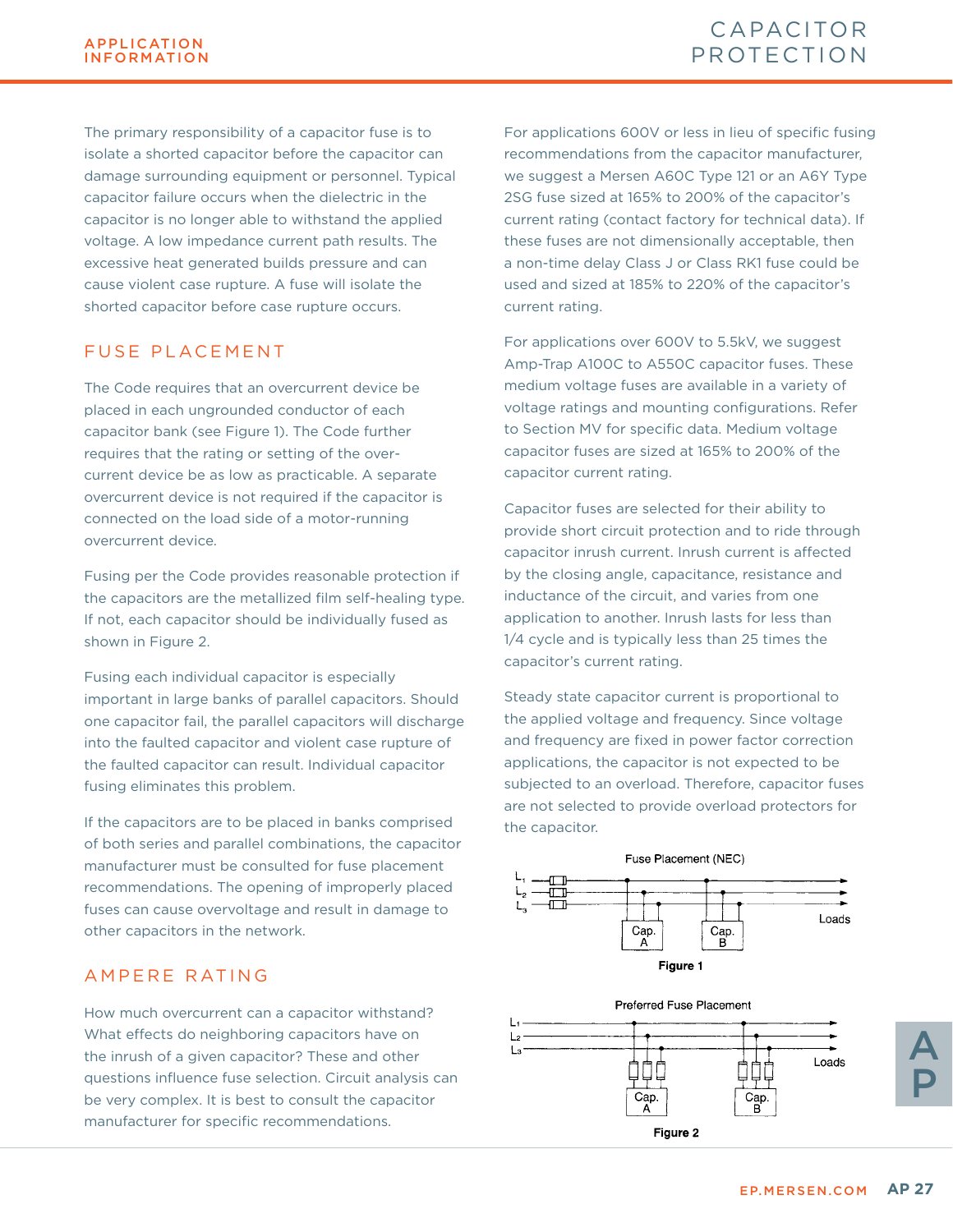# CAPACITOR PROTECTION

The primary responsibility of a capacitor fuse is to isolate a shorted capacitor before the capacitor can damage surrounding equipment or personnel. Typical capacitor failure occurs when the dielectric in the capacitor is no longer able to withstand the applied voltage. A low impedance current path results. The excessive heat generated builds pressure and can cause violent case rupture. A fuse will isolate the shorted capacitor before case rupture occurs.

## FUSE PLACEMENT

The Code requires that an overcurrent device be placed in each ungrounded conductor of each capacitor bank (see Figure 1). The Code further requires that the rating or setting of the over-current device be as low as practicable. A separate overcurrent device is not required if the capacitor is connected on the load side of a motor-running overcurrent device.

Fusing per the Code provides reasonable protection if the capacitors are the metallized film self-healing type. If not, each capacitor should be individually fused as shown in Figure 2.

Fusing each individual capacitor is especially important in large banks of parallel capacitors. Should one capacitor fail, the parallel capacitors will discharge into the faulted capacitor and violent case rupture of the faulted capacitor can result. Individual capacitor fusing eliminates this problem.

If the capacitors are to be placed in banks comprised of both series and parallel combinations, the capacitor manufacturer must be consulted for fuse placement recommendations. The opening of improperly placed fuses can cause overvoltage and result in damage to other capacitors in the network.

## AMPERE RATING

How much overcurrent can a capacitor withstand? What effects do neighboring capacitors have on the inrush of a given capacitor? These and other questions influence fuse selection. Circuit analysis can be very complex. It is best to consult the capacitor manufacturer for specific recommendations.

For applications 600V or less in lieu of specific fusing recommendations from the capacitor manufacturer, we suggest a Mersen A60C Type 121 or an A6Y Type 2SG fuse sized at 165% to 200% of the capacitor's current rating (contact factory for technical data). If these fuses are not dimensionally acceptable, then a non-time delay Class J or Class RK1 fuse could be used and sized at 185% to 220% of the capacitor's current rating.

For applications over 600V to 5.5kV, we suggest Amp-Trap A100C to A550C capacitor fuses. These medium voltage fuses are available in a variety of voltage ratings and mounting configurations. Refer to Section MV for specific data. Medium voltage capacitor fuses are sized at 165% to 200% of the capacitor current rating.

Capacitor fuses are selected for their ability to provide short circuit protection and to ride through capacitor inrush current. Inrush current is affected by the closing angle, capacitance, resistance and inductance of the circuit, and varies from one application to another. Inrush lasts for less than 1/4 cycle and is typically less than 25 times the capacitor's current rating.

Steady state capacitor current is proportional to the applied voltage and frequency. Since voltage and frequency are fixed in power factor correction applications, the capacitor is not expected to be subjected to an overload. Therefore, capacitor fuses are not selected to provide overload protectors for the capacitor.

Fuse Placement (NEC)

$L_1$, $L_2$, $L_3$ — Cap. A, Cap. B — Loads

**Figure 1**

Preferred Fuse Placement

$L_1$, $L_2$, $L_3$ — Cap. A, Cap. B — Loads

**Figure 2**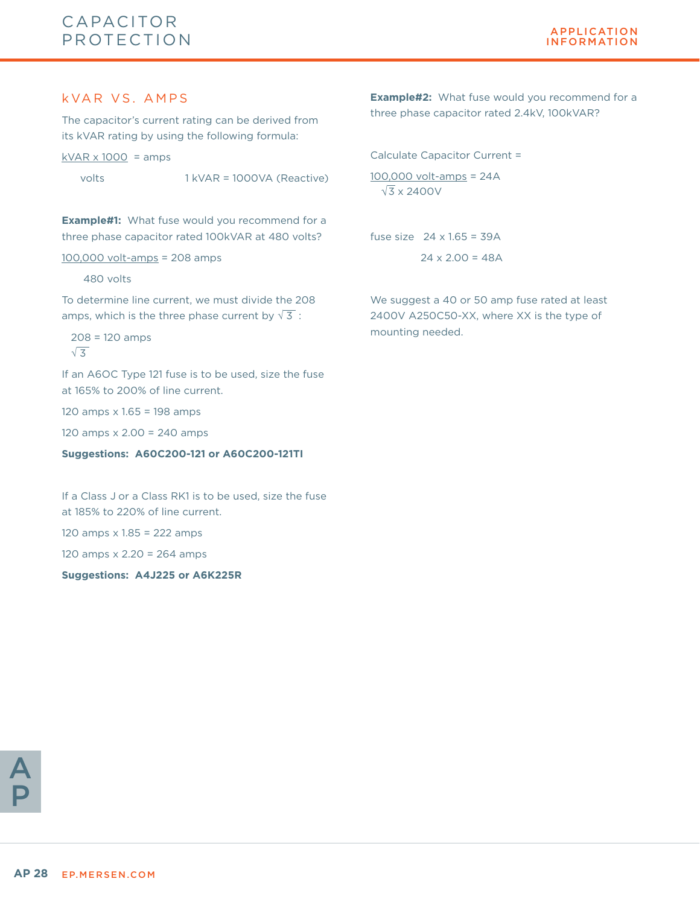## kVAR VS. AMPS

The capacitor's current rating can be derived from its kVAR rating by using the following formula:

$$\frac{\text{kVAR} \times 1000}{\text{volts}} = \text{amps}$$

1 kVAR = 1000VA (Reactive)

**Example#1:** What fuse would you recommend for a three phase capacitor rated 100kVAR at 480 volts?

$$\frac{100{,}000 \text{ volt-amps}}{480 \text{ volts}} = 208 \text{ amps}$$

To determine line current, we must divide the 208 amps, which is the three phase current by $\sqrt{3}$ :

$$\frac{208}{\sqrt{3}} = 120 \text{ amps}$$

If an A6OC Type 121 fuse is to be used, size the fuse at 165% to 200% of line current.

120 amps x 1.65 = 198 amps

120 amps x 2.00 = 240 amps

**Suggestions: A60C200-121 or A60C200-121TI**

If a Class J or a Class RK1 is to be used, size the fuse at 185% to 220% of line current.

120 amps x 1.85 = 222 amps

120 amps x 2.20 = 264 amps

**Suggestions: A4J225 or A6K225R**

**Example#2:** What fuse would you recommend for a three phase capacitor rated 2.4kV, 100kVAR?

Calculate Capacitor Current =

$$\frac{100{,}000 \text{ volt-amps}}{\sqrt{3} \times 2400\text{V}} = 24\text{A}$$

fuse size 24 x 1.65 = 39A

24 x 2.00 = 48A

We suggest a 40 or 50 amp fuse rated at least 2400V A250C50-XX, where XX is the type of mounting needed.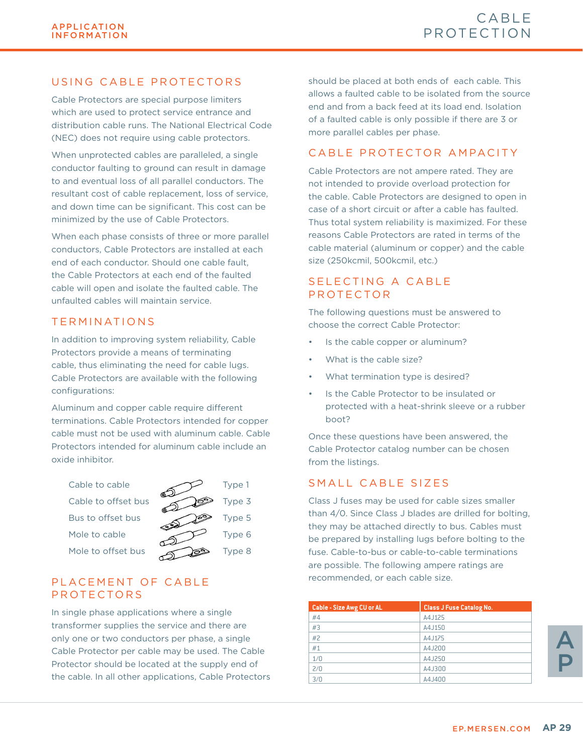# CABLE PROTECTION

## USING CABLE PROTECTORS

Cable Protectors are special purpose limiters which are used to protect service entrance and distribution cable runs. The National Electrical Code (NEC) does not require using cable protectors.

When unprotected cables are paralleled, a single conductor faulting to ground can result in damage to and eventual loss of all parallel conductors. The resultant cost of cable replacement, loss of service, and down time can be significant. This cost can be minimized by the use of Cable Protectors.

When each phase consists of three or more parallel conductors, Cable Protectors are installed at each end of each conductor. Should one cable fault, the Cable Protectors at each end of the faulted cable will open and isolate the faulted cable. The unfaulted cables will maintain service.

## TERMINATIONS

In addition to improving system reliability, Cable Protectors provide a means of terminating cable, thus eliminating the need for cable lugs. Cable Protectors are available with the following configurations:

Aluminum and copper cable require different terminations. Cable Protectors intended for copper cable must not be used with aluminum cable. Cable Protectors intended for aluminum cable include an oxide inhibitor.

| Configuration | Type |
|---|---|
| Cable to cable | Type 1 |
| Cable to offset bus | Type 3 |
| Bus to offset bus | Type 5 |
| Mole to cable | Type 6 |
| Mole to offset bus | Type 8 |

## PLACEMENT OF CABLE PROTECTORS

In single phase applications where a single transformer supplies the service and there are only one or two conductors per phase, a single Cable Protector per cable may be used. The Cable Protector should be located at the supply end of the cable. In all other applications, Cable Protectors should be placed at both ends of each cable. This allows a faulted cable to be isolated from the source end and from a back feed at its load end. Isolation of a faulted cable is only possible if there are 3 or more parallel cables per phase.

## CABLE PROTECTOR AMPACITY

Cable Protectors are not ampere rated. They are not intended to provide overload protection for the cable. Cable Protectors are designed to open in case of a short circuit or after a cable has faulted. Thus total system reliability is maximized. For these reasons Cable Protectors are rated in terms of the cable material (aluminum or copper) and the cable size (250kcmil, 500kcmil, etc.)

## SELECTING A CABLE PROTECTOR

The following questions must be answered to choose the correct Cable Protector:

- Is the cable copper or aluminum?
- What is the cable size?
- What termination type is desired?
- Is the Cable Protector to be insulated or protected with a heat-shrink sleeve or a rubber boot?

Once these questions have been answered, the Cable Protector catalog number can be chosen from the listings.

## SMALL CABLE SIZES

Class J fuses may be used for cable sizes smaller than 4/0. Since Class J blades are drilled for bolting, they may be attached directly to bus. Cables must be prepared by installing lugs before bolting to the fuse. Cable-to-bus or cable-to-cable terminations are possible. The following ampere ratings are recommended, or each cable size.

| Cable - Size Awg CU or AL | Class J Fuse Catalog No. |
|---|---|
| #4 | A4J125 |
| #3 | A4J150 |
| #2 | A4J175 |
| #1 | A4J200 |
| 1/0 | A4J250 |
| 2/0 | A4J300 |
| 3/0 | A4J400 |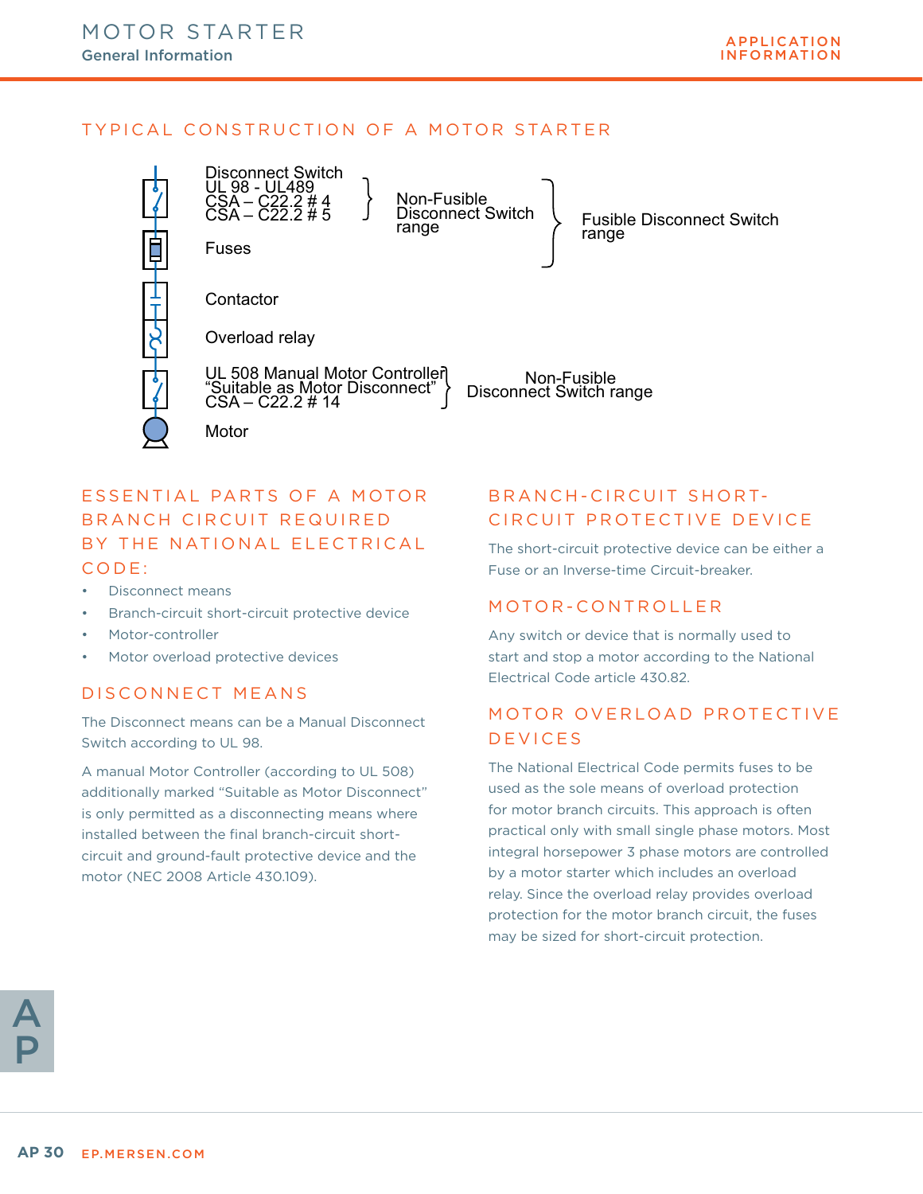## TYPICAL CONSTRUCTION OF A MOTOR STARTER

Disconnect Switch
UL 98 - UL489
CSA – C22.2 # 4
CSA – C22.2 # 5

Non-Fusible Disconnect Switch range

Fusible Disconnect Switch range

Fuses

Contactor

Overload relay

UL 508 Manual Motor Controller
"Suitable as Motor Disconnect"
CSA – C22.2 # 14

Non-Fusible Disconnect Switch range

Motor

## ESSENTIAL PARTS OF A MOTOR BRANCH CIRCUIT REQUIRED BY THE NATIONAL ELECTRICAL CODE:

- Disconnect means
- Branch-circuit short-circuit protective device
- Motor-controller
- Motor overload protective devices

## DISCONNECT MEANS

The Disconnect means can be a Manual Disconnect Switch according to UL 98.

A manual Motor Controller (according to UL 508) additionally marked "Suitable as Motor Disconnect" is only permitted as a disconnecting means where installed between the final branch-circuit short-circuit and ground-fault protective device and the motor (NEC 2008 Article 430.109).

## BRANCH-CIRCUIT SHORT-CIRCUIT PROTECTIVE DEVICE

The short-circuit protective device can be either a Fuse or an Inverse-time Circuit-breaker.

## MOTOR-CONTROLLER

Any switch or device that is normally used to start and stop a motor according to the National Electrical Code article 430.82.

## MOTOR OVERLOAD PROTECTIVE DEVICES

The National Electrical Code permits fuses to be used as the sole means of overload protection for motor branch circuits. This approach is often practical only with small single phase motors. Most integral horsepower 3 phase motors are controlled by a motor starter which includes an overload relay. Since the overload relay provides overload protection for the motor branch circuit, the fuses may be sized for short-circuit protection.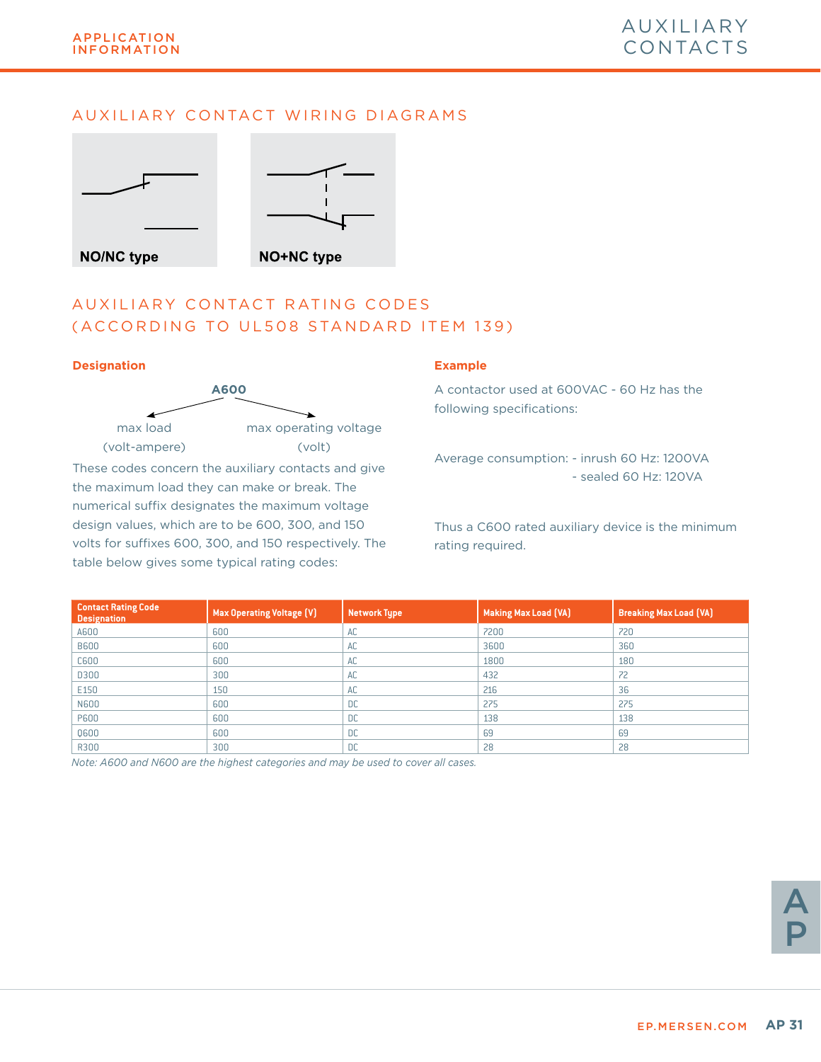## AUXILIARY CONTACT WIRING DIAGRAMS

NO/NC type

NO+NC type

## AUXILIARY CONTACT RATING CODES (ACCORDING TO UL508 STANDARD ITEM 139)

### Designation

**A600**

A: max load (volt-ampere)

600: max operating voltage (volt)

These codes concern the auxiliary contacts and give the maximum load they can make or break. The numerical suffix designates the maximum voltage design values, which are to be 600, 300, and 150 volts for suffixes 600, 300, and 150 respectively. The table below gives some typical rating codes:

### Example

A contactor used at 600VAC - 60 Hz has the following specifications:

Average consumption: - inrush 60 Hz: 1200VA
- sealed 60 Hz: 120VA

Thus a C600 rated auxiliary device is the minimum rating required.

| Contact Rating Code Designation | Max Operating Voltage (V) | Network Type | Making Max Load (VA) | Breaking Max Load (VA) |
|---|---|---|---|---|
| A600 | 600 | AC | 7200 | 720 |
| B600 | 600 | AC | 3600 | 360 |
| C600 | 600 | AC | 1800 | 180 |
| D300 | 300 | AC | 432 | 72 |
| E150 | 150 | AC | 216 | 36 |
| N600 | 600 | DC | 275 | 275 |
| P600 | 600 | DC | 138 | 138 |
| Q600 | 600 | DC | 69 | 69 |
| R300 | 300 | DC | 28 | 28 |

*Note: A600 and N600 are the highest categories and may be used to cover all cases.*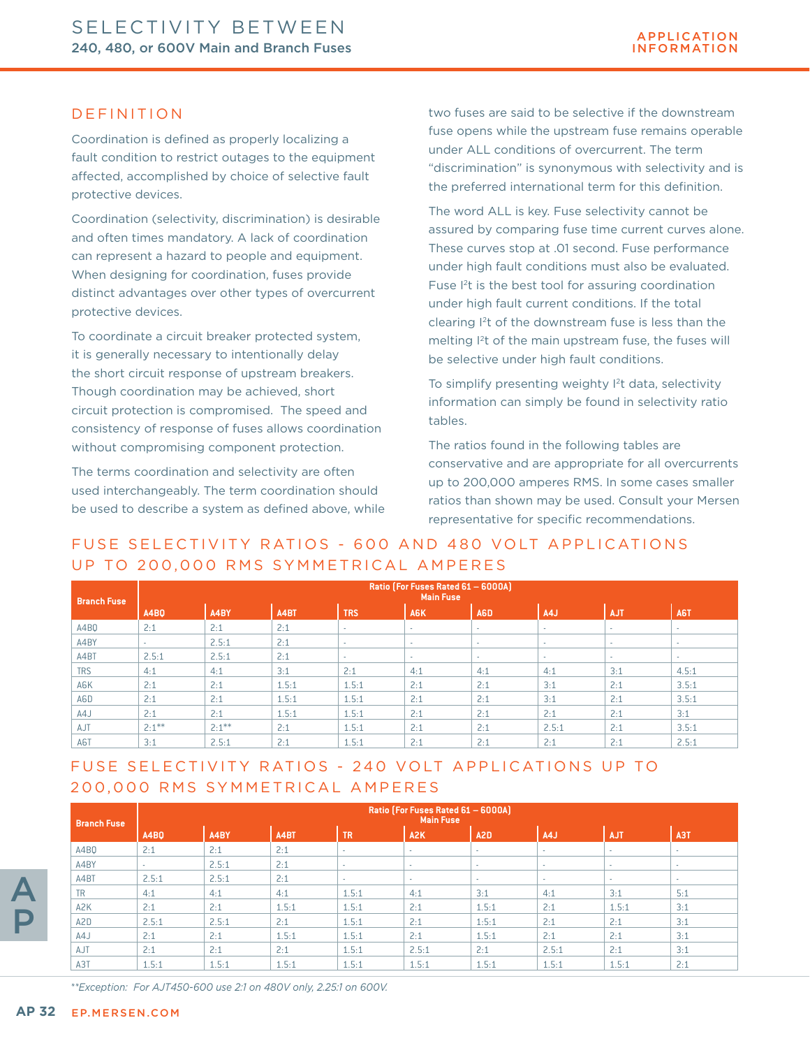# SELECTIVITY BETWEEN
## 240, 480, or 600V Main and Branch Fuses

APPLICATION INFORMATION

## DEFINITION

Coordination is defined as properly localizing a fault condition to restrict outages to the equipment affected, accomplished by choice of selective fault protective devices.

Coordination (selectivity, discrimination) is desirable and often times mandatory. A lack of coordination can represent a hazard to people and equipment. When designing for coordination, fuses provide distinct advantages over other types of overcurrent protective devices.

To coordinate a circuit breaker protected system, it is generally necessary to intentionally delay the short circuit response of upstream breakers. Though coordination may be achieved, short circuit protection is compromised. The speed and consistency of response of fuses allows coordination without compromising component protection.

The terms coordination and selectivity are often used interchangeably. The term coordination should be used to describe a system as defined above, while two fuses are said to be selective if the downstream fuse opens while the upstream fuse remains operable under ALL conditions of overcurrent. The term "discrimination" is synonymous with selectivity and is the preferred international term for this definition.

The word ALL is key. Fuse selectivity cannot be assured by comparing fuse time current curves alone. These curves stop at .01 second. Fuse performance under high fault conditions must also be evaluated. Fuse $I^2t$ is the best tool for assuring coordination under high fault current conditions. If the total clearing $I^2t$ of the downstream fuse is less than the melting $I^2t$ of the main upstream fuse, the fuses will be selective under high fault conditions.

To simplify presenting weighty $I^2t$ data, selectivity information can simply be found in selectivity ratio tables.

The ratios found in the following tables are conservative and are appropriate for all overcurrents up to 200,000 amperes RMS. In some cases smaller ratios than shown may be used. Consult your Mersen representative for specific recommendations.

## FUSE SELECTIVITY RATIOS - 600 AND 480 VOLT APPLICATIONS UP TO 200,000 RMS SYMMETRICAL AMPERES

| Branch Fuse | Ratio (For Fuses Rated 61 – 6000A) Main Fuse | | | | | | | | |
|---|---|---|---|---|---|---|---|---|---|
| | A4BQ | A4BY | A4BT | TRS | A6K | A6D | A4J | AJT | A6T |
| A4BQ | 2:1 | 2:1 | 2:1 | - | - | - | - | - | - |
| A4BY | - | 2.5:1 | 2:1 | - | - | - | - | - | - |
| A4BT | 2.5:1 | 2.5:1 | 2:1 | - | - | - | - | - | - |
| TRS | 4:1 | 4:1 | 3:1 | 2:1 | 4:1 | 4:1 | 4:1 | 3:1 | 4.5:1 |
| A6K | 2:1 | 2:1 | 1.5:1 | 1.5:1 | 2:1 | 2:1 | 3:1 | 2:1 | 3.5:1 |
| A6D | 2:1 | 2:1 | 1.5:1 | 1.5:1 | 2:1 | 2:1 | 3:1 | 2:1 | 3.5:1 |
| A4J | 2:1 | 2:1 | 1.5:1 | 1.5:1 | 2:1 | 2:1 | 2:1 | 2:1 | 3:1 |
| AJT | 2:1** | 2:1** | 2:1 | 1.5:1 | 2:1 | 2:1 | 2.5:1 | 2:1 | 3.5:1 |
| A6T | 3:1 | 2.5:1 | 2:1 | 1.5:1 | 2:1 | 2:1 | 2:1 | 2:1 | 2.5:1 |

## FUSE SELECTIVITY RATIOS - 240 VOLT APPLICATIONS UP TO 200,000 RMS SYMMETRICAL AMPERES

| Branch Fuse | Ratio (For Fuses Rated 61 – 6000A) Main Fuse | | | | | | | | |
|---|---|---|---|---|---|---|---|---|---|
| | A4BQ | A4BY | A4BT | TR | A2K | A2D | A4J | AJT | A3T |
| A4BQ | 2:1 | 2:1 | 2:1 | - | - | - | - | - | - |
| A4BY | - | 2.5:1 | 2:1 | - | - | - | - | - | - |
| A4BT | 2.5:1 | 2.5:1 | 2:1 | - | - | - | - | - | - |
| TR | 4:1 | 4:1 | 4:1 | 1.5:1 | 4:1 | 3:1 | 4:1 | 3:1 | 5:1 |
| A2K | 2:1 | 2:1 | 1.5:1 | 1.5:1 | 2:1 | 1.5:1 | 2:1 | 1.5:1 | 3:1 |
| A2D | 2.5:1 | 2.5:1 | 2:1 | 1.5:1 | 2:1 | 1.5:1 | 2:1 | 2:1 | 3:1 |
| A4J | 2:1 | 2:1 | 1.5:1 | 1.5:1 | 2:1 | 1.5:1 | 2:1 | 2:1 | 3:1 |
| AJT | 2:1 | 2:1 | 2:1 | 1.5:1 | 2.5:1 | 2:1 | 2.5:1 | 2:1 | 3:1 |
| A3T | 1.5:1 | 1.5:1 | 1.5:1 | 1.5:1 | 1.5:1 | 1.5:1 | 1.5:1 | 1.5:1 | 2:1 |

*\*\*Exception: For AJT450-600 use 2:1 on 480V only, 2.25:1 on 600V.*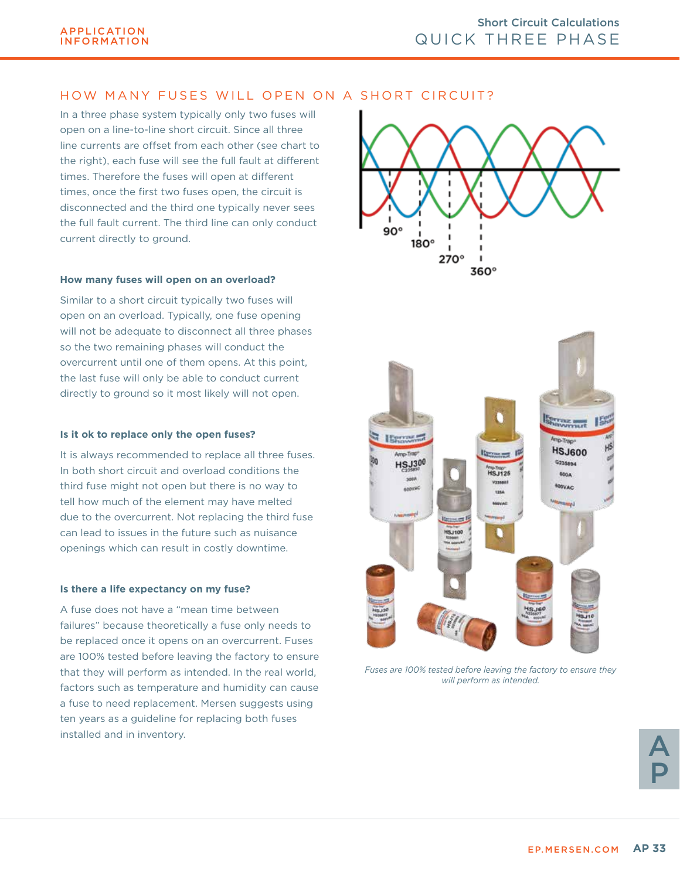## HOW MANY FUSES WILL OPEN ON A SHORT CIRCUIT?

In a three phase system typically only two fuses will open on a line-to-line short circuit. Since all three line currents are offset from each other (see chart to the right), each fuse will see the full fault at different times. Therefore the fuses will open at different times, once the first two fuses open, the circuit is disconnected and the third one typically never sees the full fault current. The third line can only conduct current directly to ground.

### How many fuses will open on an overload?

Similar to a short circuit typically two fuses will open on an overload. Typically, one fuse opening will not be adequate to disconnect all three phases so the two remaining phases will conduct the overcurrent until one of them opens. At this point, the last fuse will only be able to conduct current directly to ground so it most likely will not open.

### Is it ok to replace only the open fuses?

It is always recommended to replace all three fuses. In both short circuit and overload conditions the third fuse might not open but there is no way to tell how much of the element may have melted due to the overcurrent. Not replacing the third fuse can lead to issues in the future such as nuisance openings which can result in costly downtime.

### Is there a life expectancy on my fuse?

A fuse does not have a "mean time between failures" because theoretically a fuse only needs to be replaced once it opens on an overcurrent. Fuses are 100% tested before leaving the factory to ensure that they will perform as intended. In the real world, factors such as temperature and humidity can cause a fuse to need replacement. Mersen suggests using ten years as a guideline for replacing both fuses installed and in inventory.

90° 180° 270° 360°

*Fuses are 100% tested before leaving the factory to ensure they will perform as intended.*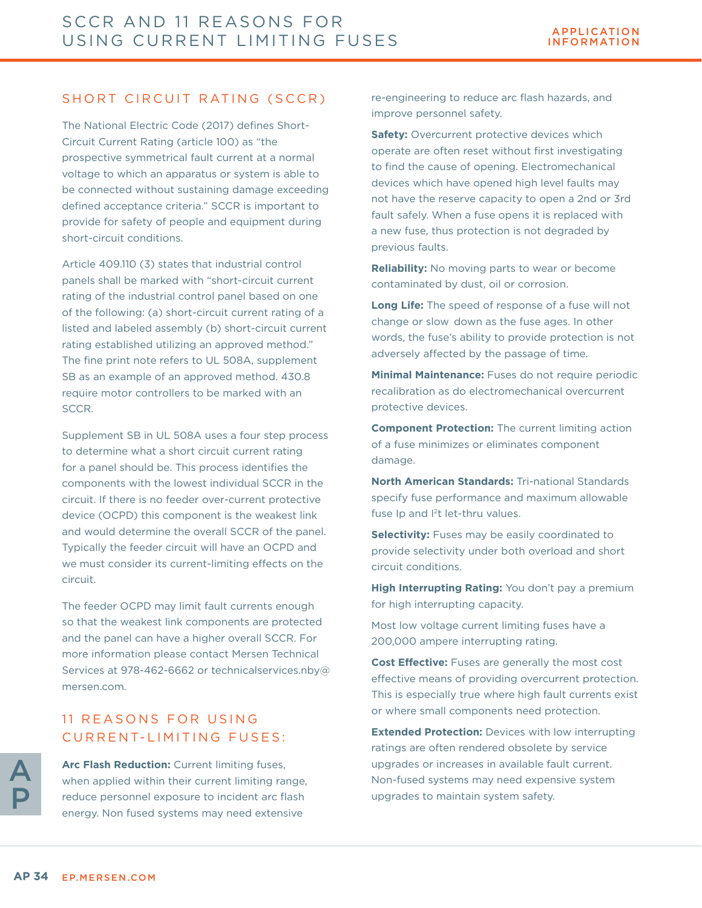# SCCR AND 11 REASONS FOR USING CURRENT LIMITING FUSES

## SHORT CIRCUIT RATING (SCCR)

The National Electric Code (2017) defines Short-Circuit Current Rating (article 100) as "the prospective symmetrical fault current at a normal voltage to which an apparatus or system is able to be connected without sustaining damage exceeding defined acceptance criteria." SCCR is important to provide for safety of people and equipment during short-circuit conditions.

Article 409.110 (3) states that industrial control panels shall be marked with "short-circuit current rating of the industrial control panel based on one of the following: (a) short-circuit current rating of a listed and labeled assembly (b) short-circuit current rating established utilizing an approved method." The fine print note refers to UL 508A, supplement SB as an example of an approved method. 430.8 require motor controllers to be marked with an SCCR.

Supplement SB in UL 508A uses a four step process to determine what a short circuit current rating for a panel should be. This process identifies the components with the lowest individual SCCR in the circuit. If there is no feeder over-current protective device (OCPD) this component is the weakest link and would determine the overall SCCR of the panel. Typically the feeder circuit will have an OCPD and we must consider its current-limiting effects on the circuit.

The feeder OCPD may limit fault currents enough so that the weakest link components are protected and the panel can have a higher overall SCCR. For more information please contact Mersen Technical Services at 978-462-6662 or technicalservices.nby@mersen.com.

## 11 REASONS FOR USING CURRENT-LIMITING FUSES:

**Arc Flash Reduction:** Current limiting fuses, when applied within their current limiting range, reduce personnel exposure to incident arc flash energy. Non fused systems may need extensive re-engineering to reduce arc flash hazards, and improve personnel safety.

**Safety:** Overcurrent protective devices which operate are often reset without first investigating to find the cause of opening. Electromechanical devices which have opened high level faults may not have the reserve capacity to open a 2nd or 3rd fault safely. When a fuse opens it is replaced with a new fuse, thus protection is not degraded by previous faults.

**Reliability:** No moving parts to wear or become contaminated by dust, oil or corrosion.

**Long Life:** The speed of response of a fuse will not change or slow down as the fuse ages. In other words, the fuse's ability to provide protection is not adversely affected by the passage of time.

**Minimal Maintenance:** Fuses do not require periodic recalibration as do electromechanical overcurrent protective devices.

**Component Protection:** The current limiting action of a fuse minimizes or eliminates component damage.

**North American Standards:** Tri-national Standards specify fuse performance and maximum allowable fuse Ip and $I^2t$ let-thru values.

**Selectivity:** Fuses may be easily coordinated to provide selectivity under both overload and short circuit conditions.

**High Interrupting Rating:** You don't pay a premium for high interrupting capacity.

Most low voltage current limiting fuses have a 200,000 ampere interrupting rating.

**Cost Effective:** Fuses are generally the most cost effective means of providing overcurrent protection. This is especially true where high fault currents exist or where small components need protection.

**Extended Protection:** Devices with low interrupting ratings are often rendered obsolete by service upgrades or increases in available fault current. Non-fused systems may need expensive system upgrades to maintain system safety.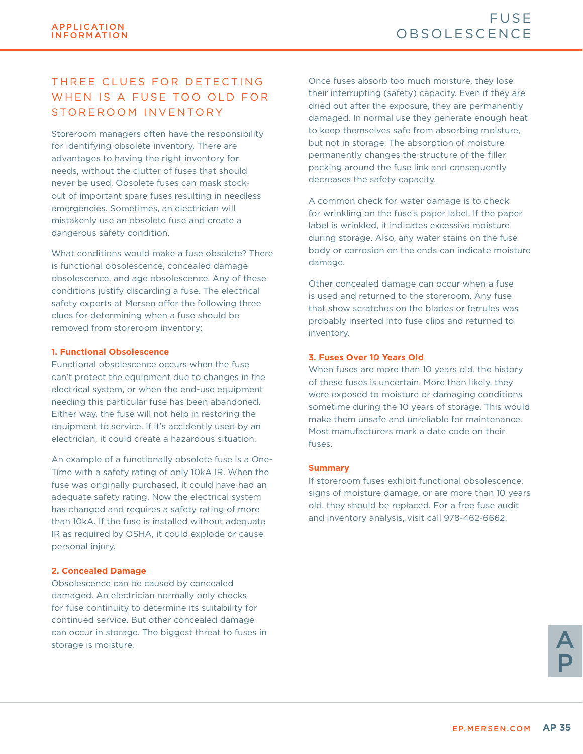# THREE CLUES FOR DETECTING WHEN IS A FUSE TOO OLD FOR STOREROOM INVENTORY

Storeroom managers often have the responsibility for identifying obsolete inventory. There are advantages to having the right inventory for needs, without the clutter of fuses that should never be used. Obsolete fuses can mask stock-out of important spare fuses resulting in needless emergencies. Sometimes, an electrician will mistakenly use an obsolete fuse and create a dangerous safety condition.

What conditions would make a fuse obsolete? There is functional obsolescence, concealed damage obsolescence, and age obsolescence. Any of these conditions justify discarding a fuse. The electrical safety experts at Mersen offer the following three clues for determining when a fuse should be removed from storeroom inventory:

### 1. Functional Obsolescence

Functional obsolescence occurs when the fuse can't protect the equipment due to changes in the electrical system, or when the end-use equipment needing this particular fuse has been abandoned. Either way, the fuse will not help in restoring the equipment to service. If it's accidently used by an electrician, it could create a hazardous situation.

An example of a functionally obsolete fuse is a One-Time with a safety rating of only 10kA IR. When the fuse was originally purchased, it could have had an adequate safety rating. Now the electrical system has changed and requires a safety rating of more than 10kA. If the fuse is installed without adequate IR as required by OSHA, it could explode or cause personal injury.

### 2. Concealed Damage

Obsolescence can be caused by concealed damaged. An electrician normally only checks for fuse continuity to determine its suitability for continued service. But other concealed damage can occur in storage. The biggest threat to fuses in storage is moisture.

Once fuses absorb too much moisture, they lose their interrupting (safety) capacity. Even if they are dried out after the exposure, they are permanently damaged. In normal use they generate enough heat to keep themselves safe from absorbing moisture, but not in storage. The absorption of moisture permanently changes the structure of the filler packing around the fuse link and consequently decreases the safety capacity.

A common check for water damage is to check for wrinkling on the fuse's paper label. If the paper label is wrinkled, it indicates excessive moisture during storage. Also, any water stains on the fuse body or corrosion on the ends can indicate moisture damage.

Other concealed damage can occur when a fuse is used and returned to the storeroom. Any fuse that show scratches on the blades or ferrules was probably inserted into fuse clips and returned to inventory.

### 3. Fuses Over 10 Years Old

When fuses are more than 10 years old, the history of these fuses is uncertain. More than likely, they were exposed to moisture or damaging conditions sometime during the 10 years of storage. This would make them unsafe and unreliable for maintenance. Most manufacturers mark a date code on their fuses.

### Summary

If storeroom fuses exhibit functional obsolescence, signs of moisture damage, or are more than 10 years old, they should be replaced. For a free fuse audit and inventory analysis, visit call 978-462-6662.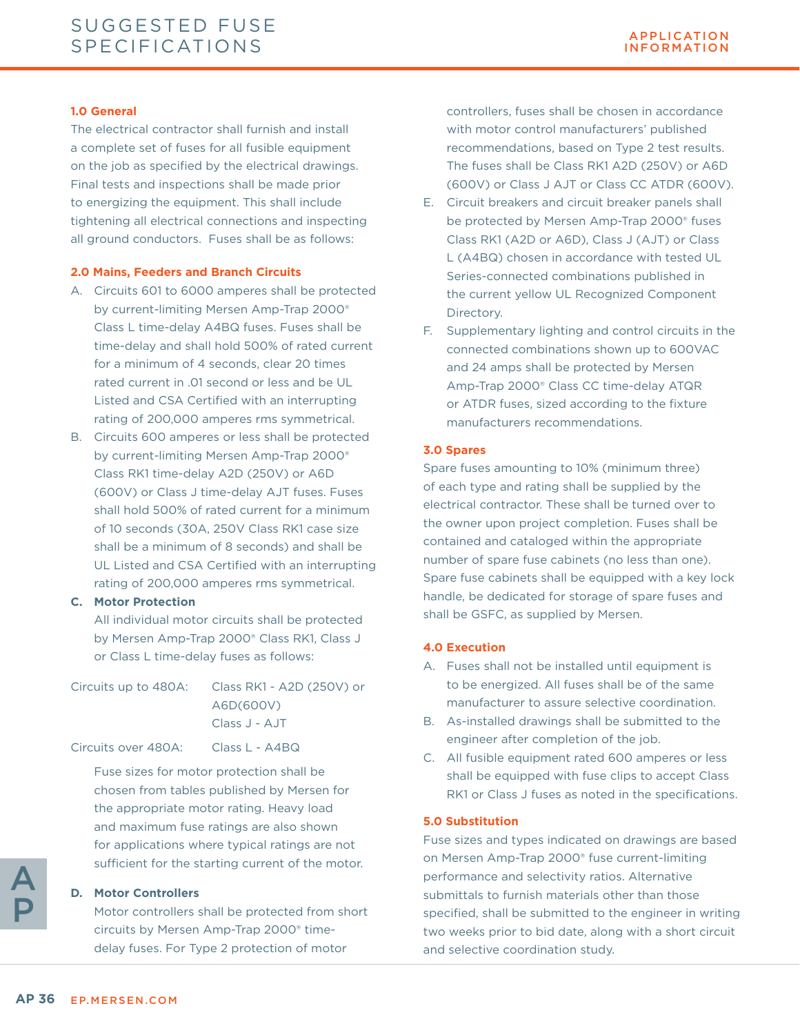# SUGGESTED FUSE SPECIFICATIONS

## 1.0 General

The electrical contractor shall furnish and install a complete set of fuses for all fusible equipment on the job as specified by the electrical drawings. Final tests and inspections shall be made prior to energizing the equipment. This shall include tightening all electrical connections and inspecting all ground conductors. Fuses shall be as follows:

## 2.0 Mains, Feeders and Branch Circuits

A. Circuits 601 to 6000 amperes shall be protected by current-limiting Mersen Amp-Trap 2000® Class L time-delay A4BQ fuses. Fuses shall be time-delay and shall hold 500% of rated current for a minimum of 4 seconds, clear 20 times rated current in .01 second or less and be UL Listed and CSA Certified with an interrupting rating of 200,000 amperes rms symmetrical.

B. Circuits 600 amperes or less shall be protected by current-limiting Mersen Amp-Trap 2000® Class RK1 time-delay A2D (250V) or A6D (600V) or Class J time-delay AJT fuses. Fuses shall hold 500% of rated current for a minimum of 10 seconds (30A, 250V Class RK1 case size shall be a minimum of 8 seconds) and shall be UL Listed and CSA Certified with an interrupting rating of 200,000 amperes rms symmetrical.

**C. Motor Protection**

All individual motor circuits shall be protected by Mersen Amp-Trap 2000® Class RK1, Class J or Class L time-delay fuses as follows:

| | |
|---|---|
| Circuits up to 480A: | Class RK1 - A2D (250V) or A6D(600V)<br>Class J - AJT |
| Circuits over 480A: | Class L - A4BQ |

Fuse sizes for motor protection shall be chosen from tables published by Mersen for the appropriate motor rating. Heavy load and maximum fuse ratings are also shown for applications where typical ratings are not sufficient for the starting current of the motor.

**D. Motor Controllers**

Motor controllers shall be protected from short circuits by Mersen Amp-Trap 2000® time-delay fuses. For Type 2 protection of motor controllers, fuses shall be chosen in accordance with motor control manufacturers' published recommendations, based on Type 2 test results. The fuses shall be Class RK1 A2D (250V) or A6D (600V) or Class J AJT or Class CC ATDR (600V).

E. Circuit breakers and circuit breaker panels shall be protected by Mersen Amp-Trap 2000® fuses Class RK1 (A2D or A6D), Class J (AJT) or Class L (A4BQ) chosen in accordance with tested UL Series-connected combinations published in the current yellow UL Recognized Component Directory.

F. Supplementary lighting and control circuits in the connected combinations shown up to 600VAC and 24 amps shall be protected by Mersen Amp-Trap 2000® Class CC time-delay ATQR or ATDR fuses, sized according to the fixture manufacturers recommendations.

## 3.0 Spares

Spare fuses amounting to 10% (minimum three) of each type and rating shall be supplied by the electrical contractor. These shall be turned over to the owner upon project completion. Fuses shall be contained and cataloged within the appropriate number of spare fuse cabinets (no less than one). Spare fuse cabinets shall be equipped with a key lock handle, be dedicated for storage of spare fuses and shall be GSFC, as supplied by Mersen.

## 4.0 Execution

A. Fuses shall not be installed until equipment is to be energized. All fuses shall be of the same manufacturer to assure selective coordination.

B. As-installed drawings shall be submitted to the engineer after completion of the job.

C. All fusible equipment rated 600 amperes or less shall be equipped with fuse clips to accept Class RK1 or Class J fuses as noted in the specifications.

## 5.0 Substitution

Fuse sizes and types indicated on drawings are based on Mersen Amp-Trap 2000® fuse current-limiting performance and selectivity ratios. Alternative submittals to furnish materials other than those specified, shall be submitted to the engineer in writing two weeks prior to bid date, along with a short circuit and selective coordination study.